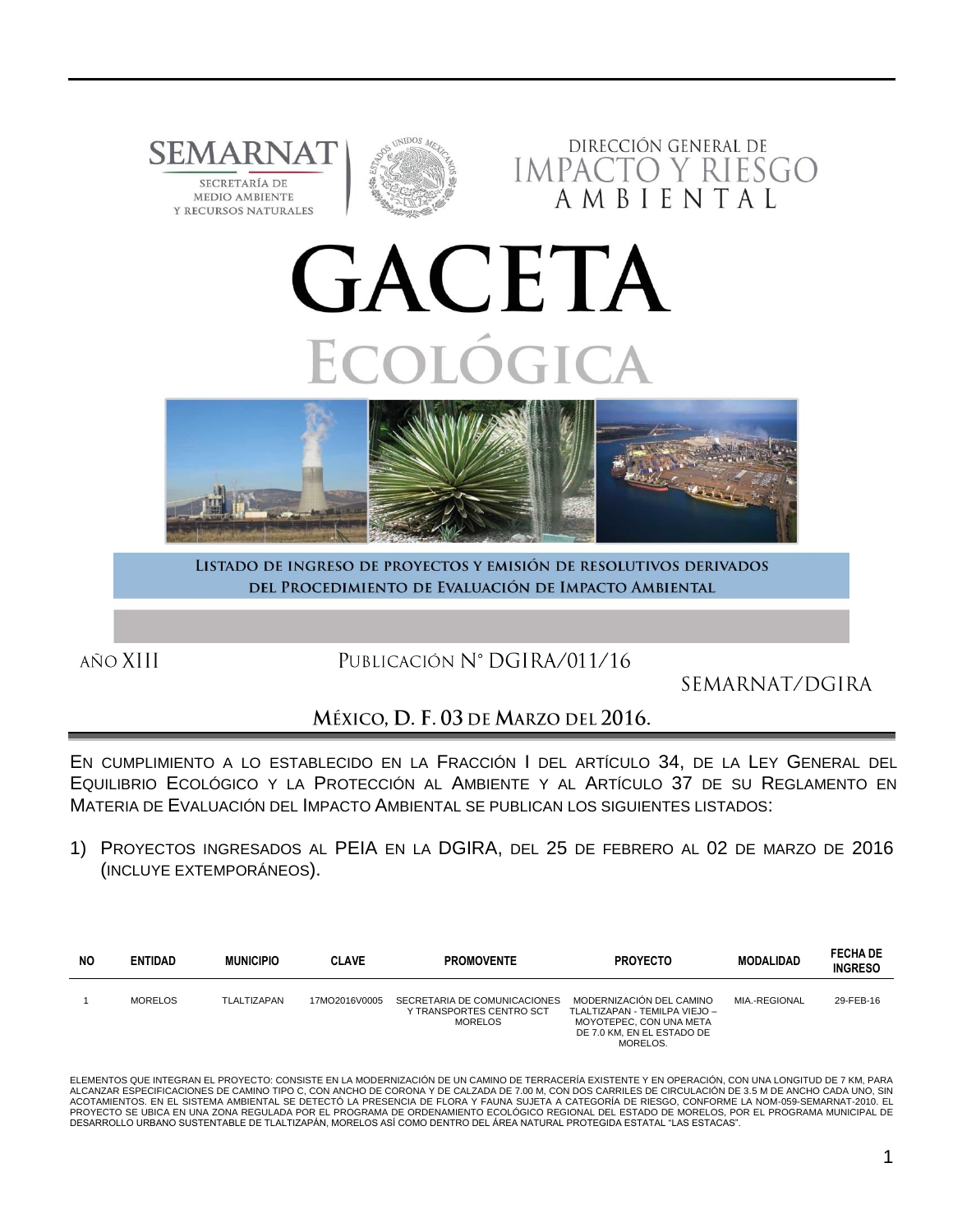SEMARNAT

SECRETARÍA DE MEDIO AMBIENTE Y RECURSOS NATURALES

DIRECCIÓN GENERAL DE IMPACTO Y RIESGO AMBIENTAL

# GACETA

# ECOLÓGICA

## LISTADO DE INGRESO DE PROYECTOS Y EMISIÓN DE RESOLUTIVOS DERIVADOS DEL PROCEDIMIENTO DE EVALUACIÓN DE IMPACTO AMBIENTAL

AÑO XIII

PUBLICACIÓN N° DGIRA/011/16

SEMARNAT/DGIRA

**MÉXICO, D. F. 03 DE MARZO DEL 2016.**

EN CUMPLIMIENTO A LO ESTABLECIDO EN LA FRACCIÓN I DEL ARTÍCULO 34, DE LA LEY GENERAL DEL EQUILIBRIO ECOLÓGICO Y LA PROTECCIÓN AL AMBIENTE Y AL ARTÍCULO 37 DE SU REGLAMENTO EN MATERIA DE EVALUACIÓN DEL IMPACTO AMBIENTAL SE PUBLICAN LOS SIGUIENTES LISTADOS:

1) PROYECTOS INGRESADOS AL PEIA EN LA DGIRA, DEL 25 DE FEBRERO AL 02 DE MARZO DE 2016 (INCLUYE EXTEMPORÁNEOS).

| NO | ENTIDAD | MUNICIPIO | CLAVE | PROMOVENTE | PROYECTO | MODALIDAD | FECHA DE INGRESO |
|---|---|---|---|---|---|---|---|
| 1 | MORELOS | TLALTIZAPAN | 17MO2016V0005 | SECRETARIA DE COMUNICACIONES Y TRANSPORTES CENTRO SCT MORELOS | MODERNIZACIÓN DEL CAMINO TLALTIZAPAN - TEMILPA VIEJO – MOYOTEPEC, CON UNA META DE 7.0 KM, EN EL ESTADO DE MORELOS. | MIA.-REGIONAL | 29-FEB-16 |

ELEMENTOS QUE INTEGRAN EL PROYECTO: CONSISTE EN LA MODERNIZACIÓN DE UN CAMINO DE TERRACERÍA EXISTENTE Y EN OPERACIÓN, CON UNA LONGITUD DE 7 KM, PARA ALCANZAR ESPECIFICACIONES DE CAMINO TIPO C, CON ANCHO DE CORONA Y DE CALZADA DE 7.00 M, CON DOS CARRILES DE CIRCULACIÓN DE 3.5 M DE ANCHO CADA UNO, SIN ACOTAMIENTOS. EN EL SISTEMA AMBIENTAL SE DETECTÓ LA PRESENCIA DE FLORA Y FAUNA SUJETA A CATEGORÍA DE RIESGO, CONFORME LA NOM-059-SEMARNAT-2010. EL PROYECTO SE UBICA EN UNA ZONA REGULADA POR EL PROGRAMA DE ORDENAMIENTO ECOLÓGICO REGIONAL DEL ESTADO DE MORELOS, POR EL PROGRAMA MUNICIPAL DE DESARROLLO URBANO SUSTENTABLE DE TLALTIZAPÁN, MORELOS ASÍ COMO DENTRO DEL ÁREA NATURAL PROTEGIDA ESTATAL "LAS ESTACAS".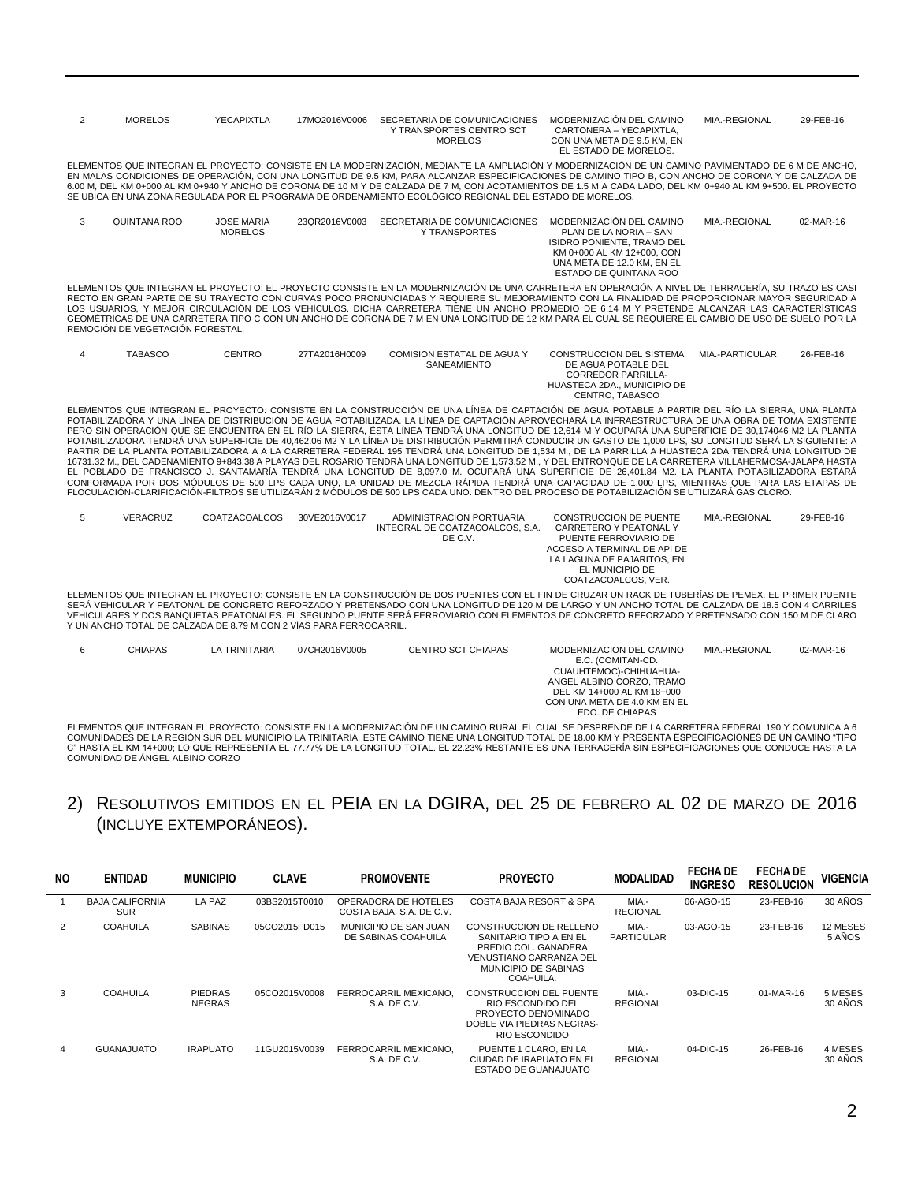| 2 | MORELOS | YECAPIXTLA | 17MO2016V0006 | SECRETARIA DE COMUNICACIONES Y TRANSPORTES CENTRO SCT MORELOS | MODERNIZACIÓN DEL CAMINO CARTONERA – YECAPIXTLA, CON UNA META DE 9.5 KM, EN EL ESTADO DE MORELOS. | MIA.-REGIONAL | 29-FEB-16 |
|---|---|---|---|---|---|---|---|

ELEMENTOS QUE INTEGRAN EL PROYECTO: CONSISTE EN LA MODERNIZACIÓN, MEDIANTE LA AMPLIACIÓN Y MODERNIZACIÓN DE UN CAMINO PAVIMENTADO DE 6 M DE ANCHO, EN MALAS CONDICIONES DE OPERACIÓN, CON UNA LONGITUD DE 9.5 KM, PARA ALCANZAR ESPECIFICACIONES DE CAMINO TIPO B, CON ANCHO DE CORONA Y DE CALZADA DE 6.00 M, DEL KM 0+000 AL KM 0+940 Y ANCHO DE CORONA DE 10 M Y DE CALZADA DE 7 M, CON ACOTAMIENTOS DE 1.5 M A CADA LADO, DEL KM 0+940 AL KM 9+500. EL PROYECTO SE UBICA EN UNA ZONA REGULADA POR EL PROGRAMA DE ORDENAMIENTO ECOLÓGICO REGIONAL DEL ESTADO DE MORELOS.

| 3 | QUINTANA ROO | JOSE MARIA MORELOS | 23QR2016V0003 | SECRETARIA DE COMUNICACIONES Y TRANSPORTES | MODERNIZACIÓN DEL CAMINO PLAN DE LA NORIA – SAN ISIDRO PONIENTE, TRAMO DEL KM 0+000 AL KM 12+000, CON UNA META DE 12.0 KM, EN EL ESTADO DE QUINTANA ROO | MIA.-REGIONAL | 02-MAR-16 |
|---|---|---|---|---|---|---|---|

ELEMENTOS QUE INTEGRAN EL PROYECTO: EL PROYECTO CONSISTE EN LA MODERNIZACIÓN DE UNA CARRETERA EN OPERACIÓN A NIVEL DE TERRACERÍA, SU TRAZO ES CASI RECTO EN GRAN PARTE DE SU TRAYECTO CON CURVAS POCO PRONUNCIADAS Y REQUIERE SU MEJORAMIENTO CON LA FINALIDAD DE PROPORCIONAR MAYOR SEGURIDAD A LOS USUARIOS, Y MEJOR CIRCULACIÓN DE LOS VEHÍCULOS. DICHA CARRETERA TIENE UN ANCHO PROMEDIO DE 6.14 M Y PRETENDE ALCANZAR LAS CARACTERÍSTICAS GEOMÉTRICAS DE UNA CARRETERA TIPO C CON UN ANCHO DE CORONA DE 7 M EN UNA LONGITUD DE 12 KM PARA EL CUAL SE REQUIERE EL CAMBIO DE USO DE SUELO POR LA REMOCIÓN DE VEGETACIÓN FORESTAL.

| 4 | TABASCO | CENTRO | 27TA2016H0009 | COMISION ESTATAL DE AGUA Y SANEAMIENTO | CONSTRUCCION DEL SISTEMA DE AGUA POTABLE DEL CORREDOR PARRILLA-HUASTECA 2DA., MUNICIPIO DE CENTRO, TABASCO | MIA.-PARTICULAR | 26-FEB-16 |
|---|---|---|---|---|---|---|---|

ELEMENTOS QUE INTEGRAN EL PROYECTO: CONSISTE EN LA CONSTRUCCIÓN DE UNA LÍNEA DE CAPTACIÓN DE AGUA POTABLE A PARTIR DEL RÍO LA SIERRA, UNA PLANTA POTABILIZADORA Y UNA LÍNEA DE DISTRIBUCIÓN DE AGUA POTABILIZADA. LA LÍNEA DE CAPTACIÓN APROVECHARÁ LA INFRAESTRUCTURA DE UNA OBRA DE TOMA EXISTENTE PERO SIN OPERACIÓN QUE SE ENCUENTRA EN EL RÍO LA SIERRA, ÉSTA LÍNEA TENDRÁ UNA LONGITUD DE 12,614 M Y OCUPARÁ UNA SUPERFICIE DE 30,174046 M2 LA PLANTA POTABILIZADORA TENDRÁ UNA SUPERFICIE DE 40,462.06 M2 Y LA LÍNEA DE DISTRIBUCIÓN PERMITIRÁ CONDUCIR UN GASTO DE 1,000 LPS, SU LONGITUD SERÁ LA SIGUIENTE: A PARTIR DE LA PLANTA POTABILIZADORA A A LA CARRETERA FEDERAL 195 TENDRÁ UNA LONGITUD DE 1,534 M., DE LA PARRILLA A HUASTECA 2DA TENDRÁ UNA LONGITUD DE 16731.32 M., DEL CADENAMIENTO 9+843.38 A PLAYAS DEL ROSARIO TENDRÁ UNA LONGITUD DE 1,573.52 M., Y DEL ENTRONQUE DE LA CARRETERA VILLAHERMOSA-JALAPA HASTA EL POBLADO DE FRANCISCO J. SANTAMARÍA TENDRÁ UNA LONGITUD DE 8,097.0 M. OCUPARÁ UNA SUPERFICIE DE 26,401.84 M2. LA PLANTA POTABILIZADORA ESTARÁ CONFORMADA POR DOS MÓDULOS DE 500 LPS CADA UNO, LA UNIDAD DE MEZCLA RÁPIDA TENDRÁ UNA CAPACIDAD DE 1,000 LPS, MIENTRAS QUE PARA LAS ETAPAS DE FLOCULACIÓN-CLARIFICACIÓN-FILTROS SE UTILIZARÁN 2 MÓDULOS DE 500 LPS CADA UNO. DENTRO DEL PROCESO DE POTABILIZACIÓN SE UTILIZARÁ GAS CLORO.

| 5 | VERACRUZ | COATZACOALCOS | 30VE2016V0017 | ADMINISTRACION PORTUARIA INTEGRAL DE COATZACOALCOS, S.A. DE C.V. | CONSTRUCCION DE PUENTE CARRETERO Y PEATONAL Y PUENTE FERROVIARIO DE ACCESO A TERMINAL DE API DE LA LAGUNA DE PAJARITOS, EN EL MUNICIPIO DE COATZACOALCOS, VER. | MIA.-REGIONAL | 29-FEB-16 |
|---|---|---|---|---|---|---|---|

ELEMENTOS QUE INTEGRAN EL PROYECTO: CONSISTE EN LA CONSTRUCCIÓN DE DOS PUENTES CON EL FIN DE CRUZAR UN RACK DE TUBERÍAS DE PEMEX. EL PRIMER PUENTE SERÁ VEHICULAR Y PEATONAL DE CONCRETO REFORZADO Y PRETENSADO CON UNA LONGITUD DE 120 M DE LARGO Y UN ANCHO TOTAL DE CALZADA DE 18.5 CON 4 CARRILES VEHICULARES Y DOS BANQUETAS PEATONALES. EL SEGUNDO PUENTE SERÁ FERROVIARIO CON ELEMENTOS DE CONCRETO REFORZADO Y PRETENSADO CON 150 M DE CLARO Y UN ANCHO TOTAL DE CALZADA DE 8.79 M CON 2 VÍAS PARA FERROCARRIL.

| 6 | CHIAPAS | LA TRINITARIA | 07CH2016V0005 | CENTRO SCT CHIAPAS | MODERNIZACION DEL CAMINO E.C. (COMITAN-CD. CUAUHTEMOC)-CHIHUAHUA-ANGEL ALBINO CORZO, TRAMO DEL KM 14+000 AL KM 18+000 CON UNA META DE 4.0 KM EN EL EDO. DE CHIAPAS | MIA.-REGIONAL | 02-MAR-16 |
|---|---|---|---|---|---|---|---|

ELEMENTOS QUE INTEGRAN EL PROYECTO: CONSISTE EN LA MODERNIZACIÓN DE UN CAMINO RURAL EL CUAL SE DESPRENDE DE LA CARRETERA FEDERAL 190 Y COMUNICA A 6 COMUNIDADES DE LA REGIÓN SUR DEL MUNICIPIO LA TRINITARIA. ESTE CAMINO TIENE UNA LONGITUD TOTAL DE 18.00 KM Y PRESENTA ESPECIFICACIONES DE UN CAMINO "TIPO C" HASTA EL KM 14+000; LO QUE REPRESENTA EL 77.77% DE LA LONGITUD TOTAL. EL 22.23% RESTANTE ES UNA TERRACERÍA SIN ESPECIFICACIONES QUE CONDUCE HASTA LA COMUNIDAD DE ÁNGEL ALBINO CORZO

## 2) Resolutivos emitidos en el PEIA en la DGIRA, del 25 de febrero al 02 de marzo de 2016 (incluye extemporáneos).

| NO | ENTIDAD | MUNICIPIO | CLAVE | PROMOVENTE | PROYECTO | MODALIDAD | FECHA DE INGRESO | FECHA DE RESOLUCION | VIGENCIA |
|---|---|---|---|---|---|---|---|---|---|
| 1 | BAJA CALIFORNIA SUR | LA PAZ | 03BS2015T0010 | OPERADORA DE HOTELES COSTA BAJA, S.A. DE C.V. | COSTA BAJA RESORT & SPA | MIA.-REGIONAL | 06-AGO-15 | 23-FEB-16 | 30 AÑOS |
| 2 | COAHUILA | SABINAS | 05CO2015FD015 | MUNICIPIO DE SAN JUAN DE SABINAS COAHUILA | CONSTRUCCION DE RELLENO SANITARIO TIPO A EN EL PREDIO COL. GANADERA VENUSTIANO CARRANZA DEL MUNICIPIO DE SABINAS COAHUILA. | MIA.-PARTICULAR | 03-AGO-15 | 23-FEB-16 | 12 MESES 5 AÑOS |
| 3 | COAHUILA | PIEDRAS NEGRAS | 05CO2015V0008 | FERROCARRIL MEXICANO, S.A. DE C.V. | CONSTRUCCION DEL PUENTE RIO ESCONDIDO DEL PROYECTO DENOMINADO DOBLE VIA PIEDRAS NEGRAS-RIO ESCONDIDO | MIA.-REGIONAL | 03-DIC-15 | 01-MAR-16 | 5 MESES 30 AÑOS |
| 4 | GUANAJUATO | IRAPUATO | 11GU2015V0039 | FERROCARRIL MEXICANO, S.A. DE C.V. | PUENTE 1 CLARO, EN LA CIUDAD DE IRAPUATO EN EL ESTADO DE GUANAJUATO | MIA.-REGIONAL | 04-DIC-15 | 26-FEB-16 | 4 MESES 30 AÑOS |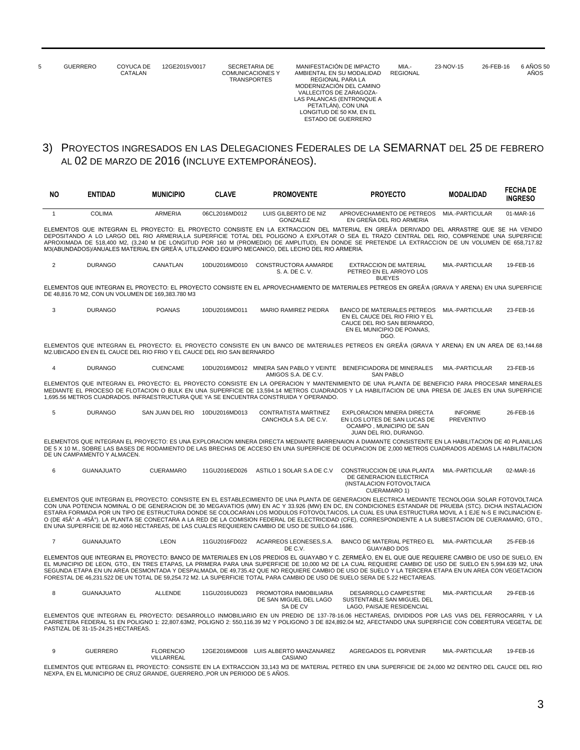| 5 | GUERRERO | COYUCA DE CATALAN | 12GE2015V0017 | SECRETARIA DE COMUNICACIONES Y TRANSPORTES | MANIFESTACIÓN DE IMPACTO AMBIENTAL EN SU MODALIDAD REGIONAL PARA LA MODERNIZACIÓN DEL CAMINO VALLECITOS DE ZARAGOZA-LAS PALANCAS (ENTRONQUE A PETATLÁN), CON UNA LONGITUD DE 50 KM, EN EL ESTADO DE GUERRERO | MIA.-REGIONAL | 23-NOV-15 | 26-FEB-16 | 6 AÑOS 50 AÑOS |
|---|---|---|---|---|---|---|---|---|---|

## 3) Proyectos ingresados en las Delegaciones Federales de la SEMARNAT del 25 de febrero al 02 de marzo de 2016 (incluye extemporáneos).

| NO | ENTIDAD | MUNICIPIO | CLAVE | PROMOVENTE | PROYECTO | MODALIDAD | FECHA DE INGRESO |
|---|---|---|---|---|---|---|---|
| 1 | COLIMA | ARMERIA | 06CL2016MD012 | LUIS GILBERTO DE NIZ GONZALEZ | APROVECHAMIENTO DE PETREOS EN GREÑA DEL RIO ARMERIA | MIA.-PARTICULAR | 01-MAR-16 |
| ELEMENTOS QUE INTEGRAN EL PROYECTO: EL PROYECTO CONSISTE EN LA EXTRACCION DEL MATERIAL EN GREÃ'A DERIVADO DEL ARRASTRE QUE SE HA VENIDO DEPOSITANDO A LO LARGO DEL RIO ARMERIA,LA SUPERFICIE TOTAL DEL POLIGONO A EXPLOTAR O SEA EL TRAZO CENTRAL DEL RIO, COMPRENDE UNA SUPERFICIE APROXIMADA DE 518,400 M2, (3,240 M DE LONGITUD POR 160 M (PROMEDIO) DE AMPLITUD), EN DONDE SE PRETENDE LA EXTRACCION DE UN VOLUMEN DE 658,717.82 M3(ABUNDADOS)/ANUALES MATERIAL EN GREÃ'A, UTILIZANDO EQUIPO MECANICO, DEL LECHO DEL RIO ARMERIA. | | | | | | | |
| 2 | DURANGO | CANATLAN | 10DU2016MD010 | CONSTRUCTORA AAMARDE S. A. DE C. V. | EXTRACCION DE MATERIAL PETREO EN EL ARROYO LOS BUEYES | MIA.-PARTICULAR | 19-FEB-16 |
| ELEMENTOS QUE INTEGRAN EL PROYECTO: EL PROYECTO CONSISTE EN EL APROVECHAMIENTO DE MATERIALES PETREOS EN GREÃ'A (GRAVA Y ARENA) EN UNA SUPERFICIE DE 48,816.70 M2, CON UN VOLUMEN DE 169,383.780 M3 | | | | | | | |
| 3 | DURANGO | POANAS | 10DU2016MD011 | MARIO RAMIREZ PIEDRA | BANCO DE MATERIALES PETREOS EN EL CAUCE DEL RIO FRIO Y EL CAUCE DEL RIO SAN BERNARDO, EN EL MUNICIPIO DE POANAS, DGO. | MIA.-PARTICULAR | 23-FEB-16 |
| ELEMENTOS QUE INTEGRAN EL PROYECTO: EL PROYECTO CONSISTE EN UN BANCO DE MATERIALES PETREOS EN GREÃ'A (GRAVA Y ARENA) EN UN AREA DE 63,144.68 M2.UBICADO EN EN EL CAUCE DEL RIO FRIO Y EL CAUCE DEL RIO SAN BERNARDO | | | | | | | |
| 4 | DURANGO | CUENCAME | 10DU2016MD012 | MINERA SAN PABLO Y VEINTE AMIGOS S.A. DE C.V. | BENEFICIADORA DE MINERALES SAN PABLO | MIA.-PARTICULAR | 23-FEB-16 |
| ELEMENTOS QUE INTEGRAN EL PROYECTO: EL PROYECTO CONSISTE EN LA OPERACION Y MANTENIMIENTO DE UNA PLANTA DE BENEFICIO PARA PROCESAR MINERALES MEDIANTE EL PROCESO DE FLOTACION O BULK EN UNA SUPERFICIE DE 13,594.14 METROS CUADRADOS Y LA HABILITACION DE UNA PRESA DE JALES EN UNA SUPERFICIE 1,695.56 METROS CUADRADOS. INFRAESTRUCTURA QUE YA SE ENCUENTRA CONSTRUIDA Y OPERANDO. | | | | | | | |
| 5 | DURANGO | SAN JUAN DEL RIO | 10DU2016MD013 | CONTRATISTA MARTINEZ CANCHOLA S.A. DE C.V. | EXPLORACION MINERA DIRECTA EN LOS LOTES DE SAN LUCAS DE OCAMPO , MUNICIPIO DE SAN JUAN DEL RIO, DURANGO. | INFORME PREVENTIVO | 26-FEB-16 |
| ELEMENTOS QUE INTEGRAN EL PROYECTO: ES UNA EXPLORACION MINERA DIRECTA MEDIANTE BARRENAION A DIAMANTE CONSISTENTE EN LA HABILITACION DE 40 PLANILLAS DE 5 X 10 M., SOBRE LAS BASES DE RODAMIENTO DE LAS BRECHAS DE ACCESO EN UNA SUPERFICIE DE OCUPACION DE 2,000 METROS CUADRADOS ADEMAS LA HABILITACION DE UN CAMPAMENTO Y ALMACEN. | | | | | | | |
| 6 | GUANAJUATO | CUERAMARO | 11GU2016ED026 | ASTILO 1 SOLAR S.A DE C.V | CONSTRUCCION DE UNA PLANTA DE GENERACION ELECTRICA (INSTALACION FOTOVOLTAICA CUERAMARO 1) | MIA.-PARTICULAR | 02-MAR-16 |
| ELEMENTOS QUE INTEGRAN EL PROYECTO: CONSISTE EN EL ESTABLECIMIENTO DE UNA PLANTA DE GENERACION ELECTRICA MEDIANTE TECNOLOGIA SOLAR FOTOVOLTAICA CON UNA POTENCIA NOMINAL O DE GENERACION DE 30 MEGAVATIOS (MW) EN AC Y 33.926 (MW) EN DC, EN CONDICIONES ESTANDAR DE PRUEBA (STC). DICHA INSTALACION ESTARA FORMADA POR UN TIPO DE ESTRUCTURA DONDE SE COLOCARAN LOS MODULOS FOTOVOLTAICOS, LA CUAL ES UNA ESTRUCTURA MOVIL A 1 EJE N-S E INCLINACION E-O (DE 45Â° A -45Â°). LA PLANTA SE CONECTARA A LA RED DE LA COMISION FEDERAL DE ELECTRICIDAD (CFE), CORRESPONDIENTE A LA SUBESTACION DE CUERAMARO, GTO., EN UNA SUPERFICIE DE 82.4060 HECTAREAS, DE LAS CUALES REQUIEREN CAMBIO DE USO DE SUELO 64.1686. | | | | | | | |
| 7 | GUANAJUATO | LEON | 11GU2016FD022 | ACARREOS LEONESES,S.A. DE C.V. | BANCO DE MATERIAL PETREO EL GUAYABO DOS | MIA.-PARTICULAR | 25-FEB-16 |
| ELEMENTOS QUE INTEGRAN EL PROYECTO: BANCO DE MATERIALES EN LOS PREDIOS EL GUAYABO Y C. ZERMEÃ'O, EN EL QUE QUE REQUIERE CAMBIO DE USO DE SUELO, EN EL MUNICIPIO DE LEON, GTO., EN TRES ETAPAS, LA PRIMERA PARA UNA SUPERFICIE DE 10,000 M2 DE LA CUAL REQUIERE CAMBIO DE USO DE SUELO EN 5,994.639 M2, UNA SEGUNDA ETAPA EN UN AREA DESMONTADA Y DESPALMADA, DE 49,735.42 QUE NO REQUIERE CAMBIO DE USO DE SUELO Y LA TERCERA ETAPA EN UN AREA CON VEGETACION FORESTAL DE 46,231.522 DE UN TOTAL DE 59,254.72 M2. LA SUPERFICIE TOTAL PARA CAMBIO DE USO DE SUELO SERA DE 5.22 HECTAREAS. | | | | | | | |
| 8 | GUANAJUATO | ALLENDE | 11GU2016UD023 | PROMOTORA INMOBILIARIA DE SAN MIGUEL DEL LAGO SA DE CV | DESARROLLO CAMPESTRE SUSTENTABLE SAN MIGUEL DEL LAGO, PAISAJE RESIDENCIAL | MIA.-PARTICULAR | 29-FEB-16 |
| ELEMENTOS QUE INTEGRAN EL PROYECTO: DESARROLLO INMOBILIARIO EN UN PREDIO DE 137-78-16.06 HECTAREAS, DIVIDIDOS POR LAS VIAS DEL FERROCARRIL Y LA CARRETERA FEDERAL 51 EN POLIGNO 1: 22,807.63M2, POLIGNO 2: 550,116.39 M2 Y POLIGONO 3 DE 824,892.04 M2, AFECTANDO UNA SUPERFICIE CON COBERTURA VEGETAL DE PASTIZAL DE 31-15-24.25 HECTAREAS. | | | | | | | |
| 9 | GUERRERO | FLORENCIO VILLARREAL | 12GE2016MD008 | LUIS ALBERTO MANZANAREZ CASIANO | AGREGADOS EL PORVENIR | MIA.-PARTICULAR | 19-FEB-16 |
| ELEMENTOS QUE INTEGRAN EL PROYECTO: CONSISTE EN LA EXTRACCION 33,143 M3 DE MATERIAL PETREO EN UNA SUPERFICIE DE 24,000 M2 DENTRO DEL CAUCE DEL RIO NEXPA, EN EL MUNICIPIO DE CRUZ GRANDE, GUERRERO.,POR UN PERIODO DE 5 AÑOS. | | | | | | | |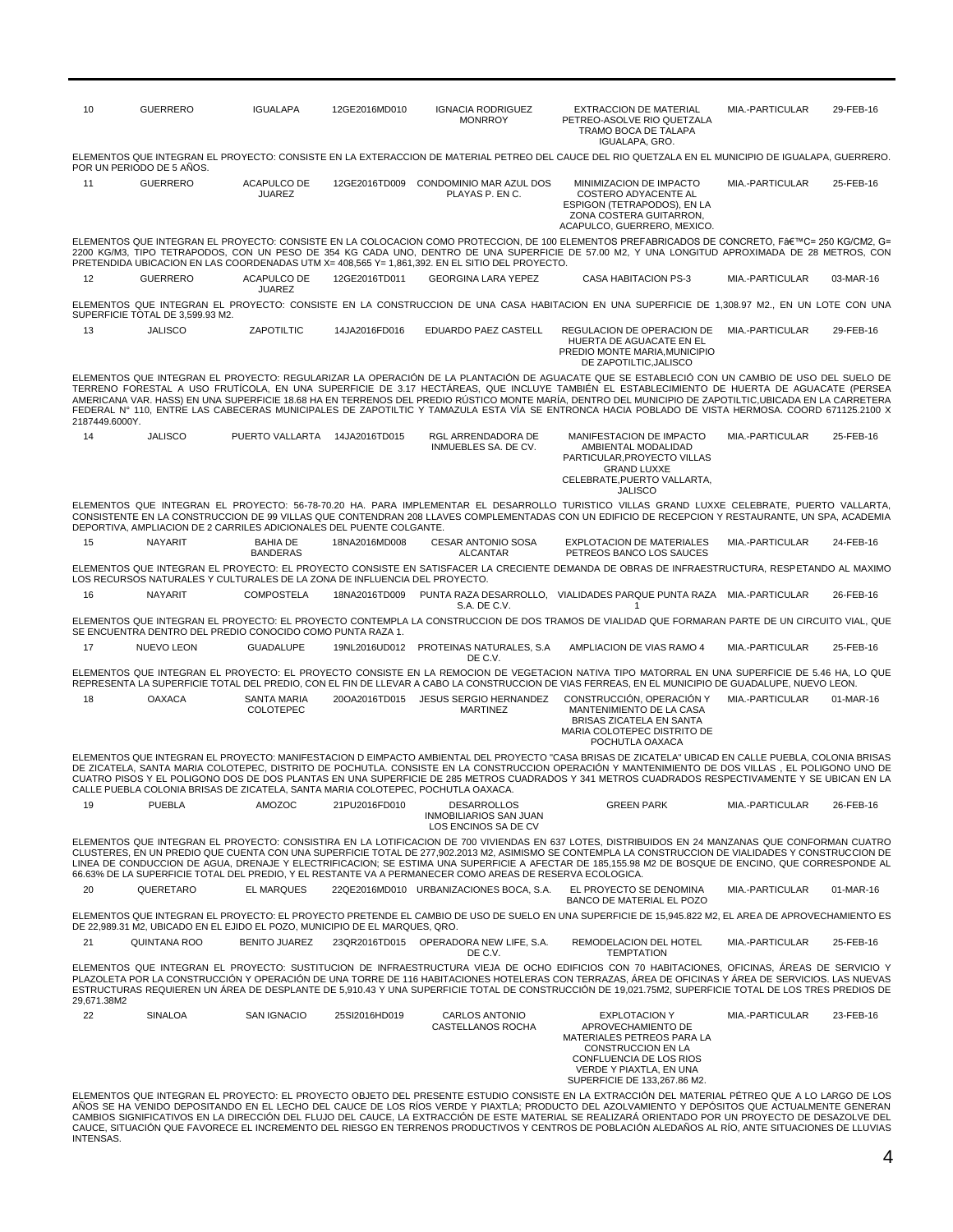| | | | | | | | |
|---|---|---|---|---|---|---|---|
| 10 | GUERRERO | IGUALAPA | 12GE2016MD010 | IGNACIA RODRIGUEZ MONRROY | EXTRACCION DE MATERIAL PETREO-ASOLVE RIO QUETZALA TRAMO BOCA DE TALAPA IGUALAPA, GRO. | MIA.-PARTICULAR | 29-FEB-16 |

ELEMENTOS QUE INTEGRAN EL PROYECTO: CONSISTE EN LA EXTERACCION DE MATERIAL PETREO DEL CAUCE DEL RIO QUETZALA EN EL MUNICIPIO DE IGUALAPA, GUERRERO. POR UN PERIODO DE 5 AÑOS.

| | | | | | | | |
|---|---|---|---|---|---|---|---|
| 11 | GUERRERO | ACAPULCO DE JUAREZ | 12GE2016TD009 | CONDOMINIO MAR AZUL DOS PLAYAS P. EN C. | MINIMIZACION DE IMPACTO COSTERO ADYACENTE AL ESPIGON (TETRAPODOS), EN LA ZONA COSTERA GUITARRON, ACAPULCO, GUERRERO, MEXICO. | MIA.-PARTICULAR | 25-FEB-16 |

ELEMENTOS QUE INTEGRAN EL PROYECTO: CONSISTE EN LA COLOCACION COMO PROTECCION, DE 100 ELEMENTOS PREFABRICADOS DE CONCRETO, Fâ€™C= 250 KG/CM2, G= 2200 KG/M3, TIPO TETRAPODOS, CON UN PESO DE 354 KG CADA UNO, DENTRO DE UNA SUPERFICIE DE 57.00 M2, Y UNA LONGITUD APROXIMADA DE 28 METROS, CON PRETENDIDA UBICACION EN LAS COORDENADAS UTM X= 408,565 Y= 1,861,392. EN EL SITIO DEL PROYECTO.

| | | | | | | | |
|---|---|---|---|---|---|---|---|
| 12 | GUERRERO | ACAPULCO DE JUAREZ | 12GE2016TD011 | GEORGINA LARA YEPEZ | CASA HABITACION PS-3 | MIA.-PARTICULAR | 03-MAR-16 |

ELEMENTOS QUE INTEGRAN EL PROYECTO: CONSISTE EN LA CONSTRUCCION DE UNA CASA HABITACION EN UNA SUPERFICIE DE 1,308.97 M2., EN UN LOTE CON UNA SUPERFICIE TOTAL DE 3,599.93 M2.

| | | | | | | | |
|---|---|---|---|---|---|---|---|
| 13 | JALISCO | ZAPOTILTIC | 14JA2016FD016 | EDUARDO PAEZ CASTELL | REGULACION DE OPERACION DE HUERTA DE AGUACATE EN EL PREDIO MONTE MARIA,MUNICIPIO DE ZAPOTILTIC,JALISCO | MIA.-PARTICULAR | 29-FEB-16 |

ELEMENTOS QUE INTEGRAN EL PROYECTO: REGULARIZAR LA OPERACIÓN DE LA PLANTACIÓN DE AGUACATE QUE SE ESTABLECIÓ CON UN CAMBIO DE USO DEL SUELO DE TERRENO FORESTAL A USO FRUTÍCOLA, EN UNA SUPERFICIE DE 3.17 HECTÁREAS, QUE INCLUYE TAMBIÉN EL ESTABLECIMIENTO DE HUERTA DE AGUACATE (PERSEA AMERICANA VAR. HASS) EN UNA SUPERFICIE 18.68 HA EN TERRENOS DEL PREDIO RÚSTICO MONTE MARÍA, DENTRO DEL MUNICIPIO DE ZAPOTILTIC,UBICADA EN LA CARRETERA FEDERAL N° 110, ENTRE LAS CABECERAS MUNICIPALES DE ZAPOTILTIC Y TAMAZULA ESTA VÍA SE ENTRONCA HACIA POBLADO DE VISTA HERMOSA. COORD 671125.2100 X 2187449.6000Y.

| | | | | | | | |
|---|---|---|---|---|---|---|---|
| 14 | JALISCO | PUERTO VALLARTA | 14JA2016TD015 | RGL ARRENDADORA DE INMUEBLES SA. DE CV. | MANIFESTACION DE IMPACTO AMBIENTAL MODALIDAD PARTICULAR,PROYECTO VILLAS GRAND LUXXE CELEBRATE,PUERTO VALLARTA, JALISCO | MIA.-PARTICULAR | 25-FEB-16 |

ELEMENTOS QUE INTEGRAN EL PROYECTO: 56-78-70.20 HA. PARA IMPLEMENTAR EL DESARROLLO TURISTICO VILLAS GRAND LUXXE CELEBRATE, PUERTO VALLARTA, CONSISTENTE EN LA CONSTRUCCION DE 99 VILLAS QUE CONTENDRAN 208 LLAVES COMPLEMENTADAS CON UN EDIFICIO DE RECEPCION Y RESTAURANTE, UN SPA, ACADEMIA DEPORTIVA, AMPLIACION DE 2 CARRILES ADICIONALES DEL PUENTE COLGANTE.

| | | | | | | | |
|---|---|---|---|---|---|---|---|
| 15 | NAYARIT | BAHIA DE BANDERAS | 18NA2016MD008 | CESAR ANTONIO SOSA ALCANTAR | EXPLOTACION DE MATERIALES PETREOS BANCO LOS SAUCES | MIA.-PARTICULAR | 24-FEB-16 |

ELEMENTOS QUE INTEGRAN EL PROYECTO: EL PROYECTO CONSISTE EN SATISFACER LA CRECIENTE DEMANDA DE OBRAS DE INFRAESTRUCTURA, RESPETANDO AL MAXIMO LOS RECURSOS NATURALES Y CULTURALES DE LA ZONA DE INFLUENCIA DEL PROYECTO.

| | | | | | | | |
|---|---|---|---|---|---|---|---|
| 16 | NAYARIT | COMPOSTELA | 18NA2016TD009 | PUNTA RAZA DESARROLLO, S.A. DE C.V. | VIALIDADES PARQUE PUNTA RAZA 1 | MIA.-PARTICULAR | 26-FEB-16 |

ELEMENTOS QUE INTEGRAN EL PROYECTO: EL PROYECTO CONTEMPLA LA CONSTRUCCION DE DOS TRAMOS DE VIALIDAD QUE FORMARAN PARTE DE UN CIRCUITO VIAL, QUE SE ENCUENTRA DENTRO DEL PREDIO CONOCIDO COMO PUNTA RAZA 1.

| | | | | | | | |
|---|---|---|---|---|---|---|---|
| 17 | NUEVO LEON | GUADALUPE | 19NL2016UD012 | PROTEINAS NATURALES, S.A DE C.V. | AMPLIACION DE VIAS RAMO 4 | MIA.-PARTICULAR | 25-FEB-16 |

ELEMENTOS QUE INTEGRAN EL PROYECTO: EL PROYECTO CONSISTE EN LA REMOCION DE VEGETACION NATIVA TIPO MATORRAL EN UNA SUPERFICIE DE 5.46 HA, LO QUE REPRESENTA LA SUPERFICIE TOTAL DEL PREDIO, CON EL FIN DE LLEVAR A CABO LA CONSTRUCCION DE VIAS FERREAS, EN EL MUNICIPIO DE GUADALUPE, NUEVO LEON.

| | | | | | | | |
|---|---|---|---|---|---|---|---|
| 18 | OAXACA | SANTA MARIA COLOTEPEC | 20OA2016TD015 | JESUS SERGIO HERNANDEZ MARTINEZ | CONSTRUCCIÓN, OPERACIÓN Y MANTENIMIENTO DE LA CASA BRISAS ZICATELA EN SANTA MARIA COLOTEPEC DISTRITO DE POCHUTLA OAXACA | MIA.-PARTICULAR | 01-MAR-16 |

ELEMENTOS QUE INTEGRAN EL PROYECTO: MANIFESTACION D EIMPACTO AMBIENTAL DEL PROYECTO "CASA BRISAS DE ZICATELA" UBICAD EN CALLE PUEBLA, COLONIA BRISAS DE ZICATELA, SANTA MARIA COLOTEPEC, DISTRITO DE POCHUTLA. CONSISTE EN LA CONSTRUCCION OPERACIÓN Y MANTENIMIENTO DE DOS VILLAS , EL POLIGONO UNO DE CUATRO PISOS Y EL POLIGONO DOS DE DOS PLANTAS EN UNA SUPERFICIE DE 285 METROS CUADRADOS Y 341 METROS CUADRADOS RESPECTIVAMENTE Y SE UBICAN EN LA CALLE PUEBLA COLONIA BRISAS DE ZICATELA, SANTA MARIA COLOTEPEC, POCHUTLA OAXACA.

| | | | | | | | |
|---|---|---|---|---|---|---|---|
| 19 | PUEBLA | AMOZOC | 21PU2016FD010 | DESARROLLOS INMOBILIARIOS SAN JUAN LOS ENCINOS SA DE CV | GREEN PARK | MIA.-PARTICULAR | 26-FEB-16 |

ELEMENTOS QUE INTEGRAN EL PROYECTO: CONSISTIRA EN LA LOTIFICACION DE 700 VIVIENDAS EN 637 LOTES, DISTRIBUIDOS EN 24 MANZANAS QUE CONFORMAN CUATRO CLUSTERES, EN UN PREDIO QUE CUENTA CON UNA SUPERFICIE TOTAL DE 277,902.2013 M2, ASIMISMO SE CONTEMPLA LA CONSTRUCCION DE VIALIDADES Y CONSTRUCCION DE LINEA DE CONDUCCION DE AGUA, DRENAJE Y ELECTRIFICACION; SE ESTIMA UNA SUPERFICIE A AFECTAR DE 185,155.98 M2 DE BOSQUE DE ENCINO, QUE CORRESPONDE AL 66.63% DE LA SUPERFICIE TOTAL DEL PREDIO, Y EL RESTANTE VA A PERMANECER COMO AREAS DE RESERVA ECOLOGICA.

| | | | | | | | |
|---|---|---|---|---|---|---|---|
| 20 | QUERETARO | EL MARQUES | 22QE2016MD010 | URBANIZACIONES BOCA, S.A. | EL PROYECTO SE DENOMINA BANCO DE MATERIAL EL POZO | MIA.-PARTICULAR | 01-MAR-16 |

ELEMENTOS QUE INTEGRAN EL PROYECTO: EL PROYECTO PRETENDE EL CAMBIO DE USO DE SUELO EN UNA SUPERFICIE DE 15,945.822 M2, EL AREA DE APROVECHAMIENTO ES DE 22,989.31 M2, UBICADO EN EL EJIDO EL POZO, MUNICIPIO DE EL MARQUES, QRO.

| | | | | | | | |
|---|---|---|---|---|---|---|---|
| 21 | QUINTANA ROO | BENITO JUAREZ | 23QR2016TD015 | OPERADORA NEW LIFE, S.A. DE C.V. | REMODELACION DEL HOTEL TEMPTATION | MIA.-PARTICULAR | 25-FEB-16 |

ELEMENTOS QUE INTEGRAN EL PROYECTO: SUSTITUCION DE INFRAESTRUCTURA VIEJA DE OCHO EDIFICIOS CON 70 HABITACIONES, OFICINAS, ÁREAS DE SERVICIO Y PLAZOLETA POR LA CONSTRUCCIÓN Y OPERACIÓN DE UNA TORRE DE 116 HABITACIONES HOTELERAS CON TERRAZAS, ÁREA DE OFICINAS Y ÁREA DE SERVICIOS. LAS NUEVAS ESTRUCTURAS REQUIEREN UN ÁREA DE DESPLANTE DE 5,910.43 Y UNA SUPERFICIE TOTAL DE CONSTRUCCIÓN DE 19,021.75M2, SUPERFICIE TOTAL DE LOS TRES PREDIOS DE 29,671.38M2

| | | | | | | | |
|---|---|---|---|---|---|---|---|
| 22 | SINALOA | SAN IGNACIO | 25SI2016HD019 | CARLOS ANTONIO CASTELLANOS ROCHA | EXPLOTACION Y APROVECHAMIENTO DE MATERIALES PETREOS PARA LA CONSTRUCCION EN LA CONFLUENCIA DE LOS RIOS VERDE Y PIAXTLA, EN UNA SUPERFICIE DE 133,267.86 M2. | MIA.-PARTICULAR | 23-FEB-16 |

ELEMENTOS QUE INTEGRAN EL PROYECTO: EL PROYECTO OBJETO DEL PRESENTE ESTUDIO CONSISTE EN LA EXTRACCIÓN DEL MATERIAL PÉTREO QUE A LO LARGO DE LOS AÑOS SE HA VENIDO DEPOSITANDO EN EL LECHO DEL CAUCE DE LOS RÍOS VERDE Y PIAXTLA; PRODUCTO DEL AZOLVAMIENTO Y DEPÓSITOS QUE ACTUALMENTE GENERAN CAMBIOS SIGNIFICATIVOS EN LA DIRECCIÓN DEL FLUJO DEL CAUCE, LA EXTRACCIÓN DE ESTE MATERIAL SE REALIZARÁ ORIENTADO POR UN PROYECTO DE DESAZOLVE DEL CAUCE, SITUACIÓN QUE FAVORECE EL INCREMENTO DEL RIESGO EN TERRENOS PRODUCTIVOS Y CENTROS DE POBLACIÓN ALEDAÑOS AL RÍO, ANTE SITUACIONES DE LLUVIAS INTENSAS.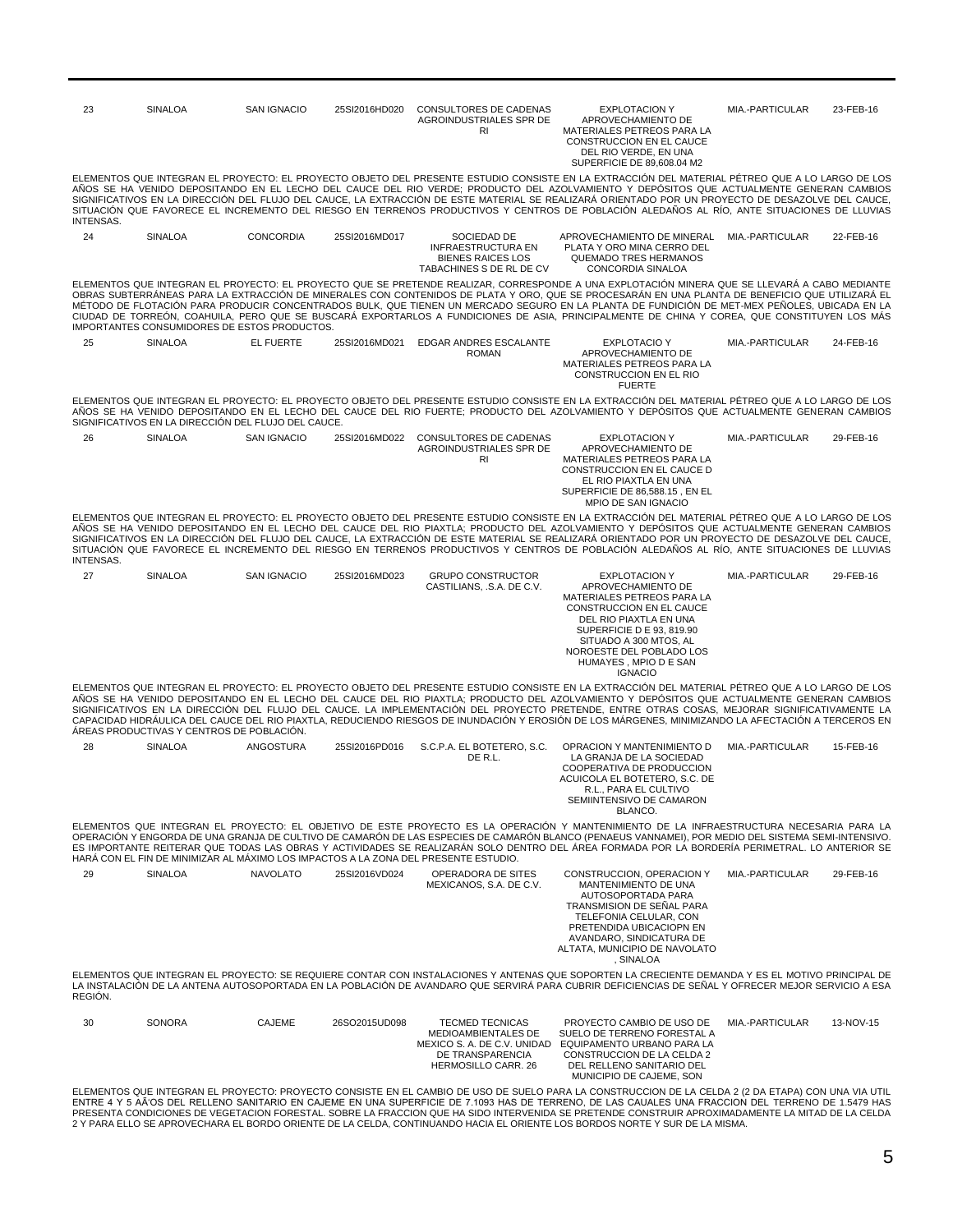| | | | | | | | |
|---|---|---|---|---|---|---|---|
| 23 | SINALOA | SAN IGNACIO | 25SI2016HD020 | CONSULTORES DE CADENAS AGROINDUSTRIALES SPR DE RI | EXPLOTACION Y APROVECHAMIENTO DE MATERIALES PETREOS PARA LA CONSTRUCCION EN EL CAUCE DEL RIO VERDE, EN UNA SUPERFICIE DE 89,608.04 M2 | MIA.-PARTICULAR | 23-FEB-16 |

ELEMENTOS QUE INTEGRAN EL PROYECTO: EL PROYECTO OBJETO DEL PRESENTE ESTUDIO CONSISTE EN LA EXTRACCIÓN DEL MATERIAL PÉTREO QUE A LO LARGO DE LOS AÑOS SE HA VENIDO DEPOSITANDO EN EL LECHO DEL CAUCE DEL RIO VERDE; PRODUCTO DEL AZOLVAMIENTO Y DEPÓSITOS QUE ACTUALMENTE GENERAN CAMBIOS SIGNIFICATIVOS EN LA DIRECCIÓN DEL FLUJO DEL CAUCE, LA EXTRACCIÓN DE ESTE MATERIAL SE REALIZARÁ ORIENTADO POR UN PROYECTO DE DESAZOLVE DEL CAUCE, SITUACIÓN QUE FAVORECE EL INCREMENTO DEL RIESGO EN TERRENOS PRODUCTIVOS Y CENTROS DE POBLACIÓN ALEDAÑOS AL RÍO, ANTE SITUACIONES DE LLUVIAS INTENSAS.

| | | | | | | | |
|---|---|---|---|---|---|---|---|
| 24 | SINALOA | CONCORDIA | 25SI2016MD017 | SOCIEDAD DE INFRAESTRUCTURA EN BIENES RAICES LOS TABACHINES S DE RL DE CV | APROVECHAMIENTO DE MINERAL PLATA Y ORO MINA CERRO DEL QUEMADO TRES HERMANOS CONCORDIA SINALOA | MIA.-PARTICULAR | 22-FEB-16 |

ELEMENTOS QUE INTEGRAN EL PROYECTO: EL PROYECTO QUE SE PRETENDE REALIZAR, CORRESPONDE A UNA EXPLOTACIÓN MINERA QUE SE LLEVARÁ A CABO MEDIANTE OBRAS SUBTERRÁNEAS PARA LA EXTRACCIÓN DE MINERALES CON CONTENIDOS DE PLATA Y ORO, QUE SE PROCESARÁN EN UNA PLANTA DE BENEFICIO QUE UTILIZARÁ EL MÉTODO DE FLOTACIÓN PARA PRODUCIR CONCENTRADOS BULK, QUE TIENEN UN MERCADO SEGURO EN LA PLANTA DE FUNDICIÓN DE MET-MEX PEÑOLES, UBICADA EN LA CIUDAD DE TORREÓN, COAHUILA, PERO QUE SE BUSCARÁ EXPORTARLOS A FUNDICIONES DE ASIA, PRINCIPALMENTE DE CHINA Y COREA, QUE CONSTITUYEN LOS MÁS IMPORTANTES CONSUMIDORES DE ESTOS PRODUCTOS.

| | | | | | | | |
|---|---|---|---|---|---|---|---|
| 25 | SINALOA | EL FUERTE | 25SI2016MD021 | EDGAR ANDRES ESCALANTE ROMAN | EXPLOTACIO Y APROVECHAMIENTO DE MATERIALES PETREOS PARA LA CONSTRUCCION EN EL RIO FUERTE | MIA.-PARTICULAR | 24-FEB-16 |

ELEMENTOS QUE INTEGRAN EL PROYECTO: EL PROYECTO OBJETO DEL PRESENTE ESTUDIO CONSISTE EN LA EXTRACCIÓN DEL MATERIAL PÉTREO QUE A LO LARGO DE LOS AÑOS SE HA VENIDO DEPOSITANDO EN EL LECHO DEL CAUCE DEL RIO FUERTE; PRODUCTO DEL AZOLVAMIENTO Y DEPÓSITOS QUE ACTUALMENTE GENERAN CAMBIOS SIGNIFICATIVOS EN LA DIRECCIÓN DEL FLUJO DEL CAUCE.

| | | | | | | | |
|---|---|---|---|---|---|---|---|
| 26 | SINALOA | SAN IGNACIO | 25SI2016MD022 | CONSULTORES DE CADENAS AGROINDUSTRIALES SPR DE RI | EXPLOTACION Y APROVECHAMIENTO DE MATERIALES PETREOS PARA LA CONSTRUCCION EN EL CAUCE D EL RIO PIAXTLA EN UNA SUPERFICIE DE 86,588.15 , EN EL MPIO DE SAN IGNACIO | MIA.-PARTICULAR | 29-FEB-16 |

ELEMENTOS QUE INTEGRAN EL PROYECTO: EL PROYECTO OBJETO DEL PRESENTE ESTUDIO CONSISTE EN LA EXTRACCIÓN DEL MATERIAL PÉTREO QUE A LO LARGO DE LOS AÑOS SE HA VENIDO DEPOSITANDO EN EL LECHO DEL CAUCE DEL RIO PIAXTLA; PRODUCTO DEL AZOLVAMIENTO Y DEPÓSITOS QUE ACTUALMENTE GENERAN CAMBIOS SIGNIFICATIVOS EN LA DIRECCIÓN DEL FLUJO DEL CAUCE, LA EXTRACCIÓN DE ESTE MATERIAL SE REALIZARÁ ORIENTADO POR UN PROYECTO DE DESAZOLVE DEL CAUCE, SITUACIÓN QUE FAVORECE EL INCREMENTO DEL RIESGO EN TERRENOS PRODUCTIVOS Y CENTROS DE POBLACIÓN ALEDAÑOS AL RÍO, ANTE SITUACIONES DE LLUVIAS INTENSAS.

| | | | | | | | |
|---|---|---|---|---|---|---|---|
| 27 | SINALOA | SAN IGNACIO | 25SI2016MD023 | GRUPO CONSTRUCTOR CASTILIANS, .S.A. DE C.V. | EXPLOTACION Y APROVECHAMIENTO DE MATERIALES PETREOS PARA LA CONSTRUCCION EN EL CAUCE DEL RIO PIAXTLA EN UNA SUPERFICIE D E 93, 819.90 SITUADO A 300 MTOS, AL NOROESTE DEL POBLADO LOS HUMAYES , MPIO D E SAN IGNACIO | MIA.-PARTICULAR | 29-FEB-16 |

ELEMENTOS QUE INTEGRAN EL PROYECTO: EL PROYECTO OBJETO DEL PRESENTE ESTUDIO CONSISTE EN LA EXTRACCIÓN DEL MATERIAL PÉTREO QUE A LO LARGO DE LOS AÑOS SE HA VENIDO DEPOSITANDO EN EL LECHO DEL CAUCE DEL RIO PIAXTLA; PRODUCTO DEL AZOLVAMIENTO Y DEPÓSITOS QUE ACTUALMENTE GENERAN CAMBIOS SIGNIFICATIVOS EN LA DIRECCIÓN DEL FLUJO DEL CAUCE. LA IMPLEMENTACIÓN DEL PROYECTO PRETENDE, ENTRE OTRAS COSAS, MEJORAR SIGNIFICATIVAMENTE LA CAPACIDAD HIDRÁULICA DEL CAUCE DEL RIO PIAXTLA, REDUCIENDO RIESGOS DE INUNDACIÓN Y EROSIÓN DE LOS MÁRGENES, MINIMIZANDO LA AFECTACIÓN A TERCEROS EN ÁREAS PRODUCTIVAS Y CENTROS DE POBLACIÓN.

| | | | | | | | |
|---|---|---|---|---|---|---|---|
| 28 | SINALOA | ANGOSTURA | 25SI2016PD016 | S.C.P.A. EL BOTETERO, S.C. DE R.L. | OPRACION Y MANTENIMIENTO D LA GRANJA DE LA SOCIEDAD COOPERATIVA DE PRODUCCION ACUICOLA EL BOTETERO, S.C. DE R.L., PARA EL CULTIVO SEMIINTENSIVO DE CAMARON BLANCO. | MIA.-PARTICULAR | 15-FEB-16 |

ELEMENTOS QUE INTEGRAN EL PROYECTO: EL OBJETIVO DE ESTE PROYECTO ES LA OPERACIÓN Y MANTENIMIENTO DE LA INFRAESTRUCTURA NECESARIA PARA LA OPERACIÓN Y ENGORDA DE UNA GRANJA DE CULTIVO DE CAMARÓN DE LAS ESPECIES DE CAMARÓN BLANCO (PENAEUS VANNAMEI), POR MEDIO DEL SISTEMA SEMI-INTENSIVO. ES IMPORTANTE REITERAR QUE TODAS LAS OBRAS Y ACTIVIDADES SE REALIZARÁN SOLO DENTRO DEL ÁREA FORMADA POR LA BORDERÍA PERIMETRAL. LO ANTERIOR SE HARÁ CON EL FIN DE MINIMIZAR AL MÁXIMO LOS IMPACTOS A LA ZONA DEL PRESENTE ESTUDIO.

| | | | | | | | |
|---|---|---|---|---|---|---|---|
| 29 | SINALOA | NAVOLATO | 25SI2016VD024 | OPERADORA DE SITES MEXICANOS, S.A. DE C.V. | CONSTRUCCION, OPERACION Y MANTENIMIENTO DE UNA AUTOSOPORTADA PARA TRANSMISION DE SEÑAL PARA TELEFONIA CELULAR, CON PRETENDIDA UBICACIOPN EN AVANDARO, SINDICATURA DE ALTATA, MUNICIPIO DE NAVOLATO , SINALOA | MIA.-PARTICULAR | 29-FEB-16 |

ELEMENTOS QUE INTEGRAN EL PROYECTO: SE REQUIERE CONTAR CON INSTALACIONES Y ANTENAS QUE SOPORTEN LA CRECIENTE DEMANDA Y ES EL MOTIVO PRINCIPAL DE LA INSTALACIÓN DE LA ANTENA AUTOSOPORTADA EN LA POBLACIÓN DE AVANDARO QUE SERVIRÁ PARA CUBRIR DEFICIENCIAS DE SEÑAL Y OFRECER MEJOR SERVICIO A ESA REGIÓN.

| | | | | | | | |
|---|---|---|---|---|---|---|---|
| 30 | SONORA | CAJEME | 26SO2015UD098 | TECMED TECNICAS MEDIOAMBIENTALES DE MEXICO S. A. DE C.V. UNIDAD DE TRANSPARENCIA HERMOSILLO CARR. 26 | PROYECTO CAMBIO DE USO DE SUELO DE TERRENO FORESTAL A EQUIPAMENTO URBANO PARA LA CONSTRUCCION DE LA CELDA 2 DEL RELLENO SANITARIO DEL MUNICIPIO DE CAJEME, SON | MIA.-PARTICULAR | 13-NOV-15 |

ELEMENTOS QUE INTEGRAN EL PROYECTO: PROYECTO CONSISTE EN EL CAMBIO DE USO DE SUELO PARA LA CONSTRUCCION DE LA CELDA 2 (2 DA ETAPA) CON UNA VIA UTIL ENTRE 4 Y 5 AÃ'OS DEL RELLENO SANITARIO EN CAJEME EN UNA SUPERFICIE DE 7.1093 HAS DE TERRENO, DE LAS CAUALES UNA FRACCION DEL TERRENO DE 1.5479 HAS PRESENTA CONDICIONES DE VEGETACION FORESTAL. SOBRE LA FRACCION QUE HA SIDO INTERVENIDA SE PRETENDE CONSTRUIR APROXIMADAMENTE LA MITAD DE LA CELDA 2 Y PARA ELLO SE APROVECHARA EL BORDO ORIENTE DE LA CELDA, CONTINUANDO HACIA EL ORIENTE LOS BORDOS NORTE Y SUR DE LA MISMA.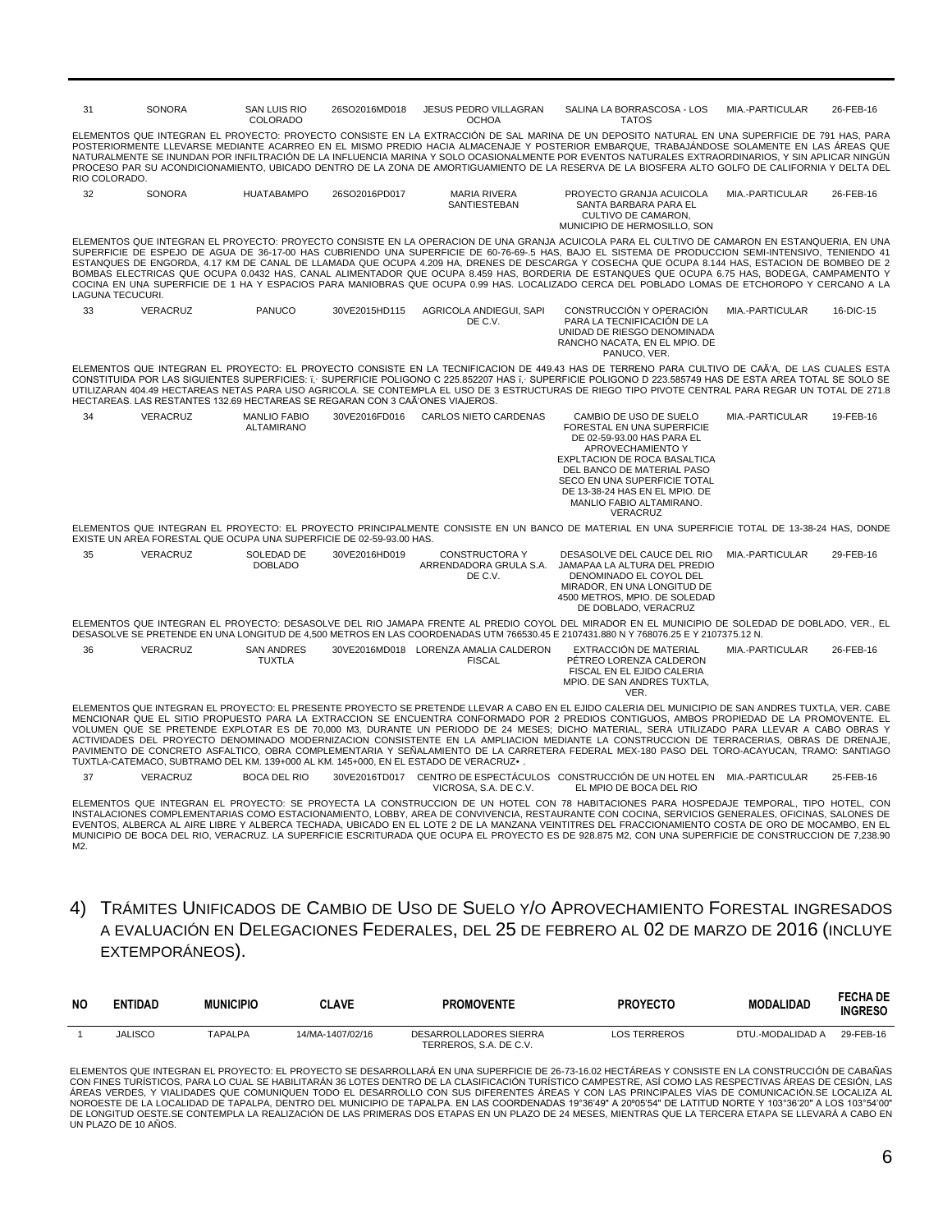| NO | ENTIDAD | MUNICIPIO | CLAVE | PROMOVENTE | PROYECTO | MODALIDAD | FECHA DE INGRESO |
|---|---|---|---|---|---|---|---|
| 31 | SONORA | SAN LUIS RIO COLORADO | 26SO2016MD018 | JESUS PEDRO VILLAGRAN OCHOA | SALINA LA BORRASCOSA - LOS TATOS | MIA.-PARTICULAR | 26-FEB-16 |

ELEMENTOS QUE INTEGRAN EL PROYECTO: PROYECTO CONSISTE EN LA EXTRACCIÓN DE SAL MARINA DE UN DEPOSITO NATURAL EN UNA SUPERFICIE DE 791 HAS, PARA POSTERIORMENTE LLEVARSE MEDIANTE ACARREO EN EL MISMO PREDIO HACIA ALMACENAJE Y POSTERIOR EMBARQUE, TRABAJÁNDOSE SOLAMENTE EN LAS ÁREAS QUE NATURALMENTE SE INUNDAN POR INFILTRACIÓN DE LA INFLUENCIA MARINA Y SOLO OCASIONALMENTE POR EVENTOS NATURALES EXTRAORDINARIOS, Y SIN APLICAR NINGÚN PROCESO PAR SU ACONDICIONAMIENTO, UBICADO DENTRO DE LA ZONA DE AMORTIGUAMIENTO DE LA RESERVA DE LA BIOSFERA ALTO GOLFO DE CALIFORNIA Y DELTA DEL RIO COLORADO.

| NO | ENTIDAD | MUNICIPIO | CLAVE | PROMOVENTE | PROYECTO | MODALIDAD | FECHA DE INGRESO |
|---|---|---|---|---|---|---|---|
| 32 | SONORA | HUATABAMPO | 26SO2016PD017 | MARIA RIVERA SANTIESTEBAN | PROYECTO GRANJA ACUICOLA SANTA BARBARA PARA EL CULTIVO DE CAMARON, MUNICIPIO DE HERMOSILLO, SON | MIA.-PARTICULAR | 26-FEB-16 |

ELEMENTOS QUE INTEGRAN EL PROYECTO: PROYECTO CONSISTE EN LA OPERACION DE UNA GRANJA ACUICOLA PARA EL CULTIVO DE CAMARON EN ESTANQUERIA, EN UNA SUPERFICIE DE ESPEJO DE AGUA DE 36-17-00 HAS CUBRIENDO UNA SUPERFICIE DE 60-76-69-.5 HAS, BAJO EL SISTEMA DE PRODUCCION SEMI-INTENSIVO, TENIENDO 41 ESTANQUES DE ENGORDA, 4.17 KM DE CANAL DE LLAMADA QUE OCUPA 4.209 HA, DRENES DE DESCARGA Y COSECHA QUE OCUPA 8.144 HAS, ESTACION DE BOMBEO DE 2 BOMBAS ELECTRICAS QUE OCUPA 0.0432 HAS, CANAL ALIMENTADOR QUE OCUPA 8.459 HAS, BORDERIA DE ESTANQUES QUE OCUPA 6.75 HAS, BODEGA, CAMPAMENTO Y COCINA EN UNA SUPERFICIE DE 1 HA Y ESPACIOS PARA MANIOBRAS QUE OCUPA 0.99 HAS. LOCALIZADO CERCA DEL POBLADO LOMAS DE ETCHOROPO Y CERCANO A LA LAGUNA TECUCURI.

| NO | ENTIDAD | MUNICIPIO | CLAVE | PROMOVENTE | PROYECTO | MODALIDAD | FECHA DE INGRESO |
|---|---|---|---|---|---|---|---|
| 33 | VERACRUZ | PANUCO | 30VE2015HD115 | AGRICOLA ANDIEGUI, SAPI DE C.V. | CONSTRUCCIÓN Y OPERACIÓN PARA LA TECNIFICACIÓN DE LA UNIDAD DE RIESGO DENOMINADA RANCHO NACATA, EN EL MPIO. DE PANUCO, VER. | MIA.-PARTICULAR | 16-DIC-15 |

ELEMENTOS QUE INTEGRAN EL PROYECTO: EL PROYECTO CONSISTE EN LA TECNIFICACION DE 449.43 HAS DE TERRENO PARA CULTIVO DE CAÃ'A, DE LAS CUALES ESTA CONSTITUIDA POR LAS SIGUIENTES SUPERFICIES: ï,· SUPERFICIE POLIGONO C 225.852207 HAS ï,· SUPERFICIE POLIGONO D 223.585749 HAS DE ESTA AREA TOTAL SE SOLO SE UTILIZARAN 404.49 HECTAREAS NETAS PARA USO AGRICOLA. SE CONTEMPLA EL USO DE 3 ESTRUCTURAS DE RIEGO TIPO PIVOTE CENTRAL PARA REGAR UN TOTAL DE 271.8 HECTAREAS. LAS RESTANTES 132.69 HECTAREAS SE REGARAN CON 3 CAÃ'ONES VIAJEROS.

| NO | ENTIDAD | MUNICIPIO | CLAVE | PROMOVENTE | PROYECTO | MODALIDAD | FECHA DE INGRESO |
|---|---|---|---|---|---|---|---|
| 34 | VERACRUZ | MANLIO FABIO ALTAMIRANO | 30VE2016FD016 | CARLOS NIETO CARDENAS | CAMBIO DE USO DE SUELO FORESTAL EN UNA SUPERFICIE DE 02-59-93.00 HAS PARA EL APROVECHAMIENTO Y EXPLTACION DE ROCA BASALTICA DEL BANCO DE MATERIAL PASO SECO EN UNA SUPERFICIE TOTAL DE 13-38-24 HAS EN EL MPIO. DE MANLIO FABIO ALTAMIRANO. VERACRUZ | MIA.-PARTICULAR | 19-FEB-16 |

ELEMENTOS QUE INTEGRAN EL PROYECTO: EL PROYECTO PRINCIPALMENTE CONSISTE EN UN BANCO DE MATERIAL EN UNA SUPERFICIE TOTAL DE 13-38-24 HAS, DONDE EXISTE UN AREA FORESTAL QUE OCUPA UNA SUPERFICIE DE 02-59-93.00 HAS.

| NO | ENTIDAD | MUNICIPIO | CLAVE | PROMOVENTE | PROYECTO | MODALIDAD | FECHA DE INGRESO |
|---|---|---|---|---|---|---|---|
| 35 | VERACRUZ | SOLEDAD DE DOBLADO | 30VE2016HD019 | CONSTRUCTORA Y ARRENDADORA GRULA S.A. DE C.V. | DESASOLVE DEL CAUCE DEL RIO JAMAPAA LA ALTURA DEL PREDIO DENOMINADO EL COYOL DEL MIRADOR, EN UNA LONGITUD DE 4500 METROS, MPIO. DE SOLEDAD DE DOBLADO, VERACRUZ | MIA.-PARTICULAR | 29-FEB-16 |

ELEMENTOS QUE INTEGRAN EL PROYECTO: DESASOLVE DEL RIO JAMAPA FRENTE AL PREDIO COYOL DEL MIRADOR EN EL MUNICIPIO DE SOLEDAD DE DOBLADO, VER., EL DESASOLVE SE PRETENDE EN UNA LONGITUD DE 4,500 METROS EN LAS COORDENADAS UTM 766530.45 E 2107431.880 N Y 768076.25 E Y 2107375.12 N.

| NO | ENTIDAD | MUNICIPIO | CLAVE | PROMOVENTE | PROYECTO | MODALIDAD | FECHA DE INGRESO |
|---|---|---|---|---|---|---|---|
| 36 | VERACRUZ | SAN ANDRES TUXTLA | 30VE2016MD018 | LORENZA AMALIA CALDERON FISCAL | EXTRACCIÓN DE MATERIAL PÉTREO LORENZA CALDERON FISCAL EN EL EJIDO CALERIA MPIO. DE SAN ANDRES TUXTLA, VER. | MIA.-PARTICULAR | 26-FEB-16 |

ELEMENTOS QUE INTEGRAN EL PROYECTO: EL PRESENTE PROYECTO SE PRETENDE LLEVAR A CABO EN EL EJIDO CALERIA DEL MUNICIPIO DE SAN ANDRES TUXTLA, VER. CABE MENCIONAR QUE EL SITIO PROPUESTO PARA LA EXTRACCION SE ENCUENTRA CONFORMADO POR 2 PREDIOS CONTIGUOS, AMBOS PROPIEDAD DE LA PROMOVENTE. EL VOLUMEN QUE SE PRETENDE EXPLOTAR ES DE 70,000 M3, DURANTE UN PERIODO DE 24 MESES; DICHO MATERIAL, SERA UTILIZADO PARA LLEVAR A CABO OBRAS Y ACTIVIDADES DEL PROYECTO DENOMINADO MODERNIZACION CONSISTENTE EN LA AMPLIACION MEDIANTE LA CONSTRUCCION DE TERRACERIAS, OBRAS DE DRENAJE, PAVIMENTO DE CONCRETO ASFALTICO, OBRA COMPLEMENTARIA Y SEÑALAMIENTO DE LA CARRETERA FEDERAL MEX-180 PASO DEL TORO-ACAYUCAN, TRAMO: SANTIAGO TUXTLA-CATEMACO, SUBTRAMO DEL KM. 139+000 AL KM. 145+000, EN EL ESTADO DE VERACRUZ• .

| NO | ENTIDAD | MUNICIPIO | CLAVE | PROMOVENTE | PROYECTO | MODALIDAD | FECHA DE INGRESO |
|---|---|---|---|---|---|---|---|
| 37 | VERACRUZ | BOCA DEL RIO | 30VE2016TD017 | CENTRO DE ESPECTÁCULOS VICROSA, S.A. DE C.V. | CONSTRUCCIÓN DE UN HOTEL EN EL MPIO DE BOCA DEL RIO | MIA.-PARTICULAR | 25-FEB-16 |

ELEMENTOS QUE INTEGRAN EL PROYECTO: SE PROYECTA LA CONSTRUCCION DE UN HOTEL CON 78 HABITACIONES PARA HOSPEDAJE TEMPORAL, TIPO HOTEL, CON INSTALACIONES COMPLEMENTARIAS COMO ESTACIONAMIENTO, LOBBY, AREA DE CONVIVENCIA, RESTAURANTE CON COCINA, SERVICIOS GENERALES, OFICINAS, SALONES DE EVENTOS, ALBERCA AL AIRE LIBRE Y ALBERCA TECHADA, UBICADO EN EL LOTE 2 DE LA MANZANA VEINTITRES DEL FRACCIONAMIENTO COSTA DE ORO DE MOCAMBO, EN EL MUNICIPIO DE BOCA DEL RIO, VERACRUZ. LA SUPERFICIE ESCRITURADA QUE OCUPA EL PROYECTO ES DE 928.875 M2, CON UNA SUPERFICIE DE CONSTRUCCION DE 7,238.90 M2.

## 4) Trámites Unificados de Cambio de Uso de Suelo y/o Aprovechamiento Forestal ingresados a evaluación en Delegaciones Federales, del 25 de febrero al 02 de marzo de 2016 (incluye extemporáneos).

| NO | ENTIDAD | MUNICIPIO | CLAVE | PROMOVENTE | PROYECTO | MODALIDAD | FECHA DE INGRESO |
|---|---|---|---|---|---|---|---|
| 1 | JALISCO | TAPALPA | 14/MA-1407/02/16 | DESARROLLADORES SIERRA TERREROS, S.A. DE C.V. | LOS TERREROS | DTU.-MODALIDAD A | 29-FEB-16 |

ELEMENTOS QUE INTEGRAN EL PROYECTO: EL PROYECTO SE DESARROLLARÁ EN UNA SUPERFICIE DE 26-73-16.02 HECTÁREAS Y CONSISTE EN LA CONSTRUCCIÓN DE CABAÑAS CON FINES TURÍSTICOS, PARA LO CUAL SE HABILITARÁN 36 LOTES DENTRO DE LA CLASIFICACIÓN TURÍSTICO CAMPESTRE, ASÍ COMO LAS RESPECTIVAS ÁREAS DE CESIÓN, LAS ÁREAS VERDES, Y VIALIDADES QUE COMUNIQUEN TODO EL DESARROLLO CON SUS DIFERENTES ÁREAS Y CON LAS PRINCIPALES VÍAS DE COMUNICACIÓN.SE LOCALIZA AL NOROESTE DE LA LOCALIDAD DE TAPALPA, DENTRO DEL MUNICIPIO DE TAPALPA. EN LAS COORDENADAS 19°36'49" A 20º05'54" DE LATITUD NORTE Y 103°36'20" A LOS 103°54'00" DE LONGITUD OESTE.SE CONTEMPLA LA REALIZACIÓN DE LAS PRIMERAS DOS ETAPAS EN UN PLAZO DE 24 MESES, MIENTRAS QUE LA TERCERA ETAPA SE LLEVARÁ A CABO EN UN PLAZO DE 10 AÑOS.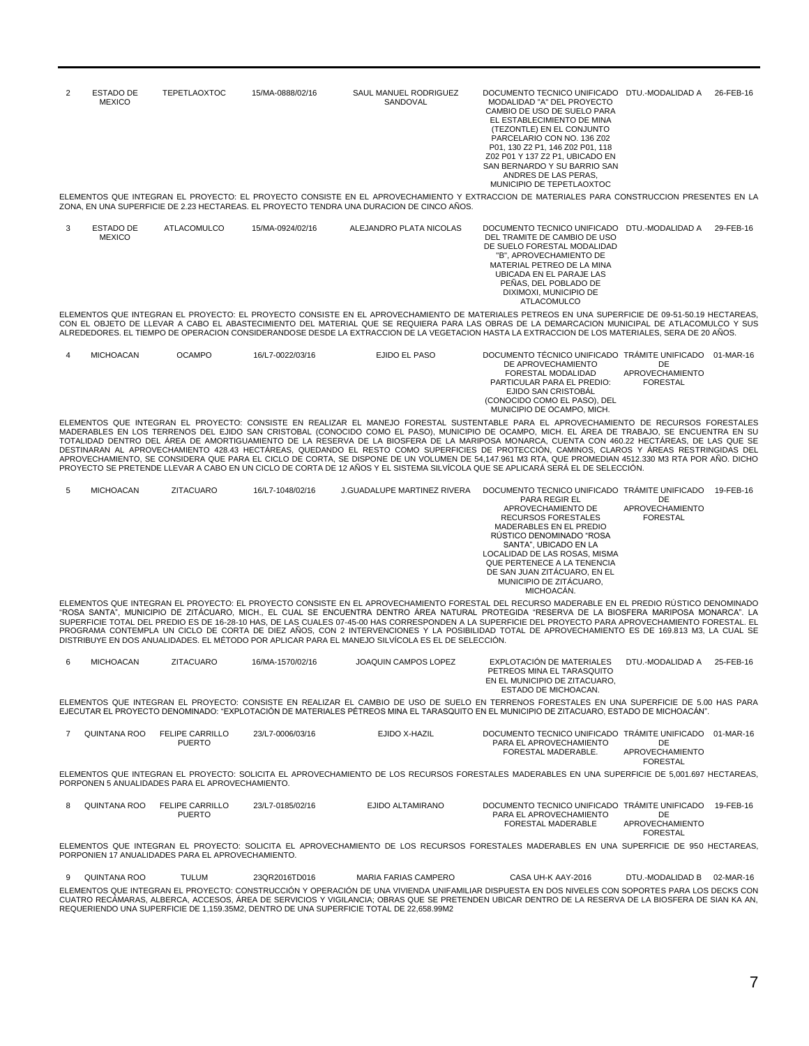| | | | | | | | |
|---|---|---|---|---|---|---|---|
| 2 | ESTADO DE MEXICO | TEPETLAOXTOC | 15/MA-0888/02/16 | SAUL MANUEL RODRIGUEZ SANDOVAL | DOCUMENTO TECNICO UNIFICADO MODALIDAD "A" DEL PROYECTO CAMBIO DE USO DE SUELO PARA EL ESTABLECIMIENTO DE MINA (TEZONTLE) EN EL CONJUNTO PARCELARIO CON NO. 136 Z02 P01, 130 Z2 P1, 146 Z02 P01, 118 Z02 P01 Y 137 Z2 P1, UBICADO EN SAN BERNARDO Y SU BARRIO SAN ANDRES DE LAS PERAS, MUNICIPIO DE TEPETLAOXTOC | DTU.-MODALIDAD A | 26-FEB-16 |

ELEMENTOS QUE INTEGRAN EL PROYECTO: EL PROYECTO CONSISTE EN EL APROVECHAMIENTO Y EXTRACCION DE MATERIALES PARA CONSTRUCCION PRESENTES EN LA ZONA, EN UNA SUPERFICIE DE 2.23 HECTAREAS. EL PROYECTO TENDRA UNA DURACION DE CINCO AÑOS.

| | | | | | | | |
|---|---|---|---|---|---|---|---|
| 3 | ESTADO DE MEXICO | ATLACOMULCO | 15/MA-0924/02/16 | ALEJANDRO PLATA NICOLAS | DOCUMENTO TECNICO UNIFICADO DEL TRAMITE DE CAMBIO DE USO DE SUELO FORESTAL MODALIDAD "B", APROVECHAMIENTO DE MATERIAL PETREO DE LA MINA UBICADA EN EL PARAJE LAS PEÑAS, DEL POBLADO DE DIXIMOXI, MUNICIPIO DE ATLACOMULCO | DTU.-MODALIDAD A | 29-FEB-16 |

ELEMENTOS QUE INTEGRAN EL PROYECTO: EL PROYECTO CONSISTE EN EL APROVECHAMIENTO DE MATERIALES PETREOS EN UNA SUPERFICIE DE 09-51-50.19 HECTAREAS, CON EL OBJETO DE LLEVAR A CABO EL ABASTECIMIENTO DEL MATERIAL QUE SE REQUIERA PARA LAS OBRAS DE LA DEMARCACION MUNICIPAL DE ATLACOMULCO Y SUS ALREDEDORES. EL TIEMPO DE OPERACION CONSIDERANDOSE DESDE LA EXTRACCION DE LA VEGETACION HASTA LA EXTRACCION DE LOS MATERIALES, SERA DE 20 AÑOS.

| | | | | | | | |
|---|---|---|---|---|---|---|---|
| 4 | MICHOACAN | OCAMPO | 16/L7-0022/03/16 | EJIDO EL PASO | DOCUMENTO TÉCNICO UNIFICADO DE APROVECHAMIENTO FORESTAL MODALIDAD PARTICULAR PARA EL PREDIO: EJIDO SAN CRISTOBÁL (CONOCIDO COMO EL PASO), DEL MUNICIPIO DE OCAMPO, MICH. | TRÁMITE UNIFICADO DE APROVECHAMIENTO FORESTAL | 01-MAR-16 |

ELEMENTOS QUE INTEGRAN EL PROYECTO: CONSISTE EN REALIZAR EL MANEJO FORESTAL SUSTENTABLE PARA EL APROVECHAMIENTO DE RECURSOS FORESTALES MADERABLES EN LOS TERRENOS DEL EJIDO SAN CRISTOBAL (CONOCIDO COMO EL PASO), MUNICIPIO DE OCAMPO, MICH. EL ÁREA DE TRABAJO, SE ENCUENTRA EN SU TOTALIDAD DENTRO DEL ÁREA DE AMORTIGUAMIENTO DE LA RESERVA DE LA BIOSFERA DE LA MARIPOSA MONARCA, CUENTA CON 460.22 HECTÁREAS, DE LAS QUE SE DESTINARAN AL APROVECHAMIENTO 428.43 HECTÁREAS, QUEDANDO EL RESTO COMO SUPERFICIES DE PROTECCIÓN, CAMINOS, CLAROS Y ÁREAS RESTRINGIDAS DEL APROVECHAMIENTO, SE CONSIDERA QUE PARA EL CICLO DE CORTA, SE DISPONE DE UN VOLUMEN DE 54,147.961 M3 RTA, QUE PROMEDIAN 4512.330 M3 RTA POR AÑO. DICHO PROYECTO SE PRETENDE LLEVAR A CABO EN UN CICLO DE CORTA DE 12 AÑOS Y EL SISTEMA SILVÍCOLA QUE SE APLICARÁ SERÁ EL DE SELECCIÓN.

| | | | | | | | |
|---|---|---|---|---|---|---|---|
| 5 | MICHOACAN | ZITACUARO | 16/L7-1048/02/16 | J.GUADALUPE MARTINEZ RIVERA | DOCUMENTO TECNICO UNIFICADO PARA REGIR EL APROVECHAMIENTO DE RECURSOS FORESTALES MADERABLES EN EL PREDIO RÚSTICO DENOMINADO "ROSA SANTA", UBICADO EN LA LOCALIDAD DE LAS ROSAS, MISMA QUE PERTENECE A LA TENENCIA DE SAN JUAN ZITÁCUARO, EN EL MUNICIPIO DE ZITÁCUARO, MICHOACÁN. | TRÁMITE UNIFICADO DE APROVECHAMIENTO FORESTAL | 19-FEB-16 |

ELEMENTOS QUE INTEGRAN EL PROYECTO: EL PROYECTO CONSISTE EN EL APROVECHAMIENTO FORESTAL DEL RECURSO MADERABLE EN EL PREDIO RÚSTICO DENOMINADO "ROSA SANTA", MUNICIPIO DE ZITÁCUARO, MICH., EL CUAL SE ENCUENTRA DENTRO ÁREA NATURAL PROTEGIDA "RESERVA DE LA BIOSFERA MARIPOSA MONARCA". LA SUPERFICIE TOTAL DEL PREDIO ES DE 16-28-10 HAS, DE LAS CUALES 07-45-00 HAS CORRESPONDEN A LA SUPERFICIE DEL PROYECTO PARA APROVECHAMIENTO FORESTAL. EL PROGRAMA CONTEMPLA UN CICLO DE CORTA DE DIEZ AÑOS, CON 2 INTERVENCIONES Y LA POSIBILIDAD TOTAL DE APROVECHAMIENTO ES DE 169.813 M3, LA CUAL SE DISTRIBUYE EN DOS ANUALIDADES. EL MÉTODO POR APLICAR PARA EL MANEJO SILVÍCOLA ES EL DE SELECCIÓN.

| | | | | | | | |
|---|---|---|---|---|---|---|---|
| 6 | MICHOACAN | ZITACUARO | 16/MA-1570/02/16 | JOAQUIN CAMPOS LOPEZ | EXPLOTACIÓN DE MATERIALES PETREOS MINA EL TARASQUITO EN EL MUNICIPIO DE ZITACUARO, ESTADO DE MICHOACAN. | DTU.-MODALIDAD A | 25-FEB-16 |

ELEMENTOS QUE INTEGRAN EL PROYECTO: CONSISTE EN REALIZAR EL CAMBIO DE USO DE SUELO EN TERRENOS FORESTALES EN UNA SUPERFICIE DE 5.00 HAS PARA EJECUTAR EL PROYECTO DENOMINADO: "EXPLOTACIÓN DE MATERIALES PÉTREOS MINA EL TARASQUITO EN EL MUNICIPIO DE ZITACUARO, ESTADO DE MICHOACÁN".

| | | | | | | | |
|---|---|---|---|---|---|---|---|
| 7 | QUINTANA ROO | FELIPE CARRILLO PUERTO | 23/L7-0006/03/16 | EJIDO X-HAZIL | DOCUMENTO TECNICO UNIFICADO PARA EL APROVECHAMIENTO FORESTAL MADERABLE. | TRÁMITE UNIFICADO DE APROVECHAMIENTO FORESTAL | 01-MAR-16 |

ELEMENTOS QUE INTEGRAN EL PROYECTO: SOLICITA EL APROVECHAMIENTO DE LOS RECURSOS FORESTALES MADERABLES EN UNA SUPERFICIE DE 5,001.697 HECTAREAS, PORPONEN 5 ANUALIDADES PARA EL APROVECHAMIENTO.

| | | | | | | | |
|---|---|---|---|---|---|---|---|
| 8 | QUINTANA ROO | FELIPE CARRILLO PUERTO | 23/L7-0185/02/16 | EJIDO ALTAMIRANO | DOCUMENTO TECNICO UNIFICADO PARA EL APROVECHAMIENTO FORESTAL MADERABLE | TRÁMITE UNIFICADO DE APROVECHAMIENTO FORESTAL | 19-FEB-16 |

ELEMENTOS QUE INTEGRAN EL PROYECTO: SOLICITA EL APROVECHAMIENTO DE LOS RECURSOS FORESTALES MADERABLES EN UNA SUPERFICIE DE 950 HECTAREAS, PORPONIEN 17 ANUALIDADES PARA EL APROVECHAMIENTO.

| | | | | | | | |
|---|---|---|---|---|---|---|---|
| 9 | QUINTANA ROO | TULUM | 23QR2016TD016 | MARIA FARIAS CAMPERO | CASA UH-K AAY-2016 | DTU.-MODALIDAD B | 02-MAR-16 |

ELEMENTOS QUE INTEGRAN EL PROYECTO: CONSTRUCCIÓN Y OPERACIÓN DE UNA VIVIENDA UNIFAMILIAR DISPUESTA EN DOS NIVELES CON SOPORTES PARA LOS DECKS CON CUATRO RECÁMARAS, ALBERCA, ACCESOS, ÁREA DE SERVICIOS Y VIGILANCIA; OBRAS QUE SE PRETENDEN UBICAR DENTRO DE LA RESERVA DE LA BIOSFERA DE SIAN KA AN, REQUERIENDO UNA SUPERFICIE DE 1,159.35M2, DENTRO DE UNA SUPERFICIE TOTAL DE 22,658.99M2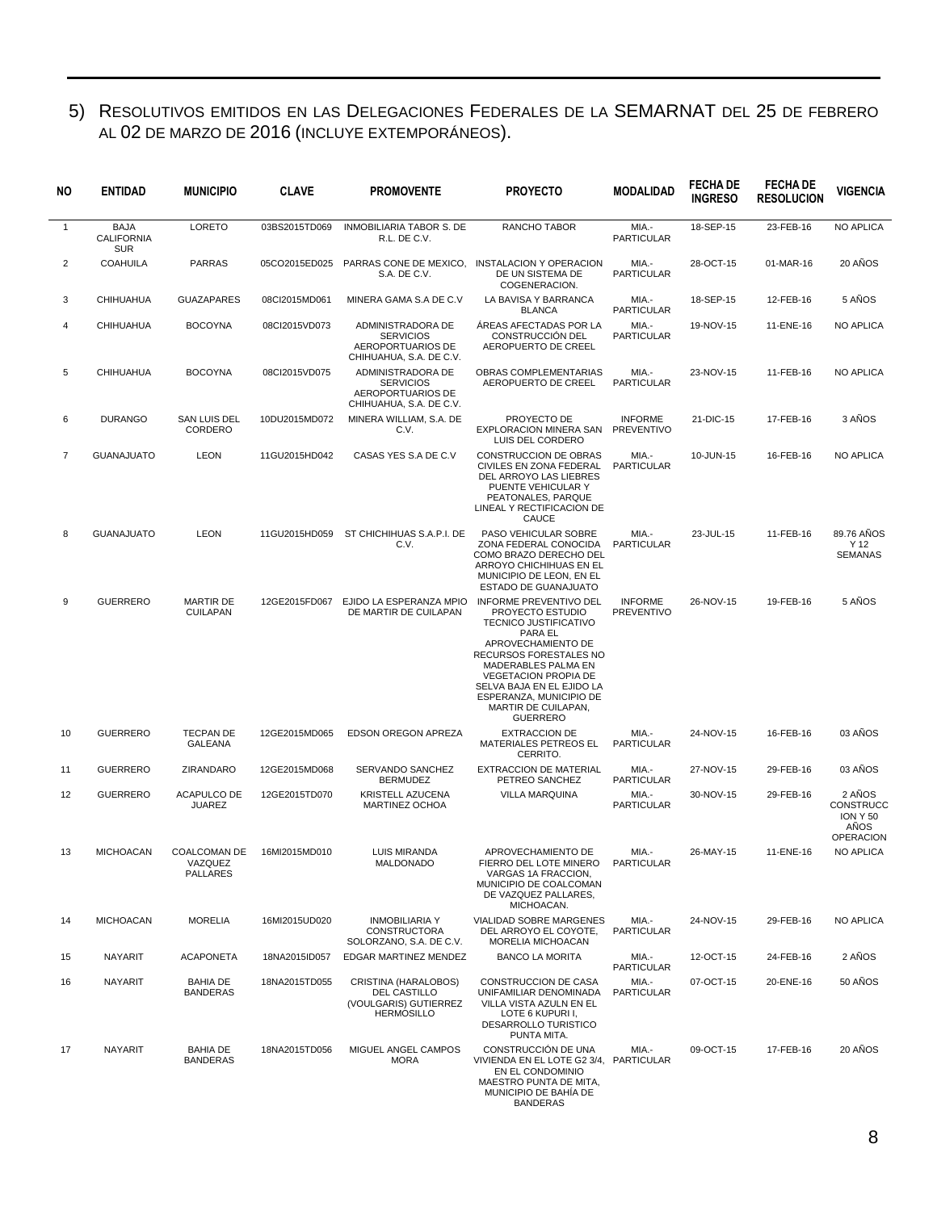## 5) Resolutivos emitidos en las Delegaciones Federales de la SEMARNAT del 25 de febrero al 02 de marzo de 2016 (incluye extemporáneos).

| NO | ENTIDAD | MUNICIPIO | CLAVE | PROMOVENTE | PROYECTO | MODALIDAD | FECHA DE INGRESO | FECHA DE RESOLUCION | VIGENCIA |
|---|---|---|---|---|---|---|---|---|---|
| 1 | BAJA CALIFORNIA SUR | LORETO | 03BS2015TD069 | INMOBILIARIA TABOR S. DE R.L. DE C.V. | RANCHO TABOR | MIA.- PARTICULAR | 18-SEP-15 | 23-FEB-16 | NO APLICA |
| 2 | COAHUILA | PARRAS | 05CO2015ED025 | PARRAS CONE DE MEXICO, S.A. DE C.V. | INSTALACION Y OPERACION DE UN SISTEMA DE COGENERACION. | MIA.- PARTICULAR | 28-OCT-15 | 01-MAR-16 | 20 AÑOS |
| 3 | CHIHUAHUA | GUAZAPARES | 08CI2015MD061 | MINERA GAMA S.A DE C.V | LA BAVISA Y BARRANCA BLANCA | MIA.- PARTICULAR | 18-SEP-15 | 12-FEB-16 | 5 AÑOS |
| 4 | CHIHUAHUA | BOCOYNA | 08CI2015VD073 | ADMINISTRADORA DE SERVICIOS AEROPORTUARIOS DE CHIHUAHUA, S.A. DE C.V. | ÁREAS AFECTADAS POR LA CONSTRUCCIÓN DEL AEROPUERTO DE CREEL | MIA.- PARTICULAR | 19-NOV-15 | 11-ENE-16 | NO APLICA |
| 5 | CHIHUAHUA | BOCOYNA | 08CI2015VD075 | ADMINISTRADORA DE SERVICIOS AEROPORTUARIOS DE CHIHUAHUA, S.A. DE C.V. | OBRAS COMPLEMENTARIAS AEROPUERTO DE CREEL | MIA.- PARTICULAR | 23-NOV-15 | 11-FEB-16 | NO APLICA |
| 6 | DURANGO | SAN LUIS DEL CORDERO | 10DU2015MD072 | MINERA WILLIAM, S.A. DE C.V. | PROYECTO DE EXPLORACION MINERA SAN LUIS DEL CORDERO | INFORME PREVENTIVO | 21-DIC-15 | 17-FEB-16 | 3 AÑOS |
| 7 | GUANAJUATO | LEON | 11GU2015HD042 | CASAS YES S.A DE C.V | CONSTRUCCION DE OBRAS CIVILES EN ZONA FEDERAL DEL ARROYO LAS LIEBRES PUENTE VEHICULAR Y PEATONALES, PARQUE LINEAL Y RECTIFICACION DE CAUCE | MIA.- PARTICULAR | 10-JUN-15 | 16-FEB-16 | NO APLICA |
| 8 | GUANAJUATO | LEON | 11GU2015HD059 | ST CHICHIHUAS S.A.P.I. DE C.V. | PASO VEHICULAR SOBRE ZONA FEDERAL CONOCIDA COMO BRAZO DERECHO DEL ARROYO CHICHIHUAS EN EL MUNICIPIO DE LEON, EN EL ESTADO DE GUANAJUATO | MIA.- PARTICULAR | 23-JUL-15 | 11-FEB-16 | 89.76 AÑOS Y 12 SEMANAS |
| 9 | GUERRERO | MARTIR DE CUILAPAN | 12GE2015FD067 | EJIDO LA ESPERANZA MPIO DE MARTIR DE CUILAPAN | INFORME PREVENTIVO DEL PROYECTO ESTUDIO TECNICO JUSTIFICATIVO PARA EL APROVECHAMIENTO DE RECURSOS FORESTALES NO MADERABLES PALMA EN VEGETACION PROPIA DE SELVA BAJA EN EL EJIDO LA ESPERANZA, MUNICIPIO DE MARTIR DE CUILAPAN, GUERRERO | INFORME PREVENTIVO | 26-NOV-15 | 19-FEB-16 | 5 AÑOS |
| 10 | GUERRERO | TECPAN DE GALEANA | 12GE2015MD065 | EDSON OREGON APREZA | EXTRACCION DE MATERIALES PETREOS EL CERRITO. | MIA.- PARTICULAR | 24-NOV-15 | 16-FEB-16 | 03 AÑOS |
| 11 | GUERRERO | ZIRANDARO | 12GE2015MD068 | SERVANDO SANCHEZ BERMUDEZ | EXTRACCION DE MATERIAL PETREO SANCHEZ | MIA.- PARTICULAR | 27-NOV-15 | 29-FEB-16 | 03 AÑOS |
| 12 | GUERRERO | ACAPULCO DE JUAREZ | 12GE2015TD070 | KRISTELL AZUCENA MARTINEZ OCHOA | VILLA MARQUINA | MIA.- PARTICULAR | 30-NOV-15 | 29-FEB-16 | 2 AÑOS CONSTRUCCION Y 50 AÑOS OPERACION |
| 13 | MICHOACAN | COALCOMAN DE VAZQUEZ PALLARES | 16MI2015MD010 | LUIS MIRANDA MALDONADO | APROVECHAMIENTO DE FIERRO DEL LOTE MINERO VARGAS 1A FRACCION, MUNICIPIO DE COALCOMAN DE VAZQUEZ PALLARES, MICHOACAN. | MIA.- PARTICULAR | 26-MAY-15 | 11-ENE-16 | NO APLICA |
| 14 | MICHOACAN | MORELIA | 16MI2015UD020 | INMOBILIARIA Y CONSTRUCTORA SOLORZANO, S.A. DE C.V. | VIALIDAD SOBRE MARGENES DEL ARROYO EL COYOTE, MORELIA MICHOACAN | MIA.- PARTICULAR | 24-NOV-15 | 29-FEB-16 | NO APLICA |
| 15 | NAYARIT | ACAPONETA | 18NA2015ID057 | EDGAR MARTINEZ MENDEZ | BANCO LA MORITA | MIA.- PARTICULAR | 12-OCT-15 | 24-FEB-16 | 2 AÑOS |
| 16 | NAYARIT | BAHIA DE BANDERAS | 18NA2015TD055 | CRISTINA (HARALOBOS) DEL CASTILLO (VOULGARIS) GUTIERREZ HERMOSILLO | CONSTRUCCION DE CASA UNIFAMILIAR DENOMINADA VILLA VISTA AZULN EN EL LOTE 6 KUPURI I, DESARROLLO TURISTICO PUNTA MITA. | MIA.- PARTICULAR | 07-OCT-15 | 20-ENE-16 | 50 AÑOS |
| 17 | NAYARIT | BAHIA DE BANDERAS | 18NA2015TD056 | MIGUEL ANGEL CAMPOS MORA | CONSTRUCCIÓN DE UNA VIVIENDA EN EL LOTE G2 3/4, EN EL CONDOMINIO MAESTRO PUNTA DE MITA, MUNICIPIO DE BAHÍA DE BANDERAS | MIA.- PARTICULAR | 09-OCT-15 | 17-FEB-16 | 20 AÑOS |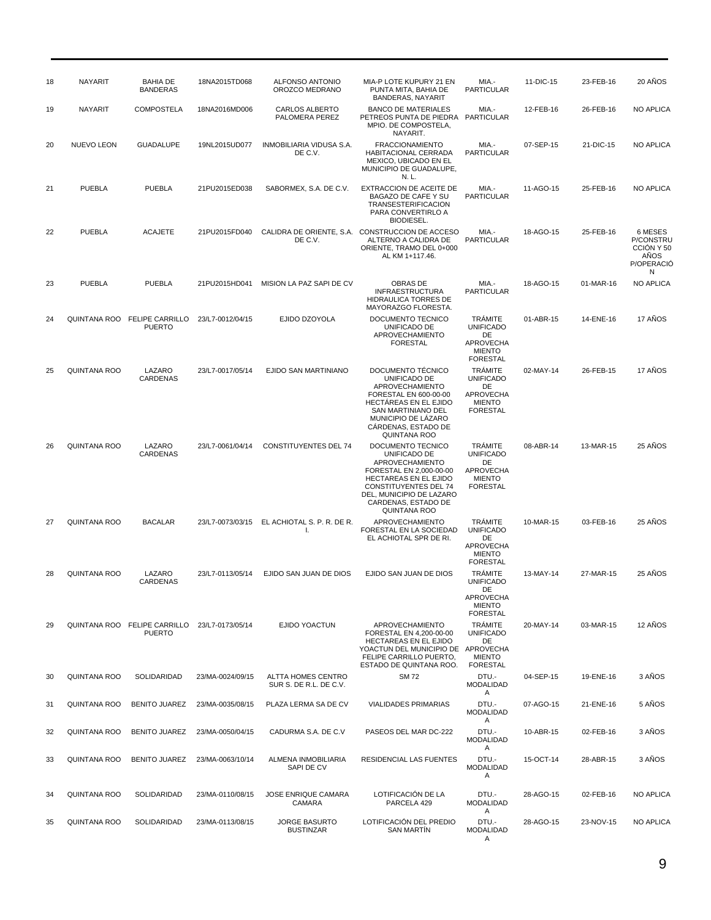| 18 | NAYARIT | BAHIA DE BANDERAS | 18NA2015TD068 | ALFONSO ANTONIO OROZCO MEDRANO | MIA-P LOTE KUPURY 21 EN PUNTA MITA, BAHIA DE BANDERAS, NAYARIT | MIA.- PARTICULAR | 11-DIC-15 | 23-FEB-16 | 20 AÑOS |
|---|---|---|---|---|---|---|---|---|---|
| 19 | NAYARIT | COMPOSTELA | 18NA2016MD006 | CARLOS ALBERTO PALOMERA PEREZ | BANCO DE MATERIALES PETREOS PUNTA DE PIEDRA MPIO. DE COMPOSTELA, NAYARIT. | MIA.- PARTICULAR | 12-FEB-16 | 26-FEB-16 | NO APLICA |
| 20 | NUEVO LEON | GUADALUPE | 19NL2015UD077 | INMOBILIARIA VIDUSA S.A. DE C.V. | FRACCIONAMIENTO HABITACIONAL CERRADA MEXICO, UBICADO EN EL MUNICIPIO DE GUADALUPE, N. L. | MIA.- PARTICULAR | 07-SEP-15 | 21-DIC-15 | NO APLICA |
| 21 | PUEBLA | PUEBLA | 21PU2015ED038 | SABORMEX, S.A. DE C.V. | EXTRACCION DE ACEITE DE BAGAZO DE CAFE Y SU TRANSESTERIFICACION PARA CONVERTIRLO A BIODIESEL. | MIA.- PARTICULAR | 11-AGO-15 | 25-FEB-16 | NO APLICA |
| 22 | PUEBLA | ACAJETE | 21PU2015FD040 | CALIDRA DE ORIENTE, S.A. DE C.V. | CONSTRUCCION DE ACCESO ALTERNO A CALIDRA DE ORIENTE, TRAMO DEL 0+000 AL KM 1+117.46. | MIA.- PARTICULAR | 18-AGO-15 | 25-FEB-16 | 6 MESES P/CONSTRUCCIÓN Y 50 AÑOS P/OPERACIÓN |
| 23 | PUEBLA | PUEBLA | 21PU2015HD041 | MISION LA PAZ SAPI DE CV | OBRAS DE INFRAESTRUCTURA HIDRAULICA TORRES DE MAYORAZGO FLORESTA. | MIA.- PARTICULAR | 18-AGO-15 | 01-MAR-16 | NO APLICA |
| 24 | QUINTANA ROO | FELIPE CARRILLO PUERTO | 23/L7-0012/04/15 | EJIDO DZOYOLA | DOCUMENTO TECNICO UNIFICADO DE APROVECHAMIENTO FORESTAL | TRÁMITE UNIFICADO DE APROVECHAMIENTO FORESTAL | 01-ABR-15 | 14-ENE-16 | 17 AÑOS |
| 25 | QUINTANA ROO | LAZARO CARDENAS | 23/L7-0017/05/14 | EJIDO SAN MARTINIANO | DOCUMENTO TÉCNICO UNIFICADO DE APROVECHAMIENTO FORESTAL EN 600-00-00 HECTÁREAS EN EL EJIDO SAN MARTINIANO DEL MUNICIPIO DE LÁZARO CÁRDENAS, ESTADO DE QUINTANA ROO | TRÁMITE UNIFICADO DE APROVECHAMIENTO FORESTAL | 02-MAY-14 | 26-FEB-15 | 17 AÑOS |
| 26 | QUINTANA ROO | LAZARO CARDENAS | 23/L7-0061/04/14 | CONSTITUYENTES DEL 74 | DOCUMENTO TECNICO UNIFICADO DE APROVECHAMIENTO FORESTAL EN 2,000-00-00 HECTAREAS EN EL EJIDO CONSTITUYENTES DEL 74 DEL, MUNICIPIO DE LAZARO CARDENAS, ESTADO DE QUINTANA ROO | TRÁMITE UNIFICADO DE APROVECHAMIENTO FORESTAL | 08-ABR-14 | 13-MAR-15 | 25 AÑOS |
| 27 | QUINTANA ROO | BACALAR | 23/L7-0073/03/15 | EL ACHIOTAL S. P. R. DE R. I. | APROVECHAMIENTO FORESTAL EN LA SOCIEDAD EL ACHIOTAL SPR DE RI. | TRÁMITE UNIFICADO DE APROVECHAMIENTO FORESTAL | 10-MAR-15 | 03-FEB-16 | 25 AÑOS |
| 28 | QUINTANA ROO | LAZARO CARDENAS | 23/L7-0113/05/14 | EJIDO SAN JUAN DE DIOS | EJIDO SAN JUAN DE DIOS | TRÁMITE UNIFICADO DE APROVECHAMIENTO FORESTAL | 13-MAY-14 | 27-MAR-15 | 25 AÑOS |
| 29 | QUINTANA ROO | FELIPE CARRILLO PUERTO | 23/L7-0173/05/14 | EJIDO YOACTUN | APROVECHAMIENTO FORESTAL EN 4,200-00-00 HECTAREAS EN EL EJIDO YOACTUN DEL MUNICIPIO DE FELIPE CARRILLO PUERTO, ESTADO DE QUINTANA ROO. | TRÁMITE UNIFICADO DE APROVECHAMIENTO FORESTAL | 20-MAY-14 | 03-MAR-15 | 12 AÑOS |
| 30 | QUINTANA ROO | SOLIDARIDAD | 23/MA-0024/09/15 | ALTTA HOMES CENTRO SUR S. DE R.L. DE C.V. | SM 72 | DTU.- MODALIDAD A | 04-SEP-15 | 19-ENE-16 | 3 AÑOS |
| 31 | QUINTANA ROO | BENITO JUAREZ | 23/MA-0035/08/15 | PLAZA LERMA SA DE CV | VIALIDADES PRIMARIAS | DTU.- MODALIDAD A | 07-AGO-15 | 21-ENE-16 | 5 AÑOS |
| 32 | QUINTANA ROO | BENITO JUAREZ | 23/MA-0050/04/15 | CADURMA S.A. DE C.V | PASEOS DEL MAR DC-222 | DTU.- MODALIDAD A | 10-ABR-15 | 02-FEB-16 | 3 AÑOS |
| 33 | QUINTANA ROO | BENITO JUAREZ | 23/MA-0063/10/14 | ALMENA INMOBILIARIA SAPI DE CV | RESIDENCIAL LAS FUENTES | DTU.- MODALIDAD A | 15-OCT-14 | 28-ABR-15 | 3 AÑOS |
| 34 | QUINTANA ROO | SOLIDARIDAD | 23/MA-0110/08/15 | JOSE ENRIQUE CAMARA CAMARA | LOTIFICACIÓN DE LA PARCELA 429 | DTU.- MODALIDAD A | 28-AGO-15 | 02-FEB-16 | NO APLICA |
| 35 | QUINTANA ROO | SOLIDARIDAD | 23/MA-0113/08/15 | JORGE BASURTO BUSTINZAR | LOTIFICACIÓN DEL PREDIO SAN MARTÍN | DTU.- MODALIDAD A | 28-AGO-15 | 23-NOV-15 | NO APLICA |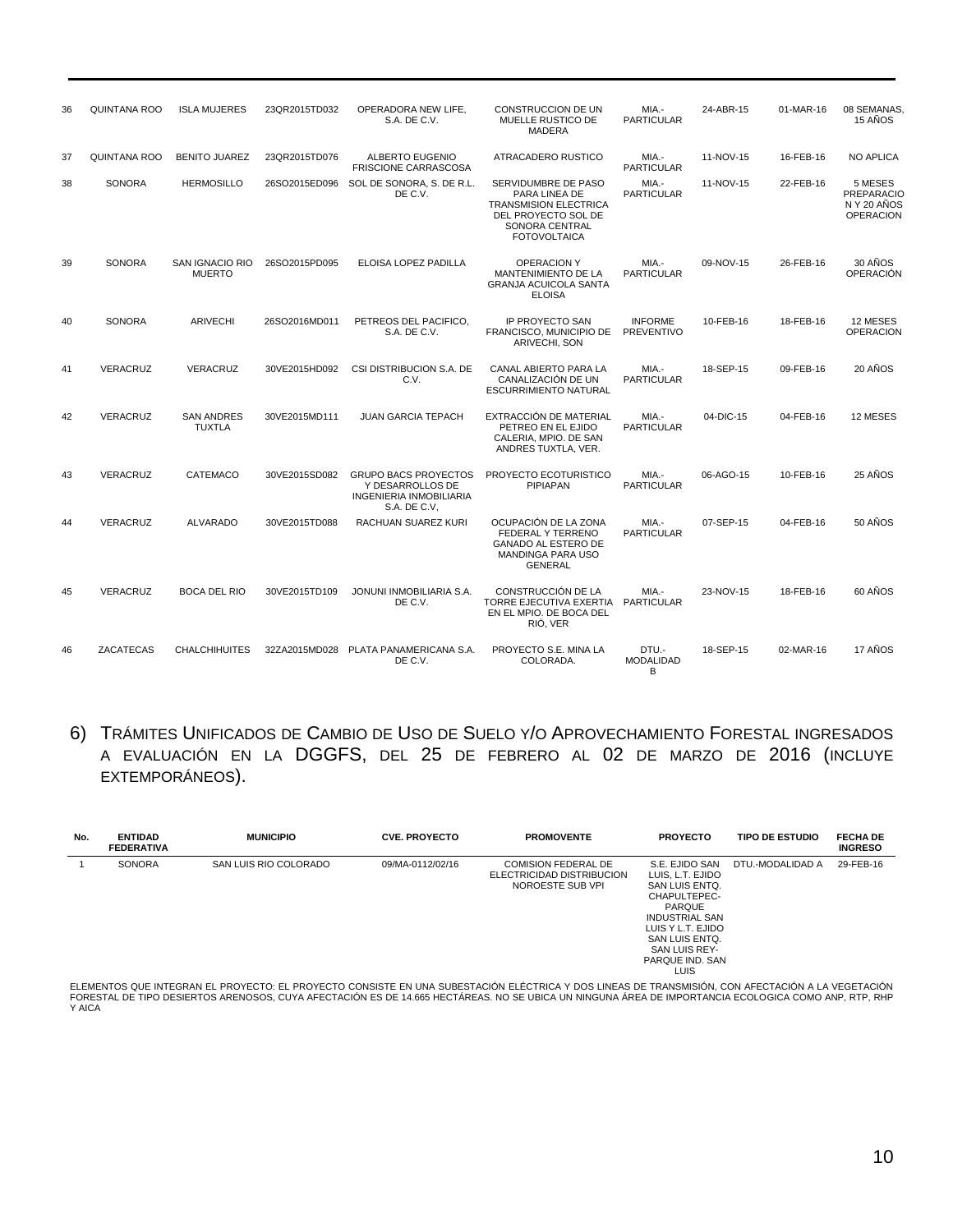| | | | | | | | | | |
|---|---|---|---|---|---|---|---|---|---|
| 36 | QUINTANA ROO | ISLA MUJERES | 23QR2015TD032 | OPERADORA NEW LIFE, S.A. DE C.V. | CONSTRUCCION DE UN MUELLE RUSTICO DE MADERA | MIA.- PARTICULAR | 24-ABR-15 | 01-MAR-16 | 08 SEMANAS, 15 AÑOS |
| 37 | QUINTANA ROO | BENITO JUAREZ | 23QR2015TD076 | ALBERTO EUGENIO FRISCIONE CARRASCOSA | ATRACADERO RUSTICO | MIA.- PARTICULAR | 11-NOV-15 | 16-FEB-16 | NO APLICA |
| 38 | SONORA | HERMOSILLO | 26SO2015ED096 | SOL DE SONORA, S. DE R.L. DE C.V. | SERVIDUMBRE DE PASO PARA LINEA DE TRANSMISION ELECTRICA DEL PROYECTO SOL DE SONORA CENTRAL FOTOVOLTAICA | MIA.- PARTICULAR | 11-NOV-15 | 22-FEB-16 | 5 MESES PREPARACIO N Y 20 AÑOS OPERACION |
| 39 | SONORA | SAN IGNACIO RIO MUERTO | 26SO2015PD095 | ELOISA LOPEZ PADILLA | OPERACION Y MANTENIMIENTO DE LA GRANJA ACUICOLA SANTA ELOISA | MIA.- PARTICULAR | 09-NOV-15 | 26-FEB-16 | 30 AÑOS OPERACIÓN |
| 40 | SONORA | ARIVECHI | 26SO2016MD011 | PETREOS DEL PACIFICO, S.A. DE C.V. | IP PROYECTO SAN FRANCISCO, MUNICIPIO DE ARIVECHI, SON | INFORME PREVENTIVO | 10-FEB-16 | 18-FEB-16 | 12 MESES OPERACION |
| 41 | VERACRUZ | VERACRUZ | 30VE2015HD092 | CSI DISTRIBUCION S.A. DE C.V. | CANAL ABIERTO PARA LA CANALIZACIÓN DE UN ESCURRIMIENTO NATURAL | MIA.- PARTICULAR | 18-SEP-15 | 09-FEB-16 | 20 AÑOS |
| 42 | VERACRUZ | SAN ANDRES TUXTLA | 30VE2015MD111 | JUAN GARCIA TEPACH | EXTRACCIÓN DE MATERIAL PETREO EN EL EJIDO CALERIA, MPIO. DE SAN ANDRES TUXTLA, VER. | MIA.- PARTICULAR | 04-DIC-15 | 04-FEB-16 | 12 MESES |
| 43 | VERACRUZ | CATEMACO | 30VE2015SD082 | GRUPO BACS PROYECTOS Y DESARROLLOS DE INGENIERIA INMOBILIARIA S.A. DE C.V, | PROYECTO ECOTURISTICO PIPIAPAN | MIA.- PARTICULAR | 06-AGO-15 | 10-FEB-16 | 25 AÑOS |
| 44 | VERACRUZ | ALVARADO | 30VE2015TD088 | RACHUAN SUAREZ KURI | OCUPACIÓN DE LA ZONA FEDERAL Y TERRENO GANADO AL ESTERO DE MANDINGA PARA USO GENERAL | MIA.- PARTICULAR | 07-SEP-15 | 04-FEB-16 | 50 AÑOS |
| 45 | VERACRUZ | BOCA DEL RIO | 30VE2015TD109 | JONUNI INMOBILIARIA S.A. DE C.V. | CONSTRUCCIÓN DE LA TORRE EJECUTIVA EXERTIA EN EL MPIO. DE BOCA DEL RIÓ, VER | MIA.- PARTICULAR | 23-NOV-15 | 18-FEB-16 | 60 AÑOS |
| 46 | ZACATECAS | CHALCHIHUITES | 32ZA2015MD028 | PLATA PANAMERICANA S.A. DE C.V. | PROYECTO S.E. MINA LA COLORADA. | DTU.- MODALIDAD B | 18-SEP-15 | 02-MAR-16 | 17 AÑOS |

## 6) Trámites Unificados de Cambio de Uso de Suelo y/o Aprovechamiento Forestal ingresados a evaluación en la DGGFS, del 25 de febrero al 02 de marzo de 2016 (incluye extemporáneos).

| No. | ENTIDAD FEDERATIVA | MUNICIPIO | CVE. PROYECTO | PROMOVENTE | PROYECTO | TIPO DE ESTUDIO | FECHA DE INGRESO |
|---|---|---|---|---|---|---|---|
| 1 | SONORA | SAN LUIS RIO COLORADO | 09/MA-0112/02/16 | COMISION FEDERAL DE ELECTRICIDAD DISTRIBUCION NOROESTE SUB VPI | S.E. EJIDO SAN LUIS, L.T. EJIDO SAN LUIS ENTQ. CHAPULTEPEC-PARQUE INDUSTRIAL SAN LUIS Y L.T. EJIDO SAN LUIS ENTQ. SAN LUIS REY-PARQUE IND. SAN LUIS | DTU.-MODALIDAD A | 29-FEB-16 |

ELEMENTOS QUE INTEGRAN EL PROYECTO: EL PROYECTO CONSISTE EN UNA SUBESTACIÓN ELÉCTRICA Y DOS LINEAS DE TRANSMISIÓN, CON AFECTACIÓN A LA VEGETACIÓN FORESTAL DE TIPO DESIERTOS ARENOSOS, CUYA AFECTACIÓN ES DE 14.665 HECTÁREAS. NO SE UBICA UN NINGUNA ÁREA DE IMPORTANCIA ECOLOGICA COMO ANP, RTP, RHP Y AICA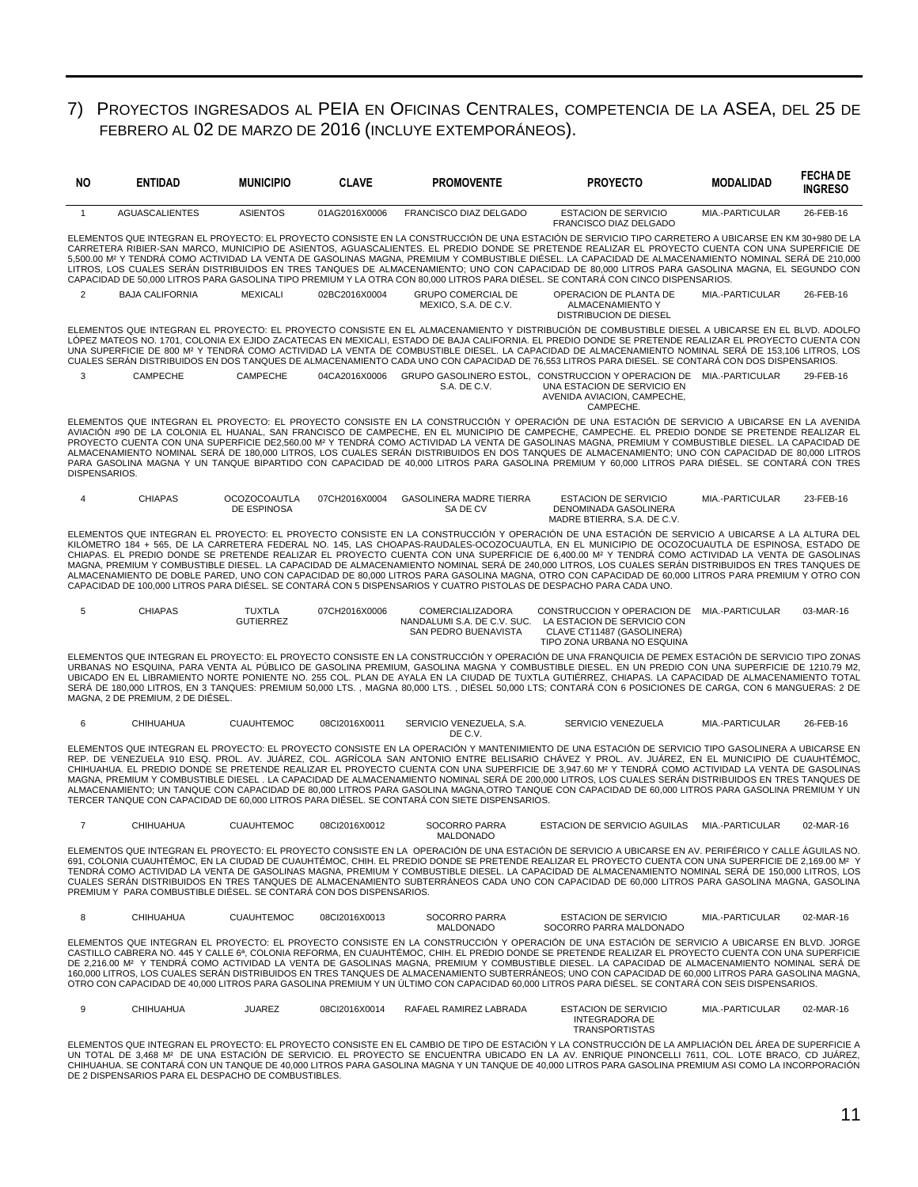## 7) Proyectos ingresados al PEIA en Oficinas Centrales, competencia de la ASEA, del 25 de febrero al 02 de marzo de 2016 (incluye extemporáneos).

| NO | ENTIDAD | MUNICIPIO | CLAVE | PROMOVENTE | PROYECTO | MODALIDAD | FECHA DE INGRESO |
|---|---|---|---|---|---|---|---|
| 1 | AGUASCALIENTES | ASIENTOS | 01AG2016X0006 | FRANCISCO DIAZ DELGADO | ESTACION DE SERVICIO FRANCISCO DIAZ DELGADO | MIA.-PARTICULAR | 26-FEB-16 |
| ELEMENTOS QUE INTEGRAN EL PROYECTO: EL PROYECTO CONSISTE EN LA CONSTRUCCIÓN DE UNA ESTACIÓN DE SERVICIO TIPO CARRETERO A UBICARSE EN KM 30+980 DE LA CARRETERA RIBIER-SAN MARCO, MUNICIPIO DE ASIENTOS, AGUASCALIENTES. EL PREDIO DONDE SE PRETENDE REALIZAR EL PROYECTO CUENTA CON UNA SUPERFICIE DE 5,500.00 M² Y TENDRÁ COMO ACTIVIDAD LA VENTA DE GASOLINAS MAGNA, PREMIUM Y COMBUSTIBLE DIÉSEL. LA CAPACIDAD DE ALMACENAMIENTO NOMINAL SERÁ DE 210,000 LITROS, LOS CUALES SERÁN DISTRIBUIDOS EN TRES TANQUES DE ALMACENAMIENTO; UNO CON CAPACIDAD DE 80,000 LITROS PARA GASOLINA MAGNA, EL SEGUNDO CON CAPACIDAD DE 50,000 LITROS PARA GASOLINA TIPO PREMIUM Y LA OTRA CON 80,000 LITROS PARA DIÉSEL. SE CONTARÁ CON CINCO DISPENSARIOS. | | | | | | | |
| 2 | BAJA CALIFORNIA | MEXICALI | 02BC2016X0004 | GRUPO COMERCIAL DE MEXICO, S.A. DE C.V. | OPERACION DE PLANTA DE ALMACENAMIENTO Y DISTRIBUCION DE DIESEL | MIA.-PARTICULAR | 26-FEB-16 |
| ELEMENTOS QUE INTEGRAN EL PROYECTO: EL PROYECTO CONSISTE EN EL ALMACENAMIENTO Y DISTRIBUCIÓN DE COMBUSTIBLE DIESEL A UBICARSE EN EL BLVD. ADOLFO LÓPEZ MATEOS NO. 1701, COLONIA EX EJIDO ZACATECAS EN MEXICALI, ESTADO DE BAJA CALIFORNIA. EL PREDIO DONDE SE PRETENDE REALIZAR EL PROYECTO CUENTA CON UNA SUPERFICIE DE 800 M² Y TENDRÁ COMO ACTIVIDAD LA VENTA DE COMBUSTIBLE DIESEL. LA CAPACIDAD DE ALMACENAMIENTO NOMINAL SERÁ DE 153,106 LITROS, LOS CUALES SERÁN DISTRIBUIDOS EN DOS TANQUES DE ALMACENAMIENTO CADA UNO CON CAPACIDAD DE 76,553 LITROS PARA DIESEL. SE CONTARÁ CON DOS DISPENSARIOS. | | | | | | | |
| 3 | CAMPECHE | CAMPECHE | 04CA2016X0006 | GRUPO GASOLINERO ESTOL, S.A. DE C.V. | CONSTRUCCION Y OPERACION DE UNA ESTACION DE SERVICIO EN AVENIDA AVIACION, CAMPECHE, CAMPECHE. | MIA.-PARTICULAR | 29-FEB-16 |
| ELEMENTOS QUE INTEGRAN EL PROYECTO: EL PROYECTO CONSISTE EN LA CONSTRUCCIÓN Y OPERACIÓN DE UNA ESTACIÓN DE SERVICIO A UBICARSE EN LA AVENIDA AVIACIÓN #90 DE LA COLONIA EL HUANAL, SAN FRANCISCO DE CAMPECHE, EN EL MUNICIPIO DE CAMPECHE, CAMPECHE. EL PREDIO DONDE SE PRETENDE REALIZAR EL PROYECTO CUENTA CON UNA SUPERFICIE DE2,560.00 M² Y TENDRÁ COMO ACTIVIDAD LA VENTA DE GASOLINAS MAGNA, PREMIUM Y COMBUSTIBLE DIESEL. LA CAPACIDAD DE ALMACENAMIENTO NOMINAL SERÁ DE 180,000 LITROS, LOS CUALES SERÁN DISTRIBUIDOS EN DOS TANQUES DE ALMACENAMIENTO; UNO CON CAPACIDAD DE 80,000 LITROS PARA GASOLINA MAGNA Y UN TANQUE BIPARTIDO CON CAPACIDAD DE 40,000 LITROS PARA GASOLINA PREMIUM Y 60,000 LITROS PARA DIÉSEL. SE CONTARÁ CON TRES DISPENSARIOS. | | | | | | | |
| 4 | CHIAPAS | OCOZOCOAUTLA DE ESPINOSA | 07CH2016X0004 | GASOLINERA MADRE TIERRA SA DE CV | ESTACION DE SERVICIO DENOMINADA GASOLINERA MADRE BTIERRA, S.A. DE C.V. | MIA.-PARTICULAR | 23-FEB-16 |
| ELEMENTOS QUE INTEGRAN EL PROYECTO: EL PROYECTO CONSISTE EN LA CONSTRUCCIÓN Y OPERACIÓN DE UNA ESTACIÓN DE SERVICIO A UBICARSE A LA ALTURA DEL KILÓMETRO 184 + 565, DE LA CARRETERA FEDERAL NO. 145, LAS CHOAPAS-RAUDALES-OCOZOCUAUTLA, EN EL MUNICIPIO DE OCOZOCUAUTLA DE ESPINOSA, ESTADO DE CHIAPAS. EL PREDIO DONDE SE PRETENDE REALIZAR EL PROYECTO CUENTA CON UNA SUPERFICIE DE 6,400.00 M² Y TENDRÁ COMO ACTIVIDAD LA VENTA DE GASOLINAS MAGNA, PREMIUM Y COMBUSTIBLE DIESEL. LA CAPACIDAD DE ALMACENAMIENTO NOMINAL SERÁ DE 240,000 LITROS, LOS CUALES SERÁN DISTRIBUIDOS EN TRES TANQUES DE ALMACENAMIENTO DE DOBLE PARED, UNO CON CAPACIDAD DE 80,000 LITROS PARA GASOLINA MAGNA, OTRO CON CAPACIDAD DE 60,000 LITROS PARA PREMIUM Y OTRO CON CAPACIDAD DE 100,000 LITROS PARA DIÉSEL. SE CONTARÁ CON 5 DISPENSARIOS Y CUATRO PISTOLAS DE DESPACHO PARA CADA UNO. | | | | | | | |
| 5 | CHIAPAS | TUXTLA GUTIERREZ | 07CH2016X0006 | COMERCIALIZADORA NANDALUMI S.A. DE C.V. SUC. SAN PEDRO BUENAVISTA | CONSTRUCCION Y OPERACION DE LA ESTACION DE SERVICIO CON CLAVE CT11487 (GASOLINERA) TIPO ZONA URBANA NO ESQUINA | MIA.-PARTICULAR | 03-MAR-16 |
| ELEMENTOS QUE INTEGRAN EL PROYECTO: EL PROYECTO CONSISTE EN LA CONSTRUCCIÓN Y OPERACIÓN DE UNA FRANQUICIA DE PEMEX ESTACIÓN DE SERVICIO TIPO ZONAS URBANAS NO ESQUINA, PARA VENTA AL PÚBLICO DE GASOLINA PREMIUM, GASOLINA MAGNA Y COMBUSTIBLE DIÉSEL. EN UN PREDIO CON UNA SUPERFICIE DE 1210.79 M2, UBICADO EN EL LIBRAMIENTO NORTE PONIENTE NO. 255 COL. PLAN DE AYALA EN LA CIUDAD DE TUXTLA GUTIÉRREZ, CHIAPAS. LA CAPACIDAD DE ALMACENAMIENTO TOTAL SERÁ DE 180,000 LITROS, EN 3 TANQUES: PREMIUM 50,000 LTS. , MAGNA 80,000 LTS. , DIÉSEL 50,000 LTS; CONTARÁ CON 6 POSICIONES DE CARGA, CON 6 MANGUERAS: 2 DE MAGNA, 2 DE PREMIUM, 2 DE DIÉSEL. | | | | | | | |
| 6 | CHIHUAHUA | CUAUHTEMOC | 08CI2016X0011 | SERVICIO VENEZUELA, S.A. DE C.V. | SERVICIO VENEZUELA | MIA.-PARTICULAR | 26-FEB-16 |
| ELEMENTOS QUE INTEGRAN EL PROYECTO: EL PROYECTO CONSISTE EN LA OPERACIÓN Y MANTENIMIENTO DE UNA ESTACIÓN DE SERVICIO TIPO GASOLINERA A UBICARSE EN REP. DE VENEZUELA 910 ESQ. PROL. AV. JUÁREZ, COL. AGRÍCOLA SAN ANTONIO ENTRE BELISARIO CHÁVEZ Y PROL. AV. JUÁREZ, EN EL MUNICIPIO DE CUAUHTÉMOC, CHIHUAHUA. EL PREDIO DONDE SE PRETENDE REALIZAR EL PROYECTO CUENTA CON UNA SUPERFICIE DE 3,947.60 M² Y TENDRÁ COMO ACTIVIDAD LA VENTA DE GASOLINAS MAGNA, PREMIUM Y COMBUSTIBLE DIESEL . LA CAPACIDAD DE ALMACENAMIENTO NOMINAL SERÁ DE 200,000 LITROS, LOS CUALES SERÁN DISTRIBUIDOS EN TRES TANQUES DE ALMACENAMIENTO; UN TANQUE CON CAPACIDAD DE 80,000 LITROS PARA GASOLINA MAGNA,OTRO TANQUE CON CAPACIDAD DE 60,000 LITROS PARA GASOLINA PREMIUM Y UN TERCER TANQUE CON CAPACIDAD DE 60,000 LITROS PARA DIÉSEL. SE CONTARÁ CON SIETE DISPENSARIOS. | | | | | | | |
| 7 | CHIHUAHUA | CUAUHTEMOC | 08CI2016X0012 | SOCORRO PARRA MALDONADO | ESTACION DE SERVICIO AGUILAS | MIA.-PARTICULAR | 02-MAR-16 |
| ELEMENTOS QUE INTEGRAN EL PROYECTO: EL PROYECTO CONSISTE EN LA OPERACIÓN DE UNA ESTACIÓN DE SERVICIO A UBICARSE EN AV. PERIFÉRICO Y CALLE ÁGUILAS NO. 691, COLONIA CUAUHTÉMOC, EN LA CIUDAD DE CUAUHTÉMOC, CHIH. EL PREDIO DONDE SE PRETENDE REALIZAR EL PROYECTO CUENTA CON UNA SUPERFICIE DE 2,169.00 M² Y TENDRÁ COMO ACTIVIDAD LA VENTA DE GASOLINAS MAGNA, PREMIUM Y COMBUSTIBLE DIESEL. LA CAPACIDAD DE ALMACENAMIENTO NOMINAL SERÁ DE 150,000 LITROS, LOS CUALES SERÁN DISTRIBUIDOS EN TRES TANQUES DE ALMACENAMIENTO SUBTERRÁNEOS CADA UNO CON CAPACIDAD DE 60,000 LITROS PARA GASOLINA MAGNA, GASOLINA PREMIUM Y PARA COMBUSTIBLE DIÉSEL. SE CONTARÁ CON DOS DISPENSARIOS. | | | | | | | |
| 8 | CHIHUAHUA | CUAUHTEMOC | 08CI2016X0013 | SOCORRO PARRA MALDONADO | ESTACION DE SERVICIO SOCORRO PARRA MALDONADO | MIA.-PARTICULAR | 02-MAR-16 |
| ELEMENTOS QUE INTEGRAN EL PROYECTO: EL PROYECTO CONSISTE EN LA CONSTRUCCIÓN Y OPERACIÓN DE UNA ESTACIÓN DE SERVICIO A UBICARSE EN BLVD. JORGE CASTILLO CABRERA NO. 445 Y CALLE 6ª, COLONIA REFORMA, EN CUAUHTÉMOC, CHIH. EL PREDIO DONDE SE PRETENDE REALIZAR EL PROYECTO CUENTA CON UNA SUPERFICIE DE 2,216.00 M² Y TENDRÁ COMO ACTIVIDAD LA VENTA DE GASOLINAS MAGNA, PREMIUM Y COMBUSTIBLE DIESEL. LA CAPACIDAD DE ALMACENAMIENTO NOMINAL SERÁ DE 160,000 LITROS, LOS CUALES SERÁN DISTRIBUIDOS EN TRES TANQUES DE ALMACENAMIENTO SUBTERRÁNEOS; UNO CON CAPACIDAD DE 60,000 LITROS PARA GASOLINA MAGNA, OTRO CON CAPACIDAD DE 40,000 LITROS PARA GASOLINA PREMIUM Y UN ÚLTIMO CON CAPACIDAD 60,000 LITROS PARA DIÉSEL. SE CONTARÁ CON SEIS DISPENSARIOS. | | | | | | | |
| 9 | CHIHUAHUA | JUAREZ | 08CI2016X0014 | RAFAEL RAMIREZ LABRADA | ESTACION DE SERVICIO INTEGRADORA DE TRANSPORTISTAS | MIA.-PARTICULAR | 02-MAR-16 |
| ELEMENTOS QUE INTEGRAN EL PROYECTO: EL PROYECTO CONSISTE EN EL CAMBIO DE TIPO DE ESTACIÓN Y LA CONSTRUCCIÓN DE LA AMPLIACIÓN DEL ÁREA DE SUPERFICIE A UN TOTAL DE 3,468 M² DE UNA ESTACIÓN DE SERVICIO. EL PROYECTO SE ENCUENTRA UBICADO EN LA AV. ENRIQUE PINONCELLI 7611, COL. LOTE BRACO, CD JUÁREZ, CHIHUAHUA. SE CONTARÁ CON UN TANQUE DE 40,000 LITROS PARA GASOLINA MAGNA Y UN TANQUE DE 40,000 LITROS PARA GASOLINA PREMIUM ASI COMO LA INCORPORACIÓN DE 2 DISPENSARIOS PARA EL DESPACHO DE COMBUSTIBLES. | | | | | | | |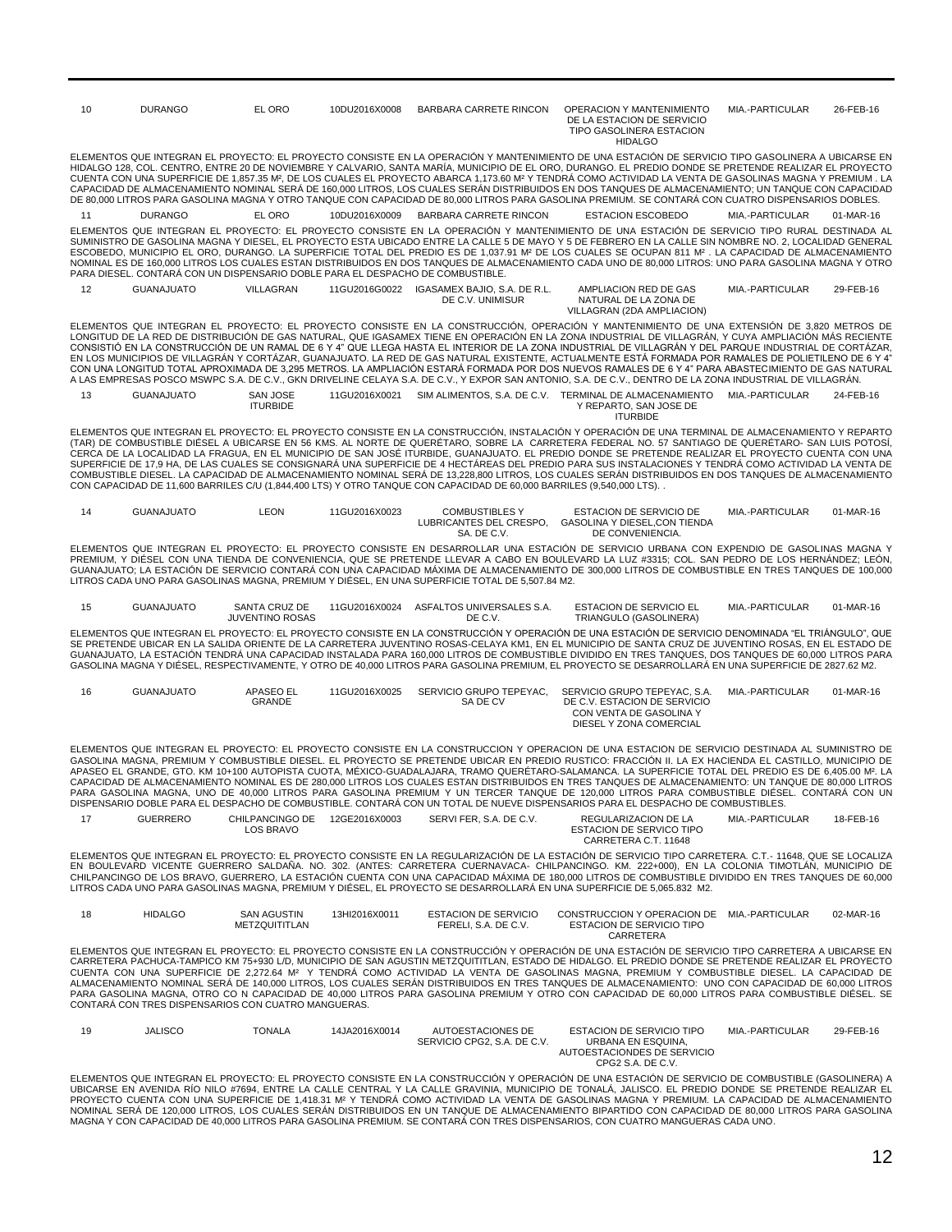| 10 | DURANGO | EL ORO | 10DU2016X0008 | BARBARA CARRETE RINCON | OPERACION Y MANTENIMIENTO DE LA ESTACION DE SERVICIO TIPO GASOLINERA ESTACION HIDALGO | MIA.-PARTICULAR | 26-FEB-16 |
|---|---|---|---|---|---|---|---|

ELEMENTOS QUE INTEGRAN EL PROYECTO: EL PROYECTO CONSISTE EN LA OPERACIÓN Y MANTENIMIENTO DE UNA ESTACIÓN DE SERVICIO TIPO GASOLINERA A UBICARSE EN HIDALGO 128, COL. CENTRO, ENTRE 20 DE NOVIEMBRE Y CALVARIO, SANTA MARÍA, MUNICIPIO DE EL ORO, DURANGO. EL PREDIO DONDE SE PRETENDE REALIZAR EL PROYECTO CUENTA CON UNA SUPERFICIE DE 1,857.35 M², DE LOS CUALES EL PROYECTO ABARCA 1,173.60 M² Y TENDRÁ COMO ACTIVIDAD LA VENTA DE GASOLINAS MAGNA Y PREMIUM . LA CAPACIDAD DE ALMACENAMIENTO NOMINAL SERÁ DE 160,000 LITROS, LOS CUALES SERÁN DISTRIBUIDOS EN DOS TANQUES DE ALMACENAMIENTO; UN TANQUE CON CAPACIDAD DE 80,000 LITROS PARA GASOLINA MAGNA Y OTRO TANQUE CON CAPACIDAD DE 80,000 LITROS PARA GASOLINA PREMIUM. SE CONTARÁ CON CUATRO DISPENSARIOS DOBLES.

| 11 | DURANGO | EL ORO | 10DU2016X0009 | BARBARA CARRETE RINCON | ESTACION ESCOBEDO | MIA.-PARTICULAR | 01-MAR-16 |
|---|---|---|---|---|---|---|---|

ELEMENTOS QUE INTEGRAN EL PROYECTO: EL PROYECTO CONSISTE EN LA OPERACIÓN Y MANTENIMIENTO DE UNA ESTACIÓN DE SERVICIO TIPO RURAL DESTINADA AL SUMINISTRO DE GASOLINA MAGNA Y DIESEL, EL PROYECTO ESTA UBICADO ENTRE LA CALLE 5 DE MAYO Y 5 DE FEBRERO EN LA CALLE SIN NOMBRE NO. 2, LOCALIDAD GENERAL ESCOBEDO, MUNICIPIO EL ORO, DURANGO. LA SUPERFICIE TOTAL DEL PREDIO ES DE 1,037.91 M² DE LOS CUALES SE OCUPAN 811 M² . LA CAPACIDAD DE ALMACENAMIENTO NOMINAL ES DE 160,000 LITROS LOS CUALES ESTAN DISTRIBUIDOS EN DOS TANQUES DE ALMACENAMIENTO CADA UNO DE 80,000 LITROS: UNO PARA GASOLINA MAGNA Y OTRO PARA DIESEL. CONTARÁ CON UN DISPENSARIO DOBLE PARA EL DESPACHO DE COMBUSTIBLE.

| 12 | GUANAJUATO | VILLAGRAN | 11GU2016G0022 | IGASAMEX BAJIO, S.A. DE R.L. DE C.V. UNIMISUR | AMPLIACION RED DE GAS NATURAL DE LA ZONA DE VILLAGRAN (2DA AMPLIACION) | MIA.-PARTICULAR | 29-FEB-16 |
|---|---|---|---|---|---|---|---|

ELEMENTOS QUE INTEGRAN EL PROYECTO: EL PROYECTO CONSISTE EN LA CONSTRUCCIÓN, OPERACIÓN Y MANTENIMIENTO DE UNA EXTENSIÓN DE 3,820 METROS DE LONGITUD DE LA RED DE DISTRIBUCIÓN DE GAS NATURAL, QUE IGASAMEX TIENE EN OPERACIÓN EN LA ZONA INDUSTRIAL DE VILLAGRÁN, Y CUYA AMPLIACIÓN MÁS RECIENTE CONSISTIÓ EN LA CONSTRUCCIÓN DE UN RAMAL DE 6 Y 4" QUE LLEGA HASTA EL INTERIOR DE LA ZONA INDUSTRIAL DE VILLAGRÁN Y DEL PARQUE INDUSTRIAL DE CORTÁZAR, EN LOS MUNICIPIOS DE VILLAGRÁN Y CORTÁZAR, GUANAJUATO. LA RED DE GAS NATURAL EXISTENTE, ACTUALMENTE ESTÁ FORMADA POR RAMALES DE POLIETILENO DE 6 Y 4" CON UNA LONGITUD TOTAL APROXIMADA DE 3,295 METROS. LA AMPLIACIÓN ESTARÁ FORMADA POR DOS NUEVOS RAMALES DE 6 Y 4" PARA ABASTECIMIENTO DE GAS NATURAL A LAS EMPRESAS POSCO MSWPC S.A. DE C.V., GKN DRIVELINE CELAYA S.A. DE C.V., Y EXPOR SAN ANTONIO, S.A. DE C.V., DENTRO DE LA ZONA INDUSTRIAL DE VILLAGRÁN.

| 13 | GUANAJUATO | SAN JOSE ITURBIDE | 11GU2016X0021 | SIM ALIMENTOS, S.A. DE C.V. | TERMINAL DE ALMACENAMIENTO Y REPARTO, SAN JOSE DE ITURBIDE | MIA.-PARTICULAR | 24-FEB-16 |
|---|---|---|---|---|---|---|---|

ELEMENTOS QUE INTEGRAN EL PROYECTO: EL PROYECTO CONSISTE EN LA CONSTRUCCIÓN, INSTALACIÓN Y OPERACIÓN DE UNA TERMINAL DE ALMACENAMIENTO Y REPARTO (TAR) DE COMBUSTIBLE DIÉSEL A UBICARSE EN 56 KMS. AL NORTE DE QUERÉTARO, SOBRE LA CARRETERA FEDERAL NO. 57 SANTIAGO DE QUERÉTARO- SAN LUIS POTOSÍ, CERCA DE LA LOCALIDAD LA FRAGUA, EN EL MUNICIPIO DE SAN JOSÉ ITURBIDE, GUANAJUATO. EL PREDIO DONDE SE PRETENDE REALIZAR EL PROYECTO CUENTA CON UNA SUPERFICIE DE 17,9 HA, DE LAS CUALES SE CONSIGNARÁ UNA SUPERFICIE DE 4 HECTÁREAS DEL PREDIO PARA SUS INSTALACIONES Y TENDRÁ COMO ACTIVIDAD LA VENTA DE COMBUSTIBLE DIESEL. LA CAPACIDAD DE ALMACENAMIENTO NOMINAL SERÁ DE 13,228,800 LITROS, LOS CUALES SERÁN DISTRIBUIDOS EN DOS TANQUES DE ALMACENAMIENTO CON CAPACIDAD DE 11,600 BARRILES C/U (1,844,400 LTS) Y OTRO TANQUE CON CAPACIDAD DE 60,000 BARRILES (9,540,000 LTS). .

| 14 | GUANAJUATO | LEON | 11GU2016X0023 | COMBUSTIBLES Y LUBRICANTES DEL CRESPO, SA. DE C.V. | ESTACION DE SERVICIO DE GASOLINA Y DIESEL,CON TIENDA DE CONVENIENCIA. | MIA.-PARTICULAR | 01-MAR-16 |
|---|---|---|---|---|---|---|---|

ELEMENTOS QUE INTEGRAN EL PROYECTO: EL PROYECTO CONSISTE EN DESARROLLAR UNA ESTACIÓN DE SERVICIO URBANA CON EXPENDIO DE GASOLINAS MAGNA Y PREMIUM, Y DIÉSEL CON UNA TIENDA DE CONVENIENCIA, QUE SE PRETENDE LLEVAR A CABO EN BOULEVARD LA LUZ #3315; COL. SAN PEDRO DE LOS HERNÁNDEZ; LEÓN, GUANAJUATO; LA ESTACIÓN DE SERVICIO CONTARÁ CON UNA CAPACIDAD MÁXIMA DE ALMACENAMIENTO DE 300,000 LITROS DE COMBUSTIBLE EN TRES TANQUES DE 100,000 LITROS CADA UNO PARA GASOLINAS MAGNA, PREMIUM Y DIÉSEL, EN UNA SUPERFICIE TOTAL DE 5,507.84 M2.

| 15 | GUANAJUATO | SANTA CRUZ DE JUVENTINO ROSAS | 11GU2016X0024 | ASFALTOS UNIVERSALES S.A. DE C.V. | ESTACION DE SERVICIO EL TRIANGULO (GASOLINERA) | MIA.-PARTICULAR | 01-MAR-16 |
|---|---|---|---|---|---|---|---|

ELEMENTOS QUE INTEGRAN EL PROYECTO: EL PROYECTO CONSISTE EN LA CONSTRUCCIÓN Y OPERACIÓN DE UNA ESTACIÓN DE SERVICIO DENOMINADA "EL TRIÁNGULO", QUE SE PRETENDE UBICAR EN LA SALIDA ORIENTE DE LA CARRETERA JUVENTINO ROSAS-CELAYA KM1, EN EL MUNICIPIO DE SANTA CRUZ DE JUVENTINO ROSAS, EN EL ESTADO DE GUANAJUATO, LA ESTACIÓN TENDRÁ UNA CAPACIDAD INSTALADA PARA 160,000 LITROS DE COMBUSTIBLE DIVIDIDO EN TRES TANQUES, DOS TANQUES DE 60,000 LITROS PARA GASOLINA MAGNA Y DIÉSEL, RESPECTIVAMENTE, Y OTRO DE 40,000 LITROS PARA GASOLINA PREMIUM, EL PROYECTO SE DESARROLLARÁ EN UNA SUPERFICIE DE 2827.62 M2.

| 16 | GUANAJUATO | APASEO EL GRANDE | 11GU2016X0025 | SERVICIO GRUPO TEPEYAC, SA DE CV | SERVICIO GRUPO TEPEYAC, S.A. DE C.V. ESTACION DE SERVICIO CON VENTA DE GASOLINA Y DIESEL Y ZONA COMERCIAL | MIA.-PARTICULAR | 01-MAR-16 |
|---|---|---|---|---|---|---|---|

ELEMENTOS QUE INTEGRAN EL PROYECTO: EL PROYECTO CONSISTE EN LA CONSTRUCCION Y OPERACION DE UNA ESTACION DE SERVICIO DESTINADA AL SUMINISTRO DE GASOLINA MAGNA, PREMIUM Y COMBUSTIBLE DIESEL. EL PROYECTO SE PRETENDE UBICAR EN PREDIO RUSTICO: FRACCIÓN II. LA EX HACIENDA EL CASTILLO, MUNICIPIO DE APASEO EL GRANDE, GTO. KM 10+100 AUTOPISTA CUOTA, MÉXICO-GUADALAJARA, TRAMO QUERÉTARO-SALAMANCA. LA SUPERFICIE TOTAL DEL PREDIO ES DE 6,405.00 M². LA CAPACIDAD DE ALMACENAMIENTO NOMINAL ES DE 280,000 LITROS LOS CUALES ESTAN DISTRIBUIDOS EN TRES TANQUES DE ALMACENAMIENTO: UN TANQUE DE 80,000 LITROS PARA GASOLINA MAGNA, UNO DE 40,000 LITROS PARA GASOLINA PREMIUM Y UN TERCER TANQUE DE 120,000 LITROS PARA COMBUSTIBLE DIÉSEL. CONTARÁ CON UN DISPENSARIO DOBLE PARA EL DESPACHO DE COMBUSTIBLE. CONTARÁ CON UN TOTAL DE NUEVE DISPENSARIOS PARA EL DESPACHO DE COMBUSTIBLES.

| 17 | GUERRERO | CHILPANCINGO DE LOS BRAVO | 12GE2016X0003 | SERVI FER, S.A. DE C.V. | REGULARIZACION DE LA ESTACION DE SERVICO TIPO CARRETERA C.T. 11648 | MIA.-PARTICULAR | 18-FEB-16 |
|---|---|---|---|---|---|---|---|

ELEMENTOS QUE INTEGRAN EL PROYECTO: EL PROYECTO CONSISTE EN LA REGULARIZACIÓN DE LA ESTACIÓN DE SERVICIO TIPO CARRETERA. C.T.- 11648, QUE SE LOCALIZA EN BOULEVARD VICENTE GUERRERO SALDAÑA. NO. 302. (ANTES: CARRETERA CUERNAVACA- CHILPANCINGO. KM. 222+000), EN LA COLONIA TIMOTLÁN, MUNICIPIO DE CHILPANCINGO DE LOS BRAVO, GUERRERO, LA ESTACIÓN CUENTA CON UNA CAPACIDAD MÁXIMA DE 180,000 LITROS DE COMBUSTIBLE DIVIDIDO EN TRES TANQUES DE 60,000 LITROS CADA UNO PARA GASOLINAS MAGNA, PREMIUM Y DIÉSEL, EL PROYECTO SE DESARROLLARÁ EN UNA SUPERFICIE DE 5,065.832 M2.

| 18 | HIDALGO | SAN AGUSTIN METZQUITITLAN | 13HI2016X0011 | ESTACION DE SERVICIO FERELI, S.A. DE C.V. | CONSTRUCCION Y OPERACION DE ESTACION DE SERVICIO TIPO CARRETERA | MIA.-PARTICULAR | 02-MAR-16 |
|---|---|---|---|---|---|---|---|

ELEMENTOS QUE INTEGRAN EL PROYECTO: EL PROYECTO CONSISTE EN LA CONSTRUCCIÓN Y OPERACIÓN DE UNA ESTACIÓN DE SERVICIO TIPO CARRETERA A UBICARSE EN CARRETERA PACHUCA-TAMPICO KM 75+930 L/D, MUNICIPIO DE SAN AGUSTIN METZQUITITLAN, ESTADO DE HIDALGO. EL PREDIO DONDE SE PRETENDE REALIZAR EL PROYECTO CUENTA CON UNA SUPERFICIE DE 2,272.64 M² Y TENDRÁ COMO ACTIVIDAD LA VENTA DE GASOLINAS MAGNA, PREMIUM Y COMBUSTIBLE DIESEL. LA CAPACIDAD DE ALMACENAMIENTO NOMINAL SERÁ DE 140,000 LITROS, LOS CUALES SERÁN DISTRIBUIDOS EN TRES TANQUES DE ALMACENAMIENTO: UNO CON CAPACIDAD DE 60,000 LITROS PARA GASOLINA MAGNA, OTRO CO N CAPACIDAD DE 40,000 LITROS PARA GASOLINA PREMIUM Y OTRO CON CAPACIDAD DE 60,000 LITROS PARA COMBUSTIBLE DIÉSEL. SE CONTARÁ CON TRES DISPENSARIOS CON CUATRO MANGUERAS.

| 19 | JALISCO | TONALA | 14JA2016X0014 | AUTOESTACIONES DE SERVICIO CPG2, S.A. DE C.V. | ESTACION DE SERVICIO TIPO URBANA EN ESQUINA, AUTOESTACIONDES DE SERVICIO CPG2 S.A. DE C.V. | MIA.-PARTICULAR | 29-FEB-16 |
|---|---|---|---|---|---|---|---|

ELEMENTOS QUE INTEGRAN EL PROYECTO: EL PROYECTO CONSISTE EN LA CONSTRUCCIÓN Y OPERACIÓN DE UNA ESTACIÓN DE SERVICIO DE COMBUSTIBLE (GASOLINERA) A UBICARSE EN AVENIDA RÍO NILO #7694, ENTRE LA CALLE CENTRAL Y LA CALLE GRAVINIA, MUNICIPIO DE TONALÁ, JALISCO. EL PREDIO DONDE SE PRETENDE REALIZAR EL PROYECTO CUENTA CON UNA SUPERFICIE DE 1,418.31 M² Y TENDRÁ COMO ACTIVIDAD LA VENTA DE GASOLINAS MAGNA Y PREMIUM. LA CAPACIDAD DE ALMACENAMIENTO NOMINAL SERÁ DE 120,000 LITROS, LOS CUALES SERÁN DISTRIBUIDOS EN UN TANQUE DE ALMACENAMIENTO BIPARTIDO CON CAPACIDAD DE 80,000 LITROS PARA GASOLINA MAGNA Y CON CAPACIDAD DE 40,000 LITROS PARA GASOLINA PREMIUM. SE CONTARÁ CON TRES DISPENSARIOS, CON CUATRO MANGUERAS CADA UNO.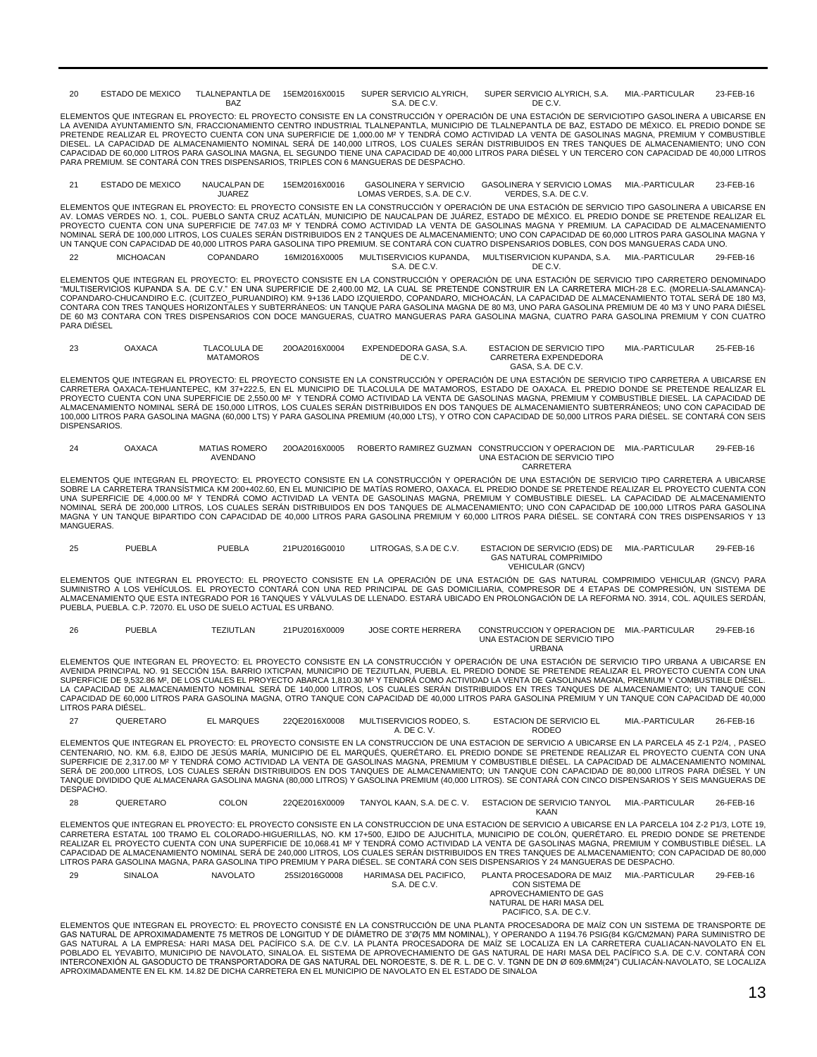| 20 | ESTADO DE MEXICO | TLALNEPANTLA DE BAZ | 15EM2016X0015 | SUPER SERVICIO ALYRICH, S.A. DE C.V. | SUPER SERVICIO ALYRICH, S.A. DE C.V. | MIA.-PARTICULAR | 23-FEB-16 |
|---|---|---|---|---|---|---|---|

ELEMENTOS QUE INTEGRAN EL PROYECTO: EL PROYECTO CONSISTE EN LA CONSTRUCCIÓN Y OPERACIÓN DE UNA ESTACIÓN DE SERVICIOTIPO GASOLINERA A UBICARSE EN LA AVENIDA AYUNTAMIENTO S/N, FRACCIONAMIENTO CENTRO INDUSTRIAL TLALNEPANTLA, MUNICIPIO DE TLALNEPANTLA DE BAZ, ESTADO DE MÉXICO. EL PREDIO DONDE SE PRETENDE REALIZAR EL PROYECTO CUENTA CON UNA SUPERFICIE DE 1,000.00 M² Y TENDRÁ COMO ACTIVIDAD LA VENTA DE GASOLINAS MAGNA, PREMIUM Y COMBUSTIBLE DIESEL. LA CAPACIDAD DE ALMACENAMIENTO NOMINAL SERÁ DE 140,000 LITROS, LOS CUALES SERÁN DISTRIBUIDOS EN TRES TANQUES DE ALMACENAMIENTO; UNO CON CAPACIDAD DE 60,000 LITROS PARA GASOLINA MAGNA, EL SEGUNDO TIENE UNA CAPACIDAD DE 40,000 LITROS PARA DIÉSEL Y UN TERCERO CON CAPACIDAD DE 40,000 LITROS PARA PREMIUM. SE CONTARÁ CON TRES DISPENSARIOS, TRIPLES CON 6 MANGUERAS DE DESPACHO.

| 21 | ESTADO DE MEXICO | NAUCALPAN DE JUAREZ | 15EM2016X0016 | GASOLINERA Y SERVICIO LOMAS VERDES, S.A. DE C.V. | GASOLINERA Y SERVICIO LOMAS VERDES, S.A. DE C.V. | MIA.-PARTICULAR | 23-FEB-16 |
|---|---|---|---|---|---|---|---|

ELEMENTOS QUE INTEGRAN EL PROYECTO: EL PROYECTO CONSISTE EN LA CONSTRUCCIÓN Y OPERACIÓN DE UNA ESTACIÓN DE SERVICIO TIPO GASOLINERA A UBICARSE EN AV. LOMAS VERDES NO. 1, COL. PUEBLO SANTA CRUZ ACATLÁN, MUNICIPIO DE NAUCALPAN DE JUÁREZ, ESTADO DE MÉXICO. EL PREDIO DONDE SE PRETENDE REALIZAR EL PROYECTO CUENTA CON UNA SUPERFICIE DE 747.03 M² Y TENDRÁ COMO ACTIVIDAD LA VENTA DE GASOLINAS MAGNA Y PREMIUM. LA CAPACIDAD DE ALMACENAMIENTO NOMINAL SERÁ DE 100,000 LITROS, LOS CUALES SERÁN DISTRIBUIDOS EN 2 TANQUES DE ALMACENAMIENTO; UNO CON CAPACIDAD DE 60,000 LITROS PARA GASOLINA MAGNA Y UN TANQUE CON CAPACIDAD DE 40,000 LITROS PARA GASOLINA TIPO PREMIUM. SE CONTARÁ CON CUATRO DISPENSARIOS DOBLES, CON DOS MANGUERAS CADA UNO.

| 22 | MICHOACAN | COPANDARO | 16MI2016X0005 | MULTISERVICIOS KUPANDA, S.A. DE C.V. | MULTISERVICION KUPANDA, S.A. DE C.V. | MIA.-PARTICULAR | 29-FEB-16 |
|---|---|---|---|---|---|---|---|

ELEMENTOS QUE INTEGRAN EL PROYECTO: EL PROYECTO CONSISTE EN LA CONSTRUCCIÓN Y OPERACIÓN DE UNA ESTACIÓN DE SERVICIO TIPO CARRETERO DENOMINADO "MULTISERVICIOS KUPANDA S.A. DE C.V." EN UNA SUPERFICIE DE 2,400.00 M2, LA CUAL SE PRETENDE CONSTRUIR EN LA CARRETERA MICH-28 E.C. (MORELIA-SALAMANCA)-COPANDARO-CHUCANDIRO E.C. (CUITZEO_PURUANDIRO) KM. 9+136 LADO IZQUIERDO, COPANDARO, MICHOACÁN, LA CAPACIDAD DE ALMACENAMIENTO TOTAL SERÁ DE 180 M3, CONTARA CON TRES TANQUES HORIZONTALES Y SUBTERRÁNEOS: UN TANQUE PARA GASOLINA MAGNA DE 80 M3, UNO PARA GASOLINA PREMIUM DE 40 M3 Y UNO PARA DIÉSEL DE 60 M3 CONTARA CON TRES DISPENSARIOS CON DOCE MANGUERAS, CUATRO MANGUERAS PARA GASOLINA MAGNA, CUATRO PARA GASOLINA PREMIUM Y CON CUATRO PARA DIÉSEL

| 23 | OAXACA | TLACOLULA DE MATAMOROS | 20OA2016X0004 | EXPENDEDORA GASA, S.A. DE C.V. | ESTACION DE SERVICIO TIPO CARRETERA EXPENDEDORA GASA, S.A. DE C.V. | MIA.-PARTICULAR | 25-FEB-16 |
|---|---|---|---|---|---|---|---|

ELEMENTOS QUE INTEGRAN EL PROYECTO: EL PROYECTO CONSISTE EN LA CONSTRUCCIÓN Y OPERACIÓN DE UNA ESTACIÓN DE SERVICIO TIPO CARRETERA A UBICARSE EN CARRETERA OAXACA-TEHUANTEPEC, KM 37+222.5, EN EL MUNICIPIO DE TLACOLULA DE MATAMOROS, ESTADO DE OAXACA. EL PREDIO DONDE SE PRETENDE REALIZAR EL PROYECTO CUENTA CON UNA SUPERFICIE DE 2,550.00 M² Y TENDRÁ COMO ACTIVIDAD LA VENTA DE GASOLINAS MAGNA, PREMIUM Y COMBUSTIBLE DIESEL. LA CAPACIDAD DE ALMACENAMIENTO NOMINAL SERÁ DE 150,000 LITROS, LOS CUALES SERÁN DISTRIBUIDOS EN DOS TANQUES DE ALMACENAMIENTO SUBTERRÁNEOS; UNO CON CAPACIDAD DE 100,000 LITROS PARA GASOLINA MAGNA (60,000 LTS) Y PARA GASOLINA PREMIUM (40,000 LTS), Y OTRO CON CAPACIDAD DE 50,000 LITROS PARA DIÉSEL. SE CONTARÁ CON SEIS DISPENSARIOS.

| 24 | OAXACA | MATIAS ROMERO AVENDANO | 20OA2016X0005 | ROBERTO RAMIREZ GUZMAN | CONSTRUCCION Y OPERACION DE UNA ESTACION DE SERVICIO TIPO CARRETERA | MIA.-PARTICULAR | 29-FEB-16 |
|---|---|---|---|---|---|---|---|

ELEMENTOS QUE INTEGRAN EL PROYECTO: EL PROYECTO CONSISTE EN LA CONSTRUCCIÓN Y OPERACIÓN DE UNA ESTACIÓN DE SERVICIO TIPO CARRETERA A UBICARSE SOBRE LA CARRETERA TRANSÍSTMICA KM 200+402.60, EN EL MUNICIPIO DE MATÍAS ROMERO, OAXACA. EL PREDIO DONDE SE PRETENDE REALIZAR EL PROYECTO CUENTA CON UNA SUPERFICIE DE 4,000.00 M² Y TENDRÁ COMO ACTIVIDAD LA VENTA DE GASOLINAS MAGNA, PREMIUM Y COMBUSTIBLE DIESEL. LA CAPACIDAD DE ALMACENAMIENTO NOMINAL SERÁ DE 200,000 LITROS, LOS CUALES SERÁN DISTRIBUIDOS EN DOS TANQUES DE ALMACENAMIENTO; UNO CON CAPACIDAD DE 100,000 LITROS PARA GASOLINA MAGNA Y UN TANQUE BIPARTIDO CON CAPACIDAD DE 40,000 LITROS PARA GASOLINA PREMIUM Y 60,000 LITROS PARA DIÉSEL. SE CONTARÁ CON TRES DISPENSARIOS Y 13 MANGUERAS.

| 25 | PUEBLA | PUEBLA | 21PU2016G0010 | LITROGAS, S.A DE C.V. | ESTACION DE SERVICIO (EDS) DE GAS NATURAL COMPRIMIDO VEHICULAR (GNCV) | MIA.-PARTICULAR | 29-FEB-16 |
|---|---|---|---|---|---|---|---|

ELEMENTOS QUE INTEGRAN EL PROYECTO: EL PROYECTO CONSISTE EN LA OPERACIÓN DE UNA ESTACIÓN DE GAS NATURAL COMPRIMIDO VEHICULAR (GNCV) PARA SUMINISTRO A LOS VEHÍCULOS. EL PROYECTO CONTARÁ CON UNA RED PRINCIPAL DE GAS DOMICILIARIA, COMPRESOR DE 4 ETAPAS DE COMPRESIÓN, UN SISTEMA DE ALMACENAMIENTO QUE ESTA INTEGRADO POR 16 TANQUES Y VÁLVULAS DE LLENADO. ESTARÁ UBICADO EN PROLONGACIÓN DE LA REFORMA NO. 3914, COL. AQUILES SERDÁN, PUEBLA, PUEBLA. C.P. 72070. EL USO DE SUELO ACTUAL ES URBANO.

| 26 | PUEBLA | TEZIUTLAN | 21PU2016X0009 | JOSE CORTE HERRERA | CONSTRUCCION Y OPERACION DE UNA ESTACION DE SERVICIO TIPO URBANA | MIA.-PARTICULAR | 29-FEB-16 |
|---|---|---|---|---|---|---|---|

ELEMENTOS QUE INTEGRAN EL PROYECTO: EL PROYECTO CONSISTE EN LA CONSTRUCCIÓN Y OPERACIÓN DE UNA ESTACIÓN DE SERVICIO TIPO URBANA A UBICARSE EN AVENIDA PRINCIPAL NO. 91 SECCIÓN 15A. BARRIO IXTICPAN, MUNICIPIO DE TEZIUTLAN, PUEBLA. EL PREDIO DONDE SE PRETENDE REALIZAR EL PROYECTO CUENTA CON UNA SUPERFICIE DE 9,532.86 M², DE LOS CUALES EL PROYECTO ABARCA 1,810.30 M² Y TENDRÁ COMO ACTIVIDAD LA VENTA DE GASOLINAS MAGNA, PREMIUM Y COMBUSTIBLE DIÉSEL. LA CAPACIDAD DE ALMACENAMIENTO NOMINAL SERÁ DE 140,000 LITROS, LOS CUALES SERÁN DISTRIBUIDOS EN TRES TANQUES DE ALMACENAMIENTO; UN TANQUE CON CAPACIDAD DE 60,000 LITROS PARA GASOLINA MAGNA, OTRO TANQUE CON CAPACIDAD DE 40,000 LITROS PARA GASOLINA PREMIUM Y UN TANQUE CON CAPACIDAD DE 40,000 LITROS PARA DIÉSEL.

| 27 | QUERETARO | EL MARQUES | 22QE2016X0008 | MULTISERVICIOS RODEO, S. A. DE C. V. | ESTACION DE SERVICIO EL RODEO | MIA.-PARTICULAR | 26-FEB-16 |
|---|---|---|---|---|---|---|---|

ELEMENTOS QUE INTEGRAN EL PROYECTO: EL PROYECTO CONSISTE EN LA CONSTRUCCION DE UNA ESTACIÓN DE SERVICIO A UBICARSE EN LA PARCELA 45 Z-1 P2/4, , PASEO CENTENARIO, NO. KM. 6.8, EJIDO DE JESÚS MARÍA, MUNICIPIO DE EL MARQUÉS, QUERÉTARO. EL PREDIO DONDE SE PRETENDE REALIZAR EL PROYECTO CUENTA CON UNA SUPERFICIE DE 2,317.00 M² Y TENDRÁ COMO ACTIVIDAD LA VENTA DE GASOLINAS MAGNA, PREMIUM Y COMBUSTIBLE DIÉSEL. LA CAPACIDAD DE ALMACENAMIENTO NOMINAL SERÁ DE 200,000 LITROS, LOS CUALES SERÁN DISTRIBUIDOS EN DOS TANQUES DE ALMACENAMIENTO; UN TANQUE CON CAPACIDAD DE 80,000 LITROS PARA DIÉSEL Y UN TANQUE DIVIDIDO QUE ALMACENARA GASOLINA MAGNA (80,000 LITROS) Y GASOLINA PREMIUM (40,000 LITROS). SE CONTARÁ CON CINCO DISPENSARIOS Y SEIS MANGUERAS DE DESPACHO.

| 28 | QUERETARO | COLON | 22QE2016X0009 | TANYOL KAAN, S.A. DE C. V. | ESTACION DE SERVICIO TANYOL KAAN | MIA.-PARTICULAR | 26-FEB-16 |
|---|---|---|---|---|---|---|---|

ELEMENTOS QUE INTEGRAN EL PROYECTO: EL PROYECTO CONSISTE EN LA CONSTRUCCION DE UNA ESTACION DE SERVICIO A UBICARSE EN LA PARCELA 104 Z-2 P1/3, LOTE 19, CARRETERA ESTATAL 100 TRAMO EL COLORADO-HIGUERILLAS, NO. KM 17+500, EJIDO DE AJUCHITLA, MUNICIPIO DE COLÓN, QUERÉTARO. EL PREDIO DONDE SE PRETENDE REALIZAR EL PROYECTO CUENTA CON UNA SUPERFICIE DE 10,068.41 M² Y TENDRÁ COMO ACTIVIDAD LA VENTA DE GASOLINAS MAGNA, PREMIUM Y COMBUSTIBLE DIÉSEL. LA CAPACIDAD DE ALMACENAMIENTO NOMINAL SERÁ DE 240,000 LITROS, LOS CUALES SERÁN DISTRIBUIDOS EN TRES TANQUES DE ALMACENAMIENTO; CON CAPACIDAD DE 80,000 LITROS PARA GASOLINA MAGNA, PARA GASOLINA TIPO PREMIUM Y PARA DIÉSEL. SE CONTARÁ CON SEIS DISPENSARIOS Y 24 MANGUERAS DE DESPACHO.

| 29 | SINALOA | NAVOLATO | 25SI2016G0008 | HARIMASA DEL PACIFICO, S.A. DE C.V. | PLANTA PROCESADORA DE MAIZ CON SISTEMA DE APROVECHAMIENTO DE GAS NATURAL DE HARI MASA DEL PACIFICO, S.A. DE C.V. | MIA.-PARTICULAR | 29-FEB-16 |
|---|---|---|---|---|---|---|---|

ELEMENTOS QUE INTEGRAN EL PROYECTO: EL PROYECTO CONSISTÉ EN LA CONSTRUCCIÓN DE UNA PLANTA PROCESADORA DE MAÍZ CON UN SISTEMA DE TRANSPORTE DE GAS NATURAL DE APROXIMADAMENTE 75 METROS DE LONGITUD Y DE DIÁMETRO DE 3"Ø(75 MM NOMINAL), Y OPERANDO A 1194.76 PSIG(84 KG/CM2MAN) PARA SUMINISTRO DE GAS NATURAL A LA EMPRESA: HARI MASA DEL PACÍFICO S.A. DE C.V. LA PLANTA PROCESADORA DE MAÍZ SE LOCALIZA EN LA CARRETERA CUALIACAN-NAVOLATO EN EL POBLADO EL YEVABITO, MUNICIPIO DE NAVOLATO, SINALOA. EL SISTEMA DE APROVECHAMIENTO DE GAS NATURAL DE HARI MASA DEL PACÍFICO S.A. DE C.V. CONTARÁ CON INTERCONEXIÓN AL GASODUCTO DE TRANSPORTADORA DE GAS NATURAL DEL NOROESTE, S. DE R. L. DE C. V. TGNN DE DN Ø 609.6MM(24") CULIACÁN-NAVOLATO, SE LOCALIZA APROXIMADAMENTE EN EL KM. 14.82 DE DICHA CARRETERA EN EL MUNICIPIO DE NAVOLATO EN EL ESTADO DE SINALOA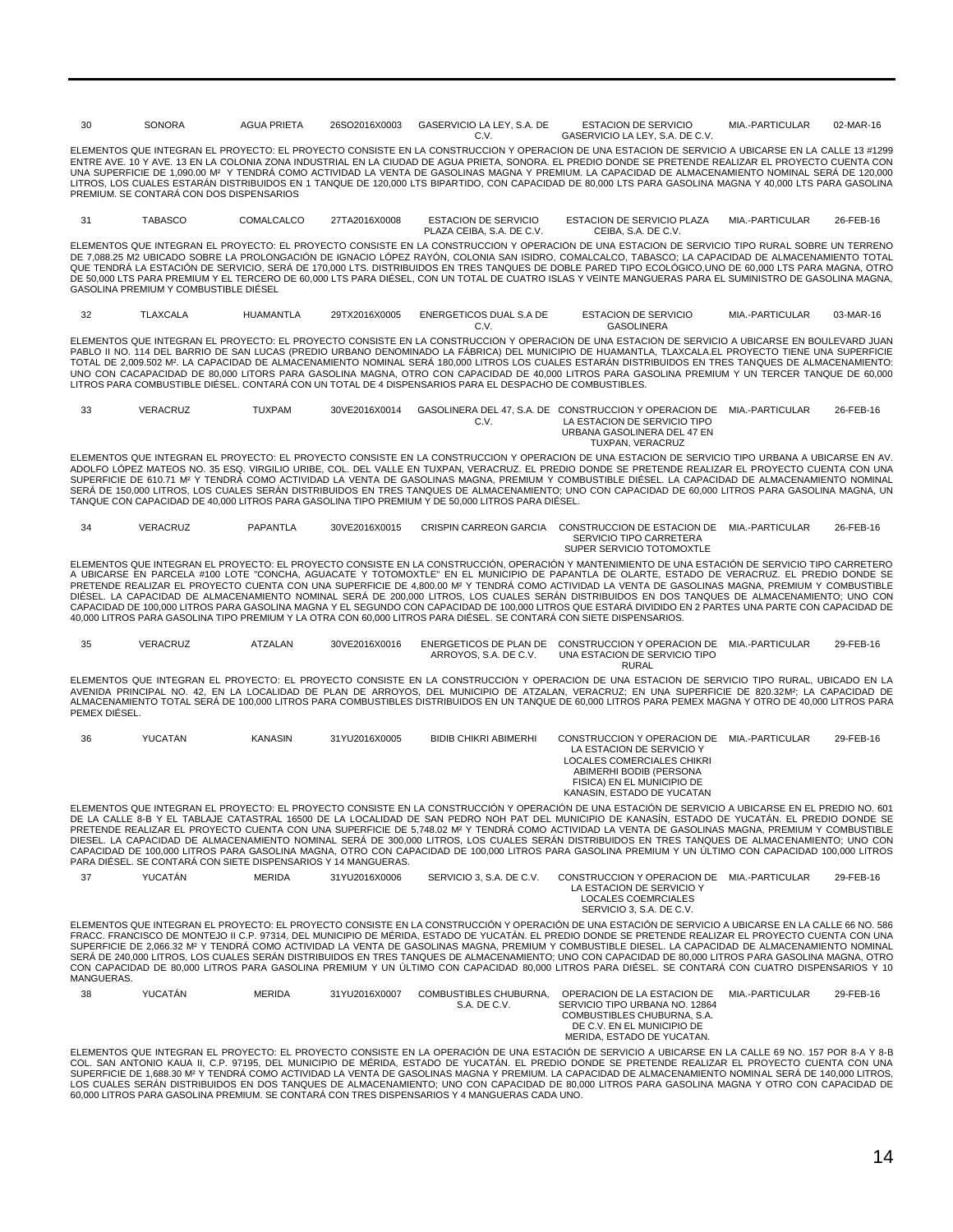| 30 | SONORA | AGUA PRIETA | 26SO2016X0003 | GASERVICIO LA LEY, S.A. DE C.V. | ESTACION DE SERVICIO GASERVICIO LA LEY, S.A. DE C.V. | MIA.-PARTICULAR | 02-MAR-16 |
|---|---|---|---|---|---|---|---|

ELEMENTOS QUE INTEGRAN EL PROYECTO: EL PROYECTO CONSISTE EN LA CONSTRUCCION Y OPERACION DE UNA ESTACION DE SERVICIO A UBICARSE EN LA CALLE 13 #1299 ENTRE AVE. 10 Y AVE. 13 EN LA COLONIA ZONA INDUSTRIAL EN LA CIUDAD DE AGUA PRIETA, SONORA. EL PREDIO DONDE SE PRETENDE REALIZAR EL PROYECTO CUENTA CON UNA SUPERFICIE DE 1,090.00 M² Y TENDRÁ COMO ACTIVIDAD LA VENTA DE GASOLINAS MAGNA Y PREMIUM. LA CAPACIDAD DE ALMACENAMIENTO NOMINAL SERÁ DE 120,000 LITROS, LOS CUALES ESTARÁN DISTRIBUIDOS EN 1 TANQUE DE 120,000 LTS BIPARTIDO, CON CAPACIDAD DE 80,000 LTS PARA GASOLINA MAGNA Y 40,000 LTS PARA GASOLINA PREMIUM. SE CONTARÁ CON DOS DISPENSARIOS

| 31 | TABASCO | COMALCALCO | 27TA2016X0008 | ESTACION DE SERVICIO PLAZA CEIBA, S.A. DE C.V. | ESTACION DE SERVICIO PLAZA CEIBA, S.A. DE C.V. | MIA.-PARTICULAR | 26-FEB-16 |
|---|---|---|---|---|---|---|---|

ELEMENTOS QUE INTEGRAN EL PROYECTO: EL PROYECTO CONSISTE EN LA CONSTRUCCION Y OPERACION DE UNA ESTACION DE SERVICIO TIPO RURAL SOBRE UN TERRENO DE 7,088.25 M2 UBICADO SOBRE LA PROLONGACIÓN DE IGNACIO LÓPEZ RAYÓN, COLONIA SAN ISIDRO, COMALCALCO, TABASCO; LA CAPACIDAD DE ALMACENAMIENTO TOTAL QUE TENDRÁ LA ESTACIÓN DE SERVICIO, SERÁ DE 170,000 LTS. DISTRIBUIDOS EN TRES TANQUES DE DOBLE PARED TIPO ECOLÓGICO,UNO DE 60,000 LTS PARA MAGNA, OTRO DE 50,000 LTS PARA PREMIUM Y EL TERCERO DE 60,000 LTS PARA DIÉSEL, CON UN TOTAL DE CUATRO ISLAS Y VEINTE MANGUERAS PARA EL SUMINISTRO DE GASOLINA MAGNA, GASOLINA PREMIUM Y COMBUSTIBLE DIÉSEL

| 32 | TLAXCALA | HUAMANTLA | 29TX2016X0005 | ENERGETICOS DUAL S.A DE C.V. | ESTACION DE SERVICIO GASOLINERA | MIA.-PARTICULAR | 03-MAR-16 |
|---|---|---|---|---|---|---|---|

ELEMENTOS QUE INTEGRAN EL PROYECTO: EL PROYECTO CONSISTE EN LA CONSTRUCCION Y OPERACION DE UNA ESTACION DE SERVICIO A UBICARSE EN BOULEVARD JUAN PABLO II NO. 114 DEL BARRIO DE SAN LUCAS (PREDIO URBANO DENOMINADO LA FÁBRICA) DEL MUNICIPIO DE HUAMANTLA, TLAXCALA.EL PROYECTO TIENE UNA SUPERFICIE TOTAL DE 2,009.502 M². LA CAPACIDAD DE ALMACENAMIENTO NOMINAL SERÁ 180,000 LITROS LOS CUALES ESTARÁN DISTRIBUIDOS EN TRES TANQUES DE ALMACENAMIENTO: UNO CON CACAPACIDAD DE 80,000 LITORS PARA GASOLINA MAGNA, OTRO CON CAPACIDAD DE 40,000 LITROS PARA GASOLINA PREMIUM Y UN TERCER TANQUE DE 60,000 LITROS PARA COMBUSTIBLE DIÉSEL. CONTARÁ CON UN TOTAL DE 4 DISPENSARIOS PARA EL DESPACHO DE COMBUSTIBLES.

| 33 | VERACRUZ | TUXPAM | 30VE2016X0014 | GASOLINERA DEL 47, S.A. DE C.V. | CONSTRUCCION Y OPERACION DE LA ESTACION DE SERVICIO TIPO URBANA GASOLINERA DEL 47 EN TUXPAN, VERACRUZ | MIA.-PARTICULAR | 26-FEB-16 |
|---|---|---|---|---|---|---|---|

ELEMENTOS QUE INTEGRAN EL PROYECTO: EL PROYECTO CONSISTE EN LA CONSTRUCCION Y OPERACION DE UNA ESTACION DE SERVICIO TIPO URBANA A UBICARSE EN AV. ADOLFO LÓPEZ MATEOS NO. 35 ESQ. VIRGILIO URIBE, COL. DEL VALLE EN TUXPAN, VERACRUZ. EL PREDIO DONDE SE PRETENDE REALIZAR EL PROYECTO CUENTA CON UNA SUPERFICIE DE 610.71 M² Y TENDRÁ COMO ACTIVIDAD LA VENTA DE GASOLINAS MAGNA, PREMIUM Y COMBUSTIBLE DIÉSEL. LA CAPACIDAD DE ALMACENAMIENTO NOMINAL SERÁ DE 150,000 LITROS, LOS CUALES SERÁN DISTRIBUIDOS EN TRES TANQUES DE ALMACENAMIENTO; UNO CON CAPACIDAD DE 60,000 LITROS PARA GASOLINA MAGNA, UN TANQUE CON CAPACIDAD DE 40,000 LITROS PARA GASOLINA TIPO PREMIUM Y DE 50,000 LITROS PARA DIÉSEL.

| 34 | VERACRUZ | PAPANTLA | 30VE2016X0015 | CRISPIN CARREON GARCIA | CONSTRUCCION DE ESTACION DE SERVICIO TIPO CARRETERA SUPER SERVICIO TOTOMOXTLE | MIA.-PARTICULAR | 26-FEB-16 |
|---|---|---|---|---|---|---|---|

ELEMENTOS QUE INTEGRAN EL PROYECTO: EL PROYECTO CONSISTE EN LA CONSTRUCCIÓN, OPERACIÓN Y MANTENIMIENTO DE UNA ESTACIÓN DE SERVICIO TIPO CARRETERO A UBICARSE EN PARCELA #100 LOTE "CONCHA, AGUACATE Y TOTOMOXTLE" EN EL MUNICIPIO DE PAPANTLA DE OLARTE, ESTADO DE VERACRUZ. EL PREDIO DONDE SE PRETENDE REALIZAR EL PROYECTO CUENTA CON UNA SUPERFICIE DE 4,800.00 M² Y TENDRÁ COMO ACTIVIDAD LA VENTA DE GASOLINAS MAGNA, PREMIUM Y COMBUSTIBLE DIÉSEL. LA CAPACIDAD DE ALMACENAMIENTO NOMINAL SERÁ DE 200,000 LITROS, LOS CUALES SERÁN DISTRIBUIDOS EN DOS TANQUES DE ALMACENAMIENTO; UNO CON CAPACIDAD DE 100,000 LITROS PARA GASOLINA MAGNA Y EL SEGUNDO CON CAPACIDAD DE 100,000 LITROS QUE ESTARÁ DIVIDIDO EN 2 PARTES UNA PARTE CON CAPACIDAD DE 40,000 LITROS PARA GASOLINA TIPO PREMIUM Y LA OTRA CON 60,000 LITROS PARA DIÉSEL. SE CONTARÁ CON SIETE DISPENSARIOS.

| 35 | VERACRUZ | ATZALAN | 30VE2016X0016 | ENERGETICOS DE PLAN DE ARROYOS, S.A. DE C.V. | CONSTRUCCION Y OPERACION DE UNA ESTACION DE SERVICIO TIPO RURAL | MIA.-PARTICULAR | 29-FEB-16 |
|---|---|---|---|---|---|---|---|

ELEMENTOS QUE INTEGRAN EL PROYECTO: EL PROYECTO CONSISTE EN LA CONSTRUCCION Y OPERACION DE UNA ESTACION DE SERVICIO TIPO RURAL, UBICADO EN LA AVENIDA PRINCIPAL NO. 42, EN LA LOCALIDAD DE PLAN DE ARROYOS, DEL MUNICIPIO DE ATZALAN, VERACRUZ; EN UNA SUPERFICIE DE 820.32M²; LA CAPACIDAD DE ALMACENAMIENTO TOTAL SERÁ DE 100,000 LITROS PARA COMBUSTIBLES DISTRIBUIDOS EN UN TANQUE DE 60,000 LITROS PARA PEMEX MAGNA Y OTRO DE 40,000 LITROS PARA PEMEX DIÉSEL.

| 36 | YUCATAN | KANASIN | 31YU2016X0005 | BIDIB CHIKRI ABIMERHI | CONSTRUCCION Y OPERACION DE LA ESTACION DE SERVICIO Y LOCALES COEMRCIALES CHIKRI ABIMERHI BODIB (PERSONA FISICA) EN EL MUNICIPIO DE KANASIN, ESTADO DE YUCATAN | MIA.-PARTICULAR | 29-FEB-16 |
|---|---|---|---|---|---|---|---|

ELEMENTOS QUE INTEGRAN EL PROYECTO: EL PROYECTO CONSISTE EN LA CONSTRUCCIÓN Y OPERACIÓN DE UNA ESTACIÓN DE SERVICIO A UBICARSE EN EL PREDIO NO. 601 DE LA CALLE 8-B Y EL TABLAJE CATASTRAL 16500 DE LA LOCALIDAD DE SAN PEDRO NOH PAT DEL MUNICIPIO DE KANASÍN, ESTADO DE YUCATÁN. EL PREDIO DONDE SE PRETENDE REALIZAR EL PROYECTO CUENTA CON UNA SUPERFICIE DE 5,748.02 M² Y TENDRÁ COMO ACTIVIDAD LA VENTA DE GASOLINAS MAGNA, PREMIUM Y COMBUSTIBLE DIESEL. LA CAPACIDAD DE ALMACENAMIENTO NOMINAL SERÁ DE 300,000 LITROS, LOS CUALES SERÁN DISTRIBUIDOS EN TRES TANQUES DE ALMACENAMIENTO; UNO CON CAPACIDAD DE 100,000 LITROS PARA GASOLINA MAGNA, OTRO CON CAPACIDAD DE 100,000 LITROS PARA GASOLINA PREMIUM Y UN ÚLTIMO CON CAPACIDAD 100,000 LITROS PARA DIÉSEL. SE CONTARÁ CON SIETE DISPENSARIOS Y 14 MANGUERAS.

| 37 | YUCATÁN | MERIDA | 31YU2016X0006 | SERVICIO 3, S.A. DE C.V. | CONSTRUCCION Y OPERACION DE LA ESTACION DE SERVICIO Y LOCALES COEMRCIALES SERVICIO 3, S.A. DE C.V. | MIA.-PARTICULAR | 29-FEB-16 |
|---|---|---|---|---|---|---|---|

ELEMENTOS QUE INTEGRAN EL PROYECTO: EL PROYECTO CONSISTE EN LA CONSTRUCCIÓN Y OPERACIÓN DE UNA ESTACIÓN DE SERVICIO A UBICARSE EN LA CALLE 66 NO. 586 FRACC. FRANCISCO DE MONTEJO II C.P. 97314, DEL MUNICIPIO DE MÉRIDA, ESTADO DE YUCATÁN. EL PREDIO DONDE SE PRETENDE REALIZAR EL PROYECTO CUENTA CON UNA SUPERFICIE DE 2,066.32 M² Y TENDRÁ COMO ACTIVIDAD LA VENTA DE GASOLINAS MAGNA, PREMIUM Y COMBUSTIBLE DIESEL. LA CAPACIDAD DE ALMACENAMIENTO NOMINAL SERÁ DE 240,000 LITROS, LOS CUALES SERÁN DISTRIBUIDOS EN TRES TANQUES DE ALMACENAMIENTO; UNO CON CAPACIDAD DE 80,000 LITROS PARA GASOLINA MAGNA, OTRO CON CAPACIDAD DE 80,000 LITROS PARA GASOLINA PREMIUM Y UN ÚLTIMO CON CAPACIDAD 80,000 LITROS PARA DIÉSEL. SE CONTARÁ CON CUATRO DISPENSARIOS Y 10 MANGUERAS.

| 38 | YUCATÁN | MERIDA | 31YU2016X0007 | COMBUSTIBLES CHUBURNA, S.A. DE C.V. | OPERACION DE LA ESTACION DE SERVICIO TIPO URBANA NO. 12864 COMBUSTIBLES CHUBURNA, S.A. DE C.V. EN EL MUNICIPIO DE MERIDA, ESTADO DE YUCATAN. | MIA.-PARTICULAR | 29-FEB-16 |
|---|---|---|---|---|---|---|---|

ELEMENTOS QUE INTEGRAN EL PROYECTO: EL PROYECTO CONSISTE EN LA OPERACIÓN DE UNA ESTACIÓN DE SERVICIO A UBICARSE EN LA CALLE 69 NO. 157 POR 8-A Y 8-B COL. SAN ANTONIO KAUA II, C.P. 97195, DEL MUNICIPIO DE MÉRIDA, ESTADO DE YUCATÁN. EL PREDIO DONDE SE PRETENDE REALIZAR EL PROYECTO CUENTA CON UNA SUPERFICIE DE 1,688.30 M² Y TENDRÁ COMO ACTIVIDAD LA VENTA DE GASOLINAS MAGNA Y PREMIUM. LA CAPACIDAD DE ALMACENAMIENTO NOMINAL SERÁ DE 140,000 LITROS, LOS CUALES SERÁN DISTRIBUIDOS EN DOS TANQUES DE ALMACENAMIENTO; UNO CON CAPACIDAD DE 80,000 LITROS PARA GASOLINA MAGNA Y OTRO CON CAPACIDAD DE 60,000 LITROS PARA GASOLINA PREMIUM. SE CONTARÁ CON TRES DISPENSARIOS Y 4 MANGUERAS CADA UNO.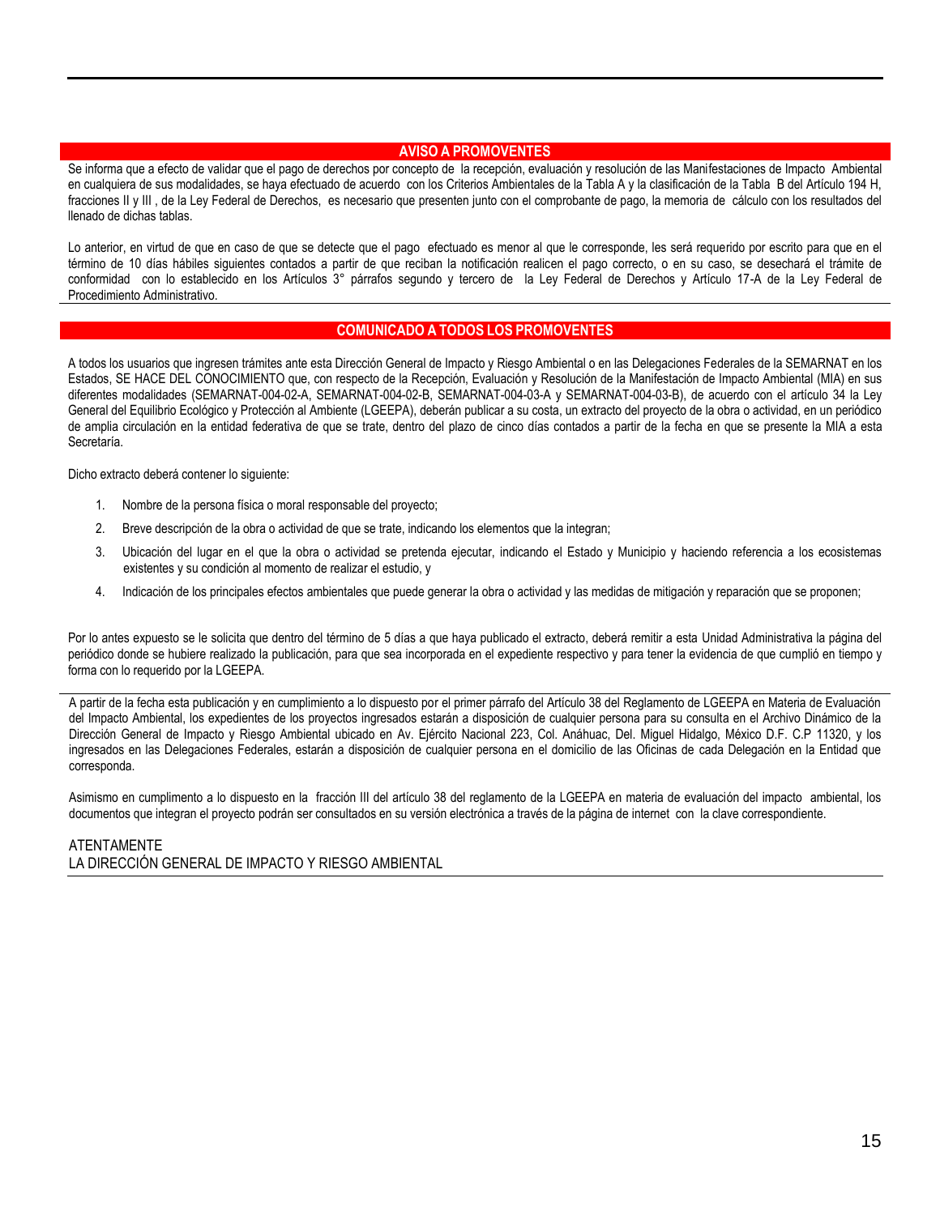## AVISO A PROMOVENTES

Se informa que a efecto de validar que el pago de derechos por concepto de la recepción, evaluación y resolución de las Manifestaciones de Impacto Ambiental en cualquiera de sus modalidades, se haya efectuado de acuerdo con los Criterios Ambientales de la Tabla A y la clasificación de la Tabla B del Artículo 194 H, fracciones II y III , de la Ley Federal de Derechos, es necesario que presenten junto con el comprobante de pago, la memoria de cálculo con los resultados del llenado de dichas tablas.

Lo anterior, en virtud de que en caso de que se detecte que el pago efectuado es menor al que le corresponde, les será requerido por escrito para que en el término de 10 días hábiles siguientes contados a partir de que reciban la notificación realicen el pago correcto, o en su caso, se desechará el trámite de conformidad con lo establecido en los Artículos 3° párrafos segundo y tercero de la Ley Federal de Derechos y Artículo 17-A de la Ley Federal de Procedimiento Administrativo.

## COMUNICADO A TODOS LOS PROMOVENTES

A todos los usuarios que ingresen trámites ante esta Dirección General de Impacto y Riesgo Ambiental o en las Delegaciones Federales de la SEMARNAT en los Estados, SE HACE DEL CONOCIMIENTO que, con respecto de la Recepción, Evaluación y Resolución de la Manifestación de Impacto Ambiental (MIA) en sus diferentes modalidades (SEMARNAT-004-02-A, SEMARNAT-004-02-B, SEMARNAT-004-03-A y SEMARNAT-004-03-B), de acuerdo con el artículo 34 la Ley General del Equilibrio Ecológico y Protección al Ambiente (LGEEPA), deberán publicar a su costa, un extracto del proyecto de la obra o actividad, en un periódico de amplia circulación en la entidad federativa de que se trate, dentro del plazo de cinco días contados a partir de la fecha en que se presente la MIA a esta Secretaría.

Dicho extracto deberá contener lo siguiente:

1. Nombre de la persona física o moral responsable del proyecto;
2. Breve descripción de la obra o actividad de que se trate, indicando los elementos que la integran;
3. Ubicación del lugar en el que la obra o actividad se pretenda ejecutar, indicando el Estado y Municipio y haciendo referencia a los ecosistemas existentes y su condición al momento de realizar el estudio, y
4. Indicación de los principales efectos ambientales que puede generar la obra o actividad y las medidas de mitigación y reparación que se proponen;

Por lo antes expuesto se le solicita que dentro del término de 5 días a que haya publicado el extracto, deberá remitir a esta Unidad Administrativa la página del periódico donde se hubiere realizado la publicación, para que sea incorporada en el expediente respectivo y para tener la evidencia de que cumplió en tiempo y forma con lo requerido por la LGEEPA.

A partir de la fecha esta publicación y en cumplimiento a lo dispuesto por el primer párrafo del Artículo 38 del Reglamento de LGEEPA en Materia de Evaluación del Impacto Ambiental, los expedientes de los proyectos ingresados estarán a disposición de cualquier persona para su consulta en el Archivo Dinámico de la Dirección General de Impacto y Riesgo Ambiental ubicado en Av. Ejército Nacional 223, Col. Anáhuac, Del. Miguel Hidalgo, México D.F. C.P 11320, y los ingresados en las Delegaciones Federales, estarán a disposición de cualquier persona en el domicilio de las Oficinas de cada Delegación en la Entidad que corresponda.

Asimismo en cumplimento a lo dispuesto en la fracción III del artículo 38 del reglamento de la LGEEPA en materia de evaluación del impacto ambiental, los documentos que integran el proyecto podrán ser consultados en su versión electrónica a través de la página de internet con la clave correspondiente.

ATENTAMENTE
LA DIRECCIÓN GENERAL DE IMPACTO Y RIESGO AMBIENTAL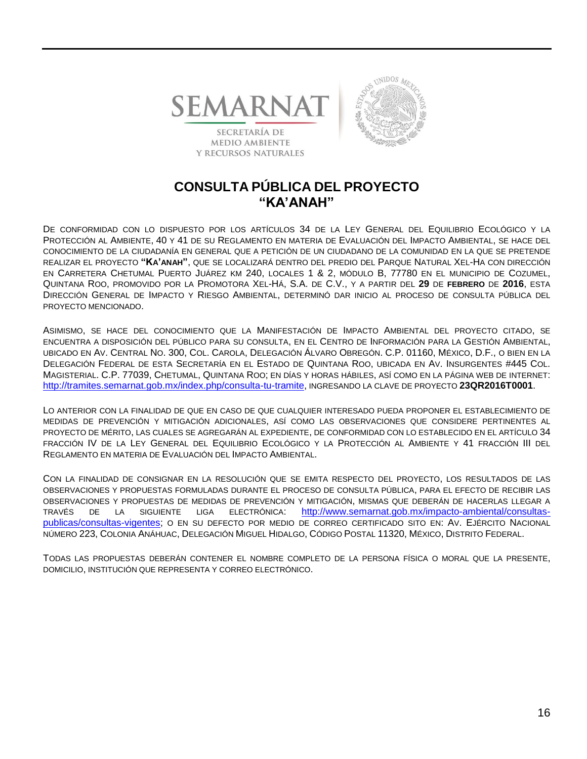SEMARNAT

SECRETARÍA DE MEDIO AMBIENTE Y RECURSOS NATURALES

# CONSULTA PÚBLICA DEL PROYECTO "KA'ANAH"

DE CONFORMIDAD CON LO DISPUESTO POR LOS ARTÍCULOS 34 DE LA LEY GENERAL DEL EQUILIBRIO ECOLÓGICO Y LA PROTECCIÓN AL AMBIENTE, 40 Y 41 DE SU REGLAMENTO EN MATERIA DE EVALUACIÓN DEL IMPACTO AMBIENTAL, SE HACE DEL CONOCIMIENTO DE LA CIUDADANÍA EN GENERAL QUE A PETICIÓN DE UN CIUDADANO DE LA COMUNIDAD EN LA QUE SE PRETENDE REALIZAR EL PROYECTO **"KA'ANAH"**, QUE SE LOCALIZARÁ DENTRO DEL PREDIO DEL PARQUE NATURAL XEL-HA CON DIRECCIÓN EN CARRETERA CHETUMAL PUERTO JUÁREZ KM 240, LOCALES 1 & 2, MÓDULO B, 77780 EN EL MUNICIPIO DE COZUMEL, QUINTANA ROO, PROMOVIDO POR LA PROMOTORA XEL-HÁ, S.A. DE C.V., Y A PARTIR DEL **29** DE **FEBRERO** DE **2016**, ESTA DIRECCIÓN GENERAL DE IMPACTO Y RIESGO AMBIENTAL, DETERMINÓ DAR INICIO AL PROCESO DE CONSULTA PÚBLICA DEL PROYECTO MENCIONADO.

ASIMISMO, SE HACE DEL CONOCIMIENTO QUE LA MANIFESTACIÓN DE IMPACTO AMBIENTAL DEL PROYECTO CITADO, SE ENCUENTRA A DISPOSICIÓN DEL PÚBLICO PARA SU CONSULTA, EN EL CENTRO DE INFORMACIÓN PARA LA GESTIÓN AMBIENTAL, UBICADO EN AV. CENTRAL NO. 300, COL. CAROLA, DELEGACIÓN ÁLVARO OBREGÓN. C.P. 01160, MÉXICO, D.F., O BIEN EN LA DELEGACIÓN FEDERAL DE ESTA SECRETARÍA EN EL ESTADO DE QUINTANA ROO, UBICADA EN AV. INSURGENTES #445 COL. MAGISTERIAL. C.P. 77039, CHETUMAL, QUINTANA ROO; EN DÍAS Y HORAS HÁBILES, ASÍ COMO EN LA PÁGINA WEB DE INTERNET: http://tramites.semarnat.gob.mx/index.php/consulta-tu-tramite, INGRESANDO LA CLAVE DE PROYECTO **23QR2016T0001**.

LO ANTERIOR CON LA FINALIDAD DE QUE EN CASO DE QUE CUALQUIER INTERESADO PUEDA PROPONER EL ESTABLECIMIENTO DE MEDIDAS DE PREVENCIÓN Y MITIGACIÓN ADICIONALES, ASÍ COMO LAS OBSERVACIONES QUE CONSIDERE PERTINENTES AL PROYECTO DE MÉRITO, LAS CUALES SE AGREGARÁN AL EXPEDIENTE, DE CONFORMIDAD CON LO ESTABLECIDO EN EL ARTÍCULO 34 FRACCIÓN IV DE LA LEY GENERAL DEL EQUILIBRIO ECOLÓGICO Y LA PROTECCIÓN AL AMBIENTE Y 41 FRACCIÓN III DEL REGLAMENTO EN MATERIA DE EVALUACIÓN DEL IMPACTO AMBIENTAL.

CON LA FINALIDAD DE CONSIGNAR EN LA RESOLUCIÓN QUE SE EMITA RESPECTO DEL PROYECTO, LOS RESULTADOS DE LAS OBSERVACIONES Y PROPUESTAS FORMULADAS DURANTE EL PROCESO DE CONSULTA PÚBLICA, PARA EL EFECTO DE RECIBIR LAS OBSERVACIONES Y PROPUESTAS DE MEDIDAS DE PREVENCIÓN Y MITIGACIÓN, MISMAS QUE DEBERÁN DE HACERLAS LLEGAR A TRAVÉS DE LA SIGUIENTE LIGA ELECTRÓNICA: http://www.semarnat.gob.mx/impacto-ambiental/consultas-publicas/consultas-vigentes; O EN SU DEFECTO POR MEDIO DE CORREO CERTIFICADO SITO EN: AV. EJÉRCITO NACIONAL NÚMERO 223, COLONIA ANÁHUAC, DELEGACIÓN MIGUEL HIDALGO, CÓDIGO POSTAL 11320, MÉXICO, DISTRITO FEDERAL.

TODAS LAS PROPUESTAS DEBERÁN CONTENER EL NOMBRE COMPLETO DE LA PERSONA FÍSICA O MORAL QUE LA PRESENTE, DOMICILIO, INSTITUCIÓN QUE REPRESENTA Y CORREO ELECTRÓNICO.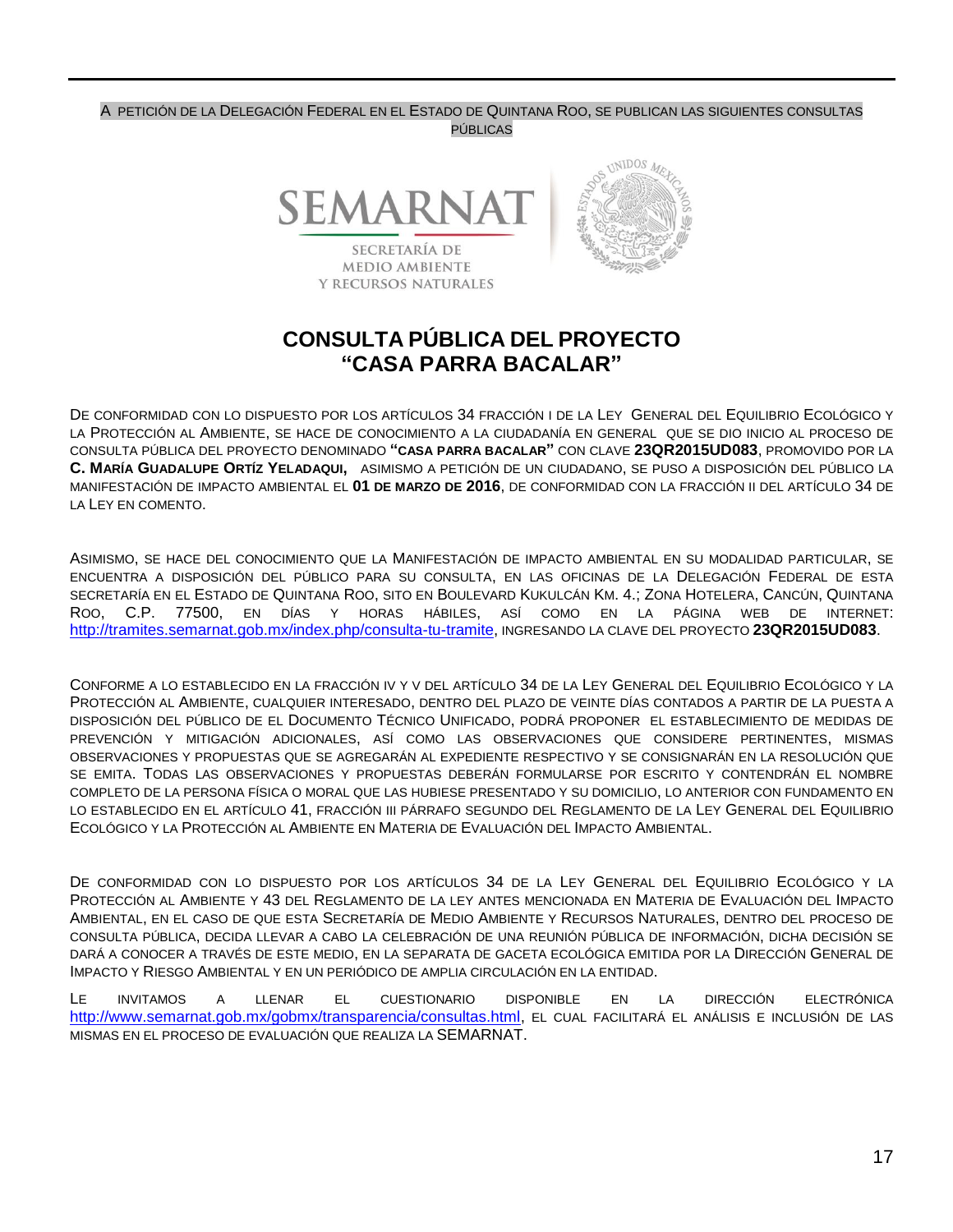A PETICIÓN DE LA DELEGACIÓN FEDERAL EN EL ESTADO DE QUINTANA ROO, SE PUBLICAN LAS SIGUIENTES CONSULTAS PÚBLICAS

SEMARNAT

SECRETARÍA DE MEDIO AMBIENTE Y RECURSOS NATURALES

# CONSULTA PÚBLICA DEL PROYECTO "CASA PARRA BACALAR"

DE CONFORMIDAD CON LO DISPUESTO POR LOS ARTÍCULOS 34 FRACCIÓN I DE LA LEY GENERAL DEL EQUILIBRIO ECOLÓGICO Y LA PROTECCIÓN AL AMBIENTE, SE HACE DE CONOCIMIENTO A LA CIUDADANÍA EN GENERAL QUE SE DIO INICIO AL PROCESO DE CONSULTA PÚBLICA DEL PROYECTO DENOMINADO **"CASA PARRA BACALAR"** CON CLAVE **23QR2015UD083**, PROMOVIDO POR LA **C. MARÍA GUADALUPE ORTÍZ YELADAQUI,** ASIMISMO A PETICIÓN DE UN CIUDADANO, SE PUSO A DISPOSICIÓN DEL PÚBLICO LA MANIFESTACIÓN DE IMPACTO AMBIENTAL EL **01 DE MARZO DE 2016**, DE CONFORMIDAD CON LA FRACCIÓN II DEL ARTÍCULO 34 DE LA LEY EN COMENTO.

ASIMISMO, SE HACE DEL CONOCIMIENTO QUE LA MANIFESTACIÓN DE IMPACTO AMBIENTAL EN SU MODALIDAD PARTICULAR, SE ENCUENTRA A DISPOSICIÓN DEL PÚBLICO PARA SU CONSULTA, EN LAS OFICINAS DE LA DELEGACIÓN FEDERAL DE ESTA SECRETARÍA EN EL ESTADO DE QUINTANA ROO, SITO EN BOULEVARD KUKULCÁN KM. 4.; ZONA HOTELERA, CANCÚN, QUINTANA ROO, C.P. 77500, EN DÍAS Y HORAS HÁBILES, ASÍ COMO EN LA PÁGINA WEB DE INTERNET: http://tramites.semarnat.gob.mx/index.php/consulta-tu-tramite, INGRESANDO LA CLAVE DEL PROYECTO **23QR2015UD083**.

CONFORME A LO ESTABLECIDO EN LA FRACCIÓN IV Y V DEL ARTÍCULO 34 DE LA LEY GENERAL DEL EQUILIBRIO ECOLÓGICO Y LA PROTECCIÓN AL AMBIENTE, CUALQUIER INTERESADO, DENTRO DEL PLAZO DE VEINTE DÍAS CONTADOS A PARTIR DE LA PUESTA A DISPOSICIÓN DEL PÚBLICO DE EL DOCUMENTO TÉCNICO UNIFICADO, PODRÁ PROPONER EL ESTABLECIMIENTO DE MEDIDAS DE PREVENCIÓN Y MITIGACIÓN ADICIONALES, ASÍ COMO LAS OBSERVACIONES QUE CONSIDERE PERTINENTES, MISMAS OBSERVACIONES Y PROPUESTAS QUE SE AGREGARÁN AL EXPEDIENTE RESPECTIVO Y SE CONSIGNARÁN EN LA RESOLUCIÓN QUE SE EMITA. TODAS LAS OBSERVACIONES Y PROPUESTAS DEBERÁN FORMULARSE POR ESCRITO Y CONTENDRÁN EL NOMBRE COMPLETO DE LA PERSONA FÍSICA O MORAL QUE LAS HUBIESE PRESENTADO Y SU DOMICILIO, LO ANTERIOR CON FUNDAMENTO EN LO ESTABLECIDO EN EL ARTÍCULO 41, FRACCIÓN III PÁRRAFO SEGUNDO DEL REGLAMENTO DE LA LEY GENERAL DEL EQUILIBRIO ECOLÓGICO Y LA PROTECCIÓN AL AMBIENTE EN MATERIA DE EVALUACIÓN DEL IMPACTO AMBIENTAL.

DE CONFORMIDAD CON LO DISPUESTO POR LOS ARTÍCULOS 34 DE LA LEY GENERAL DEL EQUILIBRIO ECOLÓGICO Y LA PROTECCIÓN AL AMBIENTE Y 43 DEL REGLAMENTO DE LA LEY ANTES MENCIONADA EN MATERIA DE EVALUACIÓN DEL IMPACTO AMBIENTAL, EN EL CASO DE QUE ESTA SECRETARÍA DE MEDIO AMBIENTE Y RECURSOS NATURALES, DENTRO DEL PROCESO DE CONSULTA PÚBLICA, DECIDA LLEVAR A CABO LA CELEBRACIÓN DE UNA REUNIÓN PÚBLICA DE INFORMACIÓN, DICHA DECISIÓN SE DARÁ A CONOCER A TRAVÉS DE ESTE MEDIO, EN LA SEPARATA DE GACETA ECOLÓGICA EMITIDA POR LA DIRECCIÓN GENERAL DE IMPACTO Y RIESGO AMBIENTAL Y EN UN PERIÓDICO DE AMPLIA CIRCULACIÓN EN LA ENTIDAD.

LE INVITAMOS A LLENAR EL CUESTIONARIO DISPONIBLE EN LA DIRECCIÓN ELECTRÓNICA http://www.semarnat.gob.mx/gobmx/transparencia/consultas.html, EL CUAL FACILITARÁ EL ANÁLISIS E INCLUSIÓN DE LAS MISMAS EN EL PROCESO DE EVALUACIÓN QUE REALIZA LA SEMARNAT.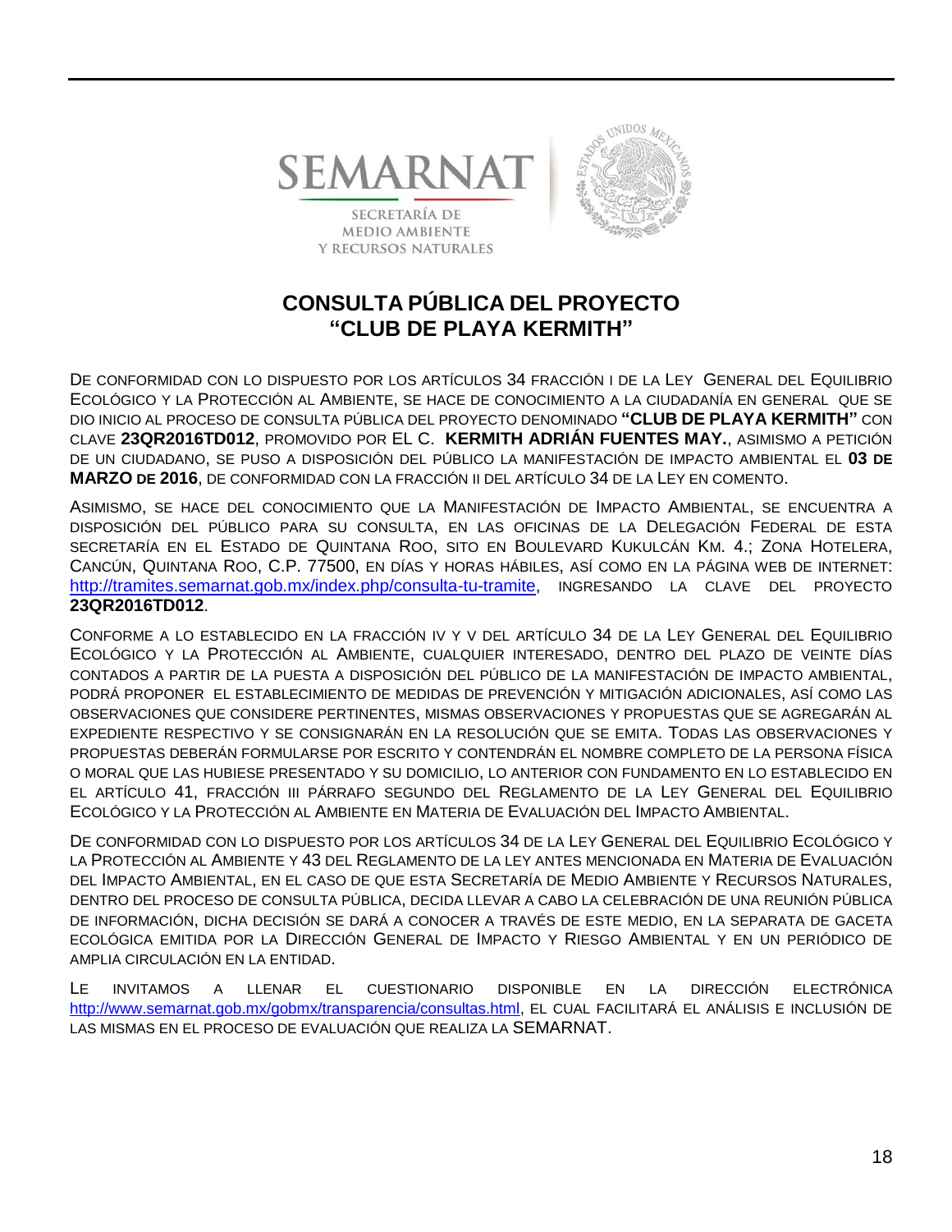SEMARNAT

SECRETARÍA DE MEDIO AMBIENTE Y RECURSOS NATURALES

## CONSULTA PÚBLICA DEL PROYECTO "CLUB DE PLAYA KERMITH"

DE CONFORMIDAD CON LO DISPUESTO POR LOS ARTÍCULOS 34 FRACCIÓN I DE LA LEY GENERAL DEL EQUILIBRIO ECOLÓGICO Y LA PROTECCIÓN AL AMBIENTE, SE HACE DE CONOCIMIENTO A LA CIUDADANÍA EN GENERAL QUE SE DIO INICIO AL PROCESO DE CONSULTA PÚBLICA DEL PROYECTO DENOMINADO **"CLUB DE PLAYA KERMITH"** CON CLAVE **23QR2016TD012**, PROMOVIDO POR EL C. **KERMITH ADRIÁN FUENTES MAY.**, ASIMISMO A PETICIÓN DE UN CIUDADANO, SE PUSO A DISPOSICIÓN DEL PÚBLICO LA MANIFESTACIÓN DE IMPACTO AMBIENTAL EL **03 DE MARZO DE 2016**, DE CONFORMIDAD CON LA FRACCIÓN II DEL ARTÍCULO 34 DE LA LEY EN COMENTO.

ASIMISMO, SE HACE DEL CONOCIMIENTO QUE LA MANIFESTACIÓN DE IMPACTO AMBIENTAL, SE ENCUENTRA A DISPOSICIÓN DEL PÚBLICO PARA SU CONSULTA, EN LAS OFICINAS DE LA DELEGACIÓN FEDERAL DE ESTA SECRETARÍA EN EL ESTADO DE QUINTANA ROO, SITO EN BOULEVARD KUKULCÁN KM. 4.; ZONA HOTELERA, CANCÚN, QUINTANA ROO, C.P. 77500, EN DÍAS Y HORAS HÁBILES, ASÍ COMO EN LA PÁGINA WEB DE INTERNET: http://tramites.semarnat.gob.mx/index.php/consulta-tu-tramite, INGRESANDO LA CLAVE DEL PROYECTO **23QR2016TD012**.

CONFORME A LO ESTABLECIDO EN LA FRACCIÓN IV Y V DEL ARTÍCULO 34 DE LA LEY GENERAL DEL EQUILIBRIO ECOLÓGICO Y LA PROTECCIÓN AL AMBIENTE, CUALQUIER INTERESADO, DENTRO DEL PLAZO DE VEINTE DÍAS CONTADOS A PARTIR DE LA PUESTA A DISPOSICIÓN DEL PÚBLICO DE LA MANIFESTACIÓN DE IMPACTO AMBIENTAL, PODRÁ PROPONER EL ESTABLECIMIENTO DE MEDIDAS DE PREVENCIÓN Y MITIGACIÓN ADICIONALES, ASÍ COMO LAS OBSERVACIONES QUE CONSIDERE PERTINENTES, MISMAS OBSERVACIONES Y PROPUESTAS QUE SE AGREGARÁN AL EXPEDIENTE RESPECTIVO Y SE CONSIGNARÁN EN LA RESOLUCIÓN QUE SE EMITA. TODAS LAS OBSERVACIONES Y PROPUESTAS DEBERÁN FORMULARSE POR ESCRITO Y CONTENDRÁN EL NOMBRE COMPLETO DE LA PERSONA FÍSICA O MORAL QUE LAS HUBIESE PRESENTADO Y SU DOMICILIO, LO ANTERIOR CON FUNDAMENTO EN LO ESTABLECIDO EN EL ARTÍCULO 41, FRACCIÓN III PÁRRAFO SEGUNDO DEL REGLAMENTO DE LA LEY GENERAL DEL EQUILIBRIO ECOLÓGICO Y LA PROTECCIÓN AL AMBIENTE EN MATERIA DE EVALUACIÓN DEL IMPACTO AMBIENTAL.

DE CONFORMIDAD CON LO DISPUESTO POR LOS ARTÍCULOS 34 DE LA LEY GENERAL DEL EQUILIBRIO ECOLÓGICO Y LA PROTECCIÓN AL AMBIENTE Y 43 DEL REGLAMENTO DE LA LEY ANTES MENCIONADA EN MATERIA DE EVALUACIÓN DEL IMPACTO AMBIENTAL, EN EL CASO DE QUE ESTA SECRETARÍA DE MEDIO AMBIENTE Y RECURSOS NATURALES, DENTRO DEL PROCESO DE CONSULTA PÚBLICA, DECIDA LLEVAR A CABO LA CELEBRACIÓN DE UNA REUNIÓN PÚBLICA DE INFORMACIÓN, DICHA DECISIÓN SE DARÁ A CONOCER A TRAVÉS DE ESTE MEDIO, EN LA SEPARATA DE GACETA ECOLÓGICA EMITIDA POR LA DIRECCIÓN GENERAL DE IMPACTO Y RIESGO AMBIENTAL Y EN UN PERIÓDICO DE AMPLIA CIRCULACIÓN EN LA ENTIDAD.

LE INVITAMOS A LLENAR EL CUESTIONARIO DISPONIBLE EN LA DIRECCIÓN ELECTRÓNICA http://www.semarnat.gob.mx/gobmx/transparencia/consultas.html, EL CUAL FACILITARÁ EL ANÁLISIS E INCLUSIÓN DE LAS MISMAS EN EL PROCESO DE EVALUACIÓN QUE REALIZA LA SEMARNAT.